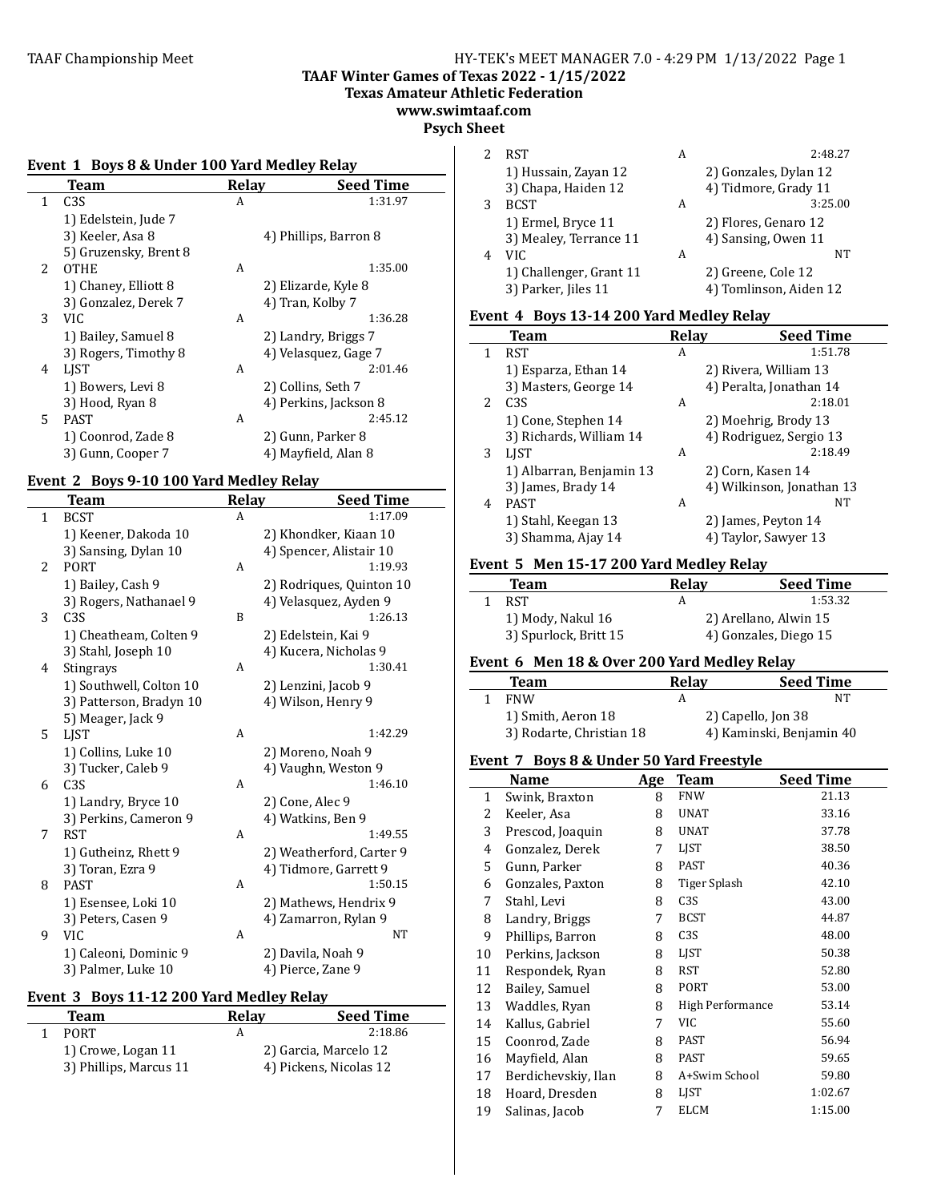TAAF Championship Meet — HY-TEK's MEET MANAGER 7.0 - 4:29 PM 1/13/2022 Page 1

**TAAF Winter Games of Texas 2022 - 1/15/2022**
**Texas Amateur Athletic Federation**
**www.swimtaaf.com**
**Psych Sheet**

### Event 1 Boys 8 & Under 100 Yard Medley Relay

| | Team | Relay | Seed Time |
|---|---|---|---|
| 1 | C3S | A | 1:31.97 |
| | 1) Edelstein, Jude 7 | | |
| | 3) Keeler, Asa 8 | | 4) Phillips, Barron 8 |
| | 5) Gruzensky, Brent 8 | | |
| 2 | OTHE | A | 1:35.00 |
| | 1) Chaney, Elliott 8 | | 2) Elizarde, Kyle 8 |
| | 3) Gonzalez, Derek 7 | | 4) Tran, Kolby 7 |
| 3 | VIC | A | 1:36.28 |
| | 1) Bailey, Samuel 8 | | 2) Landry, Briggs 7 |
| | 3) Rogers, Timothy 8 | | 4) Velasquez, Gage 7 |
| 4 | LJST | A | 2:01.46 |
| | 1) Bowers, Levi 8 | | 2) Collins, Seth 7 |
| | 3) Hood, Ryan 8 | | 4) Perkins, Jackson 8 |
| 5 | PAST | A | 2:45.12 |
| | 1) Coonrod, Zade 8 | | 2) Gunn, Parker 8 |
| | 3) Gunn, Cooper 7 | | 4) Mayfield, Alan 8 |

### Event 2 Boys 9-10 100 Yard Medley Relay

| | Team | Relay | Seed Time |
|---|---|---|---|
| 1 | BCST | A | 1:17.09 |
| | 1) Keener, Dakoda 10 | | 2) Khondker, Kiaan 10 |
| | 3) Sansing, Dylan 10 | | 4) Spencer, Alistair 10 |
| 2 | PORT | A | 1:19.93 |
| | 1) Bailey, Cash 9 | | 2) Rodriques, Quinton 10 |
| | 3) Rogers, Nathanael 9 | | 4) Velasquez, Ayden 9 |
| 3 | C3S | B | 1:26.13 |
| | 1) Cheatheam, Colten 9 | | 2) Edelstein, Kai 9 |
| | 3) Stahl, Joseph 10 | | 4) Kucera, Nicholas 9 |
| 4 | Stingrays | A | 1:30.41 |
| | 1) Southwell, Colton 10 | | 2) Lenzini, Jacob 9 |
| | 3) Patterson, Bradyn 10 | | 4) Wilson, Henry 9 |
| | 5) Meager, Jack 9 | | |
| 5 | LJST | A | 1:42.29 |
| | 1) Collins, Luke 10 | | 2) Moreno, Noah 9 |
| | 3) Tucker, Caleb 9 | | 4) Vaughn, Weston 9 |
| 6 | C3S | A | 1:46.10 |
| | 1) Landry, Bryce 10 | | 2) Cone, Alec 9 |
| | 3) Perkins, Cameron 9 | | 4) Watkins, Ben 9 |
| 7 | RST | A | 1:49.55 |
| | 1) Gutheinz, Rhett 9 | | 2) Weatherford, Carter 9 |
| | 3) Toran, Ezra 9 | | 4) Tidmore, Garrett 9 |
| 8 | PAST | A | 1:50.15 |
| | 1) Esensee, Loki 10 | | 2) Mathews, Hendrix 9 |
| | 3) Peters, Casen 9 | | 4) Zamarron, Rylan 9 |
| 9 | VIC | A | NT |
| | 1) Caleoni, Dominic 9 | | 2) Davila, Noah 9 |
| | 3) Palmer, Luke 10 | | 4) Pierce, Zane 9 |

### Event 3 Boys 11-12 200 Yard Medley Relay

| | Team | Relay | Seed Time |
|---|---|---|---|
| 1 | PORT | A | 2:18.86 |
| | 1) Crowe, Logan 11 | | 2) Garcia, Marcelo 12 |
| | 3) Phillips, Marcus 11 | | 4) Pickens, Nicolas 12 |
| 2 | RST | A | 2:48.27 |
| | 1) Hussain, Zayan 12 | | 2) Gonzales, Dylan 12 |
| | 3) Chapa, Haiden 12 | | 4) Tidmore, Grady 11 |
| 3 | BCST | A | 3:25.00 |
| | 1) Ermel, Bryce 11 | | 2) Flores, Genaro 12 |
| | 3) Mealey, Terrance 11 | | 4) Sansing, Owen 11 |
| 4 | VIC | A | NT |
| | 1) Challenger, Grant 11 | | 2) Greene, Cole 12 |
| | 3) Parker, Jiles 11 | | 4) Tomlinson, Aiden 12 |

### Event 4 Boys 13-14 200 Yard Medley Relay

| | Team | Relay | Seed Time |
|---|---|---|---|
| 1 | RST | A | 1:51.78 |
| | 1) Esparza, Ethan 14 | | 2) Rivera, William 13 |
| | 3) Masters, George 14 | | 4) Peralta, Jonathan 14 |
| 2 | C3S | A | 2:18.01 |
| | 1) Cone, Stephen 14 | | 2) Moehrig, Brody 13 |
| | 3) Richards, William 14 | | 4) Rodriguez, Sergio 13 |
| 3 | LJST | A | 2:18.49 |
| | 1) Albarran, Benjamin 13 | | 2) Corn, Kasen 14 |
| | 3) James, Brady 14 | | 4) Wilkinson, Jonathan 13 |
| 4 | PAST | A | NT |
| | 1) Stahl, Keegan 13 | | 2) James, Peyton 14 |
| | 3) Shamma, Ajay 14 | | 4) Taylor, Sawyer 13 |

### Event 5 Men 15-17 200 Yard Medley Relay

| | Team | Relay | Seed Time |
|---|---|---|---|
| 1 | RST | A | 1:53.32 |
| | 1) Mody, Nakul 16 | | 2) Arellano, Alwin 15 |
| | 3) Spurlock, Britt 15 | | 4) Gonzales, Diego 15 |

### Event 6 Men 18 & Over 200 Yard Medley Relay

| | Team | Relay | Seed Time |
|---|---|---|---|
| 1 | FNW | A | NT |
| | 1) Smith, Aeron 18 | | 2) Capello, Jon 38 |
| | 3) Rodarte, Christian 18 | | 4) Kaminski, Benjamin 40 |

### Event 7 Boys 8 & Under 50 Yard Freestyle

| | Name | Age | Team | Seed Time |
|---|---|---|---|---|
| 1 | Swink, Braxton | 8 | FNW | 21.13 |
| 2 | Keeler, Asa | 8 | UNAT | 33.16 |
| 3 | Prescod, Joaquin | 8 | UNAT | 37.78 |
| 4 | Gonzalez, Derek | 7 | LJST | 38.50 |
| 5 | Gunn, Parker | 8 | PAST | 40.36 |
| 6 | Gonzales, Paxton | 8 | Tiger Splash | 42.10 |
| 7 | Stahl, Levi | 8 | C3S | 43.00 |
| 8 | Landry, Briggs | 7 | BCST | 44.87 |
| 9 | Phillips, Barron | 8 | C3S | 48.00 |
| 10 | Perkins, Jackson | 8 | LJST | 50.38 |
| 11 | Respondek, Ryan | 8 | RST | 52.80 |
| 12 | Bailey, Samuel | 8 | PORT | 53.00 |
| 13 | Waddles, Ryan | 8 | High Performance | 53.14 |
| 14 | Kallus, Gabriel | 7 | VIC | 55.60 |
| 15 | Coonrod, Zade | 8 | PAST | 56.94 |
| 16 | Mayfield, Alan | 8 | PAST | 59.65 |
| 17 | Berdichevskiy, Ilan | 8 | A+Swim School | 59.80 |
| 18 | Hoard, Dresden | 8 | LJST | 1:02.67 |
| 19 | Salinas, Jacob | 7 | ELCM | 1:15.00 |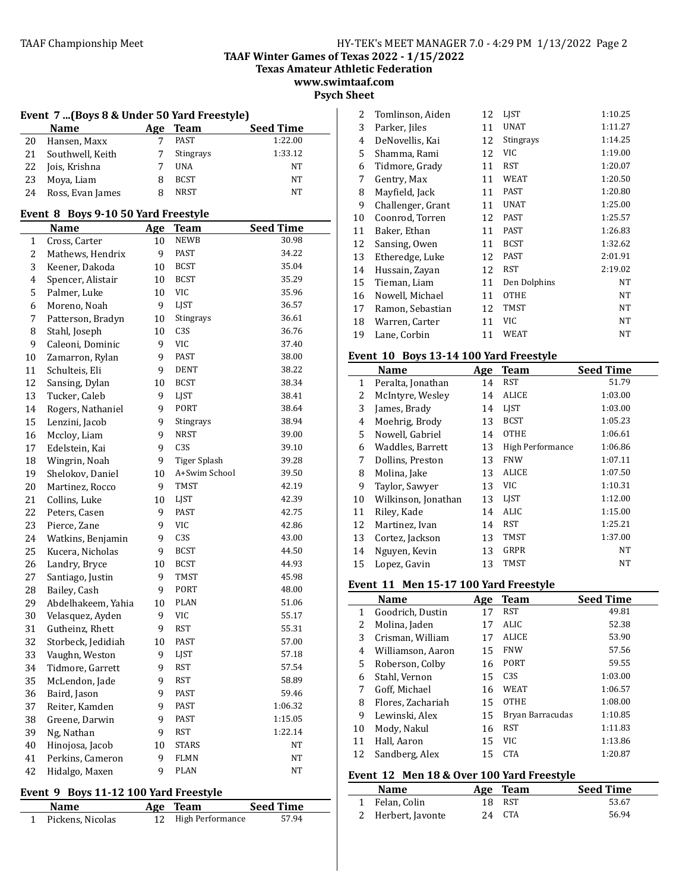### Event 7 ...(Boys 8 & Under 50 Yard Freestyle)

| | Name | Age | Team | Seed Time |
|---|---|---|---|---|
| 20 | Hansen, Maxx | 7 | PAST | 1:22.00 |
| 21 | Southwell, Keith | 7 | Stingrays | 1:33.12 |
| 22 | Jois, Krishna | 7 | UNA | NT |
| 23 | Moya, Liam | 8 | BCST | NT |
| 24 | Ross, Evan James | 8 | NRST | NT |

### Event 8 Boys 9-10 50 Yard Freestyle

| | Name | Age | Team | Seed Time |
|---|---|---|---|---|
| 1 | Cross, Carter | 10 | NEWB | 30.98 |
| 2 | Mathews, Hendrix | 9 | PAST | 34.22 |
| 3 | Keener, Dakoda | 10 | BCST | 35.04 |
| 4 | Spencer, Alistair | 10 | BCST | 35.29 |
| 5 | Palmer, Luke | 10 | VIC | 35.96 |
| 6 | Moreno, Noah | 9 | LJST | 36.57 |
| 7 | Patterson, Bradyn | 10 | Stingrays | 36.61 |
| 8 | Stahl, Joseph | 10 | C3S | 36.76 |
| 9 | Caleoni, Dominic | 9 | VIC | 37.40 |
| 10 | Zamarron, Rylan | 9 | PAST | 38.00 |
| 11 | Schulteis, Eli | 9 | DENT | 38.22 |
| 12 | Sansing, Dylan | 10 | BCST | 38.34 |
| 13 | Tucker, Caleb | 9 | LJST | 38.41 |
| 14 | Rogers, Nathaniel | 9 | PORT | 38.64 |
| 15 | Lenzini, Jacob | 9 | Stingrays | 38.94 |
| 16 | Mccloy, Liam | 9 | NRST | 39.00 |
| 17 | Edelstein, Kai | 9 | C3S | 39.10 |
| 18 | Wingrin, Noah | 9 | Tiger Splash | 39.28 |
| 19 | Shelokov, Daniel | 10 | A+Swim School | 39.50 |
| 20 | Martinez, Rocco | 9 | TMST | 42.19 |
| 21 | Collins, Luke | 10 | LJST | 42.39 |
| 22 | Peters, Casen | 9 | PAST | 42.75 |
| 23 | Pierce, Zane | 9 | VIC | 42.86 |
| 24 | Watkins, Benjamin | 9 | C3S | 43.00 |
| 25 | Kucera, Nicholas | 9 | BCST | 44.50 |
| 26 | Landry, Bryce | 10 | BCST | 44.93 |
| 27 | Santiago, Justin | 9 | TMST | 45.98 |
| 28 | Bailey, Cash | 9 | PORT | 48.00 |
| 29 | Abdelhakeem, Yahia | 10 | PLAN | 51.06 |
| 30 | Velasquez, Ayden | 9 | VIC | 55.17 |
| 31 | Gutheinz, Rhett | 9 | RST | 55.31 |
| 32 | Storbeck, Jedidiah | 10 | PAST | 57.00 |
| 33 | Vaughn, Weston | 9 | LJST | 57.18 |
| 34 | Tidmore, Garrett | 9 | RST | 57.54 |
| 35 | McLendon, Jade | 9 | RST | 58.89 |
| 36 | Baird, Jason | 9 | PAST | 59.46 |
| 37 | Reiter, Kamden | 9 | PAST | 1:06.32 |
| 38 | Greene, Darwin | 9 | PAST | 1:15.05 |
| 39 | Ng, Nathan | 9 | RST | 1:22.14 |
| 40 | Hinojosa, Jacob | 10 | STARS | NT |
| 41 | Perkins, Cameron | 9 | FLMN | NT |
| 42 | Hidalgo, Maxen | 9 | PLAN | NT |

### Event 9 Boys 11-12 100 Yard Freestyle

| | Name | Age | Team | Seed Time |
|---|---|---|---|---|
| 1 | Pickens, Nicolas | 12 | High Performance | 57.94 |
| 2 | Tomlinson, Aiden | 12 | LJST | 1:10.25 |
| 3 | Parker, Jiles | 11 | UNAT | 1:11.27 |
| 4 | DeNovellis, Kai | 12 | Stingrays | 1:14.25 |
| 5 | Shamma, Rami | 12 | VIC | 1:19.00 |
| 6 | Tidmore, Grady | 11 | RST | 1:20.07 |
| 7 | Gentry, Max | 11 | WEAT | 1:20.50 |
| 8 | Mayfield, Jack | 11 | PAST | 1:20.80 |
| 9 | Challenger, Grant | 11 | UNAT | 1:25.00 |
| 10 | Coonrod, Torren | 12 | PAST | 1:25.57 |
| 11 | Baker, Ethan | 11 | PAST | 1:26.83 |
| 12 | Sansing, Owen | 11 | BCST | 1:32.62 |
| 13 | Etheredge, Luke | 12 | PAST | 2:01.91 |
| 14 | Hussain, Zayan | 12 | RST | 2:19.02 |
| 15 | Tieman, Liam | 11 | Den Dolphins | NT |
| 16 | Nowell, Michael | 11 | OTHE | NT |
| 17 | Ramon, Sebastian | 12 | TMST | NT |
| 18 | Warren, Carter | 11 | VIC | NT |
| 19 | Lane, Corbin | 11 | WEAT | NT |

### Event 10 Boys 13-14 100 Yard Freestyle

| | Name | Age | Team | Seed Time |
|---|---|---|---|---|
| 1 | Peralta, Jonathan | 14 | RST | 51.79 |
| 2 | McIntyre, Wesley | 14 | ALICE | 1:03.00 |
| 3 | James, Brady | 14 | LJST | 1:03.00 |
| 4 | Moehrig, Brody | 13 | BCST | 1:05.23 |
| 5 | Nowell, Gabriel | 14 | OTHE | 1:06.61 |
| 6 | Waddles, Barrett | 13 | High Performance | 1:06.86 |
| 7 | Dollins, Preston | 13 | FNW | 1:07.11 |
| 8 | Molina, Jake | 13 | ALICE | 1:07.50 |
| 9 | Taylor, Sawyer | 13 | VIC | 1:10.31 |
| 10 | Wilkinson, Jonathan | 13 | LJST | 1:12.00 |
| 11 | Riley, Kade | 14 | ALIC | 1:15.00 |
| 12 | Martinez, Ivan | 14 | RST | 1:25.21 |
| 13 | Cortez, Jackson | 13 | TMST | 1:37.00 |
| 14 | Nguyen, Kevin | 13 | GRPR | NT |
| 15 | Lopez, Gavin | 13 | TMST | NT |

### Event 11 Men 15-17 100 Yard Freestyle

| | Name | Age | Team | Seed Time |
|---|---|---|---|---|
| 1 | Goodrich, Dustin | 17 | RST | 49.81 |
| 2 | Molina, Jaden | 17 | ALIC | 52.38 |
| 3 | Crisman, William | 17 | ALICE | 53.90 |
| 4 | Williamson, Aaron | 15 | FNW | 57.56 |
| 5 | Roberson, Colby | 16 | PORT | 59.55 |
| 6 | Stahl, Vernon | 15 | C3S | 1:03.00 |
| 7 | Goff, Michael | 16 | WEAT | 1:06.57 |
| 8 | Flores, Zachariah | 15 | OTHE | 1:08.00 |
| 9 | Lewinski, Alex | 15 | Bryan Barracudas | 1:10.85 |
| 10 | Mody, Nakul | 16 | RST | 1:11.83 |
| 11 | Hall, Aaron | 15 | VIC | 1:13.86 |
| 12 | Sandberg, Alex | 15 | CTA | 1:20.87 |

### Event 12 Men 18 & Over 100 Yard Freestyle

| | Name | Age | Team | Seed Time |
|---|---|---|---|---|
| 1 | Felan, Colin | 18 | RST | 53.67 |
| 2 | Herbert, Javonte | 24 | CTA | 56.94 |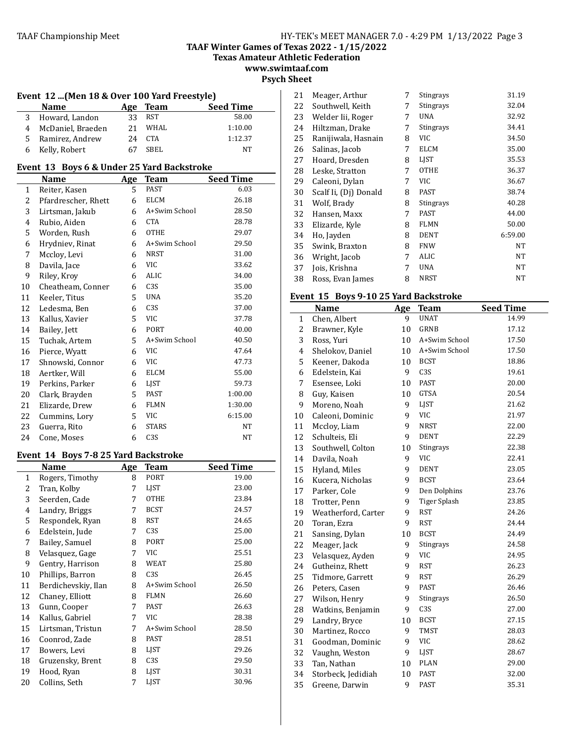# TAAF Winter Games of Texas 2022 - 1/15/2022
## Texas Amateur Athletic Federation
## www.swimtaaf.com
## Psych Sheet

### Event 12 ...(Men 18 & Over 100 Yard Freestyle)

| | Name | Age | Team | Seed Time |
|---|---|---|---|---|
| 3 | Howard, Landon | 33 | RST | 58.00 |
| 4 | McDaniel, Braeden | 21 | WHAL | 1:10.00 |
| 5 | Ramirez, Andrew | 24 | CTA | 1:12.37 |
| 6 | Kelly, Robert | 67 | SBEL | NT |

### Event 13 Boys 6 & Under 25 Yard Backstroke

| | Name | Age | Team | Seed Time |
|---|---|---|---|---|
| 1 | Reiter, Kasen | 5 | PAST | 6.03 |
| 2 | Pfardrescher, Rhett | 6 | ELCM | 26.18 |
| 3 | Lirtsman, Jakub | 6 | A+Swim School | 28.50 |
| 4 | Rubio, Aiden | 6 | CTA | 28.78 |
| 5 | Worden, Rush | 6 | OTHE | 29.07 |
| 6 | Hrydniev, Rinat | 6 | A+Swim School | 29.50 |
| 7 | Mccloy, Levi | 6 | NRST | 31.00 |
| 8 | Davila, Jace | 6 | VIC | 33.62 |
| 9 | Riley, Kroy | 6 | ALIC | 34.00 |
| 10 | Cheatheam, Conner | 6 | C3S | 35.00 |
| 11 | Keeler, Titus | 5 | UNA | 35.20 |
| 12 | Ledesma, Ben | 6 | C3S | 37.00 |
| 13 | Kallus, Xavier | 5 | VIC | 37.78 |
| 14 | Bailey, Jett | 6 | PORT | 40.00 |
| 15 | Tuchak, Artem | 5 | A+Swim School | 40.50 |
| 16 | Pierce, Wyatt | 6 | VIC | 47.64 |
| 17 | Shnowski, Connor | 6 | VIC | 47.73 |
| 18 | Aertker, Will | 6 | ELCM | 55.00 |
| 19 | Perkins, Parker | 6 | LJST | 59.73 |
| 20 | Clark, Brayden | 5 | PAST | 1:00.00 |
| 21 | Elizarde, Drew | 6 | FLMN | 1:30.00 |
| 22 | Cummins, Lory | 5 | VIC | 6:15.00 |
| 23 | Guerra, Rito | 6 | STARS | NT |
| 24 | Cone, Moses | 6 | C3S | NT |

### Event 14 Boys 7-8 25 Yard Backstroke

| | Name | Age | Team | Seed Time |
|---|---|---|---|---|
| 1 | Rogers, Timothy | 8 | PORT | 19.00 |
| 2 | Tran, Kolby | 7 | LJST | 23.00 |
| 3 | Seerden, Cade | 7 | OTHE | 23.84 |
| 4 | Landry, Briggs | 7 | BCST | 24.57 |
| 5 | Respondek, Ryan | 8 | RST | 24.65 |
| 6 | Edelstein, Jude | 7 | C3S | 25.00 |
| 7 | Bailey, Samuel | 8 | PORT | 25.00 |
| 8 | Velasquez, Gage | 7 | VIC | 25.51 |
| 9 | Gentry, Harrison | 8 | WEAT | 25.80 |
| 10 | Phillips, Barron | 8 | C3S | 26.45 |
| 11 | Berdichevskiy, Ilan | 8 | A+Swim School | 26.50 |
| 12 | Chaney, Elliott | 8 | FLMN | 26.60 |
| 13 | Gunn, Cooper | 7 | PAST | 26.63 |
| 14 | Kallus, Gabriel | 7 | VIC | 28.38 |
| 15 | Lirtsman, Tristun | 7 | A+Swim School | 28.50 |
| 16 | Coonrod, Zade | 8 | PAST | 28.51 |
| 17 | Bowers, Levi | 8 | LJST | 29.26 |
| 18 | Gruzensky, Brent | 8 | C3S | 29.50 |
| 19 | Hood, Ryan | 8 | LJST | 30.31 |
| 20 | Collins, Seth | 7 | LJST | 30.96 |
| 21 | Meager, Arthur | 7 | Stingrays | 31.19 |
| 22 | Southwell, Keith | 7 | Stingrays | 32.04 |
| 23 | Welder Iii, Roger | 7 | UNA | 32.92 |
| 24 | Hiltzman, Drake | 7 | Stingrays | 34.41 |
| 25 | Ranijiwala, Hasnain | 8 | VIC | 34.50 |
| 26 | Salinas, Jacob | 7 | ELCM | 35.00 |
| 27 | Hoard, Dresden | 8 | LJST | 35.53 |
| 28 | Leske, Stratton | 7 | OTHE | 36.37 |
| 29 | Caleoni, Dylan | 7 | VIC | 36.67 |
| 30 | Scalf Ii, (Dj) Donald | 8 | PAST | 38.74 |
| 31 | Wolf, Brady | 8 | Stingrays | 40.28 |
| 32 | Hansen, Maxx | 7 | PAST | 44.00 |
| 33 | Elizarde, Kyle | 8 | FLMN | 50.00 |
| 34 | Ho, Jayden | 8 | DENT | 6:59.00 |
| 35 | Swink, Braxton | 8 | FNW | NT |
| 36 | Wright, Jacob | 7 | ALIC | NT |
| 37 | Jois, Krishna | 7 | UNA | NT |
| 38 | Ross, Evan James | 8 | NRST | NT |

### Event 15 Boys 9-10 25 Yard Backstroke

| | Name | Age | Team | Seed Time |
|---|---|---|---|---|
| 1 | Chen, Albert | 9 | UNAT | 14.99 |
| 2 | Brawner, Kyle | 10 | GRNB | 17.12 |
| 3 | Ross, Yuri | 10 | A+Swim School | 17.50 |
| 4 | Shelokov, Daniel | 10 | A+Swim School | 17.50 |
| 5 | Keener, Dakoda | 10 | BCST | 18.86 |
| 6 | Edelstein, Kai | 9 | C3S | 19.61 |
| 7 | Esensee, Loki | 10 | PAST | 20.00 |
| 8 | Guy, Kaisen | 10 | GTSA | 20.54 |
| 9 | Moreno, Noah | 9 | LJST | 21.62 |
| 10 | Caleoni, Dominic | 9 | VIC | 21.97 |
| 11 | Mccloy, Liam | 9 | NRST | 22.00 |
| 12 | Schulteis, Eli | 9 | DENT | 22.29 |
| 13 | Southwell, Colton | 10 | Stingrays | 22.38 |
| 14 | Davila, Noah | 9 | VIC | 22.41 |
| 15 | Hyland, Miles | 9 | DENT | 23.05 |
| 16 | Kucera, Nicholas | 9 | BCST | 23.64 |
| 17 | Parker, Cole | 9 | Den Dolphins | 23.76 |
| 18 | Trotter, Penn | 9 | Tiger Splash | 23.85 |
| 19 | Weatherford, Carter | 9 | RST | 24.26 |
| 20 | Toran, Ezra | 9 | RST | 24.44 |
| 21 | Sansing, Dylan | 10 | BCST | 24.49 |
| 22 | Meager, Jack | 9 | Stingrays | 24.58 |
| 23 | Velasquez, Ayden | 9 | VIC | 24.95 |
| 24 | Gutheinz, Rhett | 9 | RST | 26.23 |
| 25 | Tidmore, Garrett | 9 | RST | 26.29 |
| 26 | Peters, Casen | 9 | PAST | 26.46 |
| 27 | Wilson, Henry | 9 | Stingrays | 26.50 |
| 28 | Watkins, Benjamin | 9 | C3S | 27.00 |
| 29 | Landry, Bryce | 10 | BCST | 27.15 |
| 30 | Martinez, Rocco | 9 | TMST | 28.03 |
| 31 | Goodman, Dominic | 9 | VIC | 28.62 |
| 32 | Vaughn, Weston | 9 | LJST | 28.67 |
| 33 | Tan, Nathan | 10 | PLAN | 29.00 |
| 34 | Storbeck, Jedidiah | 10 | PAST | 32.00 |
| 35 | Greene, Darwin | 9 | PAST | 35.31 |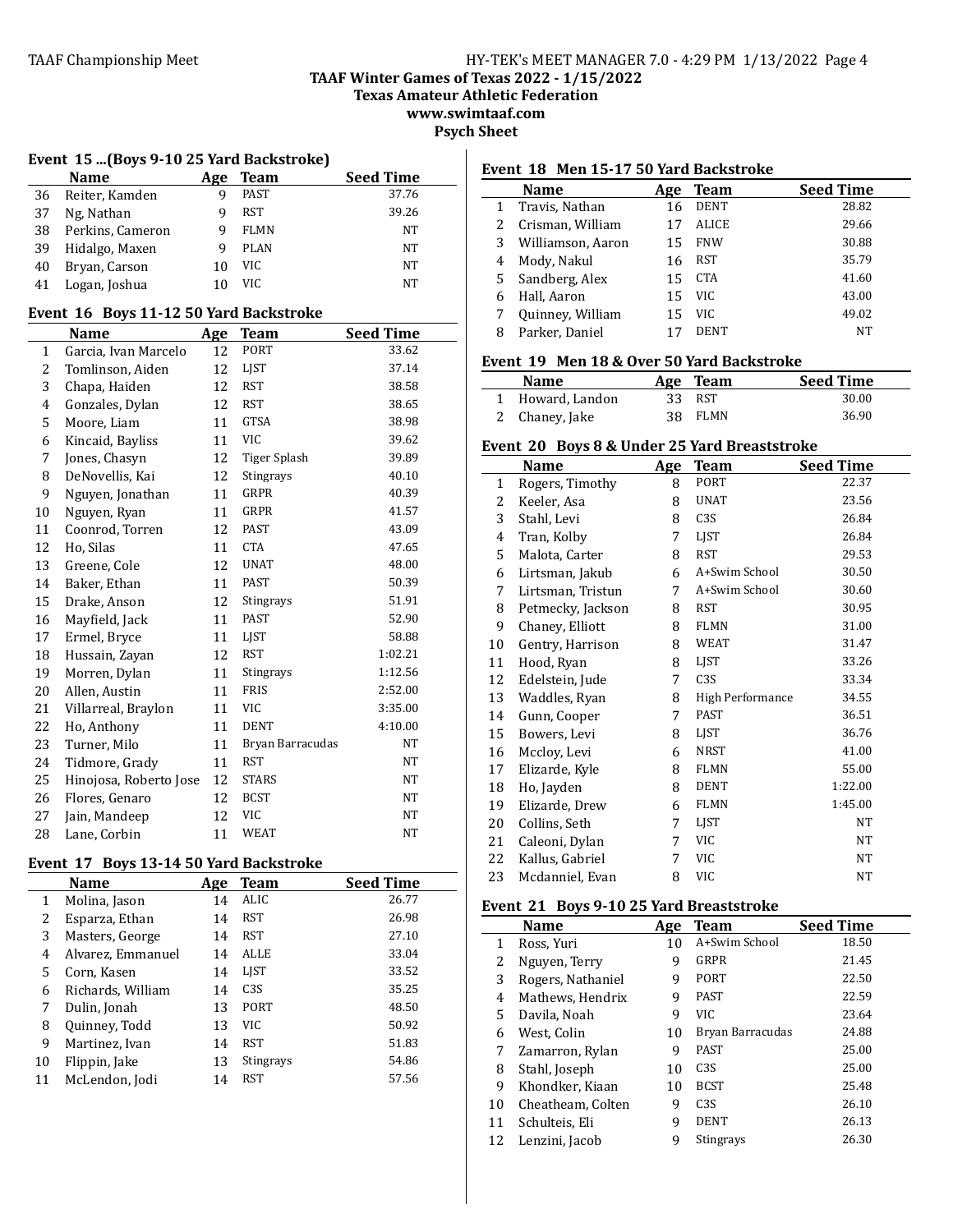## TAAF Winter Games of Texas 2022 - 1/15/2022

**Texas Amateur Athletic Federation**

**www.swimtaaf.com**

**Psych Sheet**

### Event 15 ...(Boys 9-10 25 Yard Backstroke)

| | Name | Age | Team | Seed Time |
|---|---|---|---|---|
| 36 | Reiter, Kamden | 9 | PAST | 37.76 |
| 37 | Ng, Nathan | 9 | RST | 39.26 |
| 38 | Perkins, Cameron | 9 | FLMN | NT |
| 39 | Hidalgo, Maxen | 9 | PLAN | NT |
| 40 | Bryan, Carson | 10 | VIC | NT |
| 41 | Logan, Joshua | 10 | VIC | NT |

### Event 16 Boys 11-12 50 Yard Backstroke

| | Name | Age | Team | Seed Time |
|---|---|---|---|---|
| 1 | Garcia, Ivan Marcelo | 12 | PORT | 33.62 |
| 2 | Tomlinson, Aiden | 12 | LJST | 37.14 |
| 3 | Chapa, Haiden | 12 | RST | 38.58 |
| 4 | Gonzales, Dylan | 12 | RST | 38.65 |
| 5 | Moore, Liam | 11 | GTSA | 38.98 |
| 6 | Kincaid, Bayliss | 11 | VIC | 39.62 |
| 7 | Jones, Chasyn | 12 | Tiger Splash | 39.89 |
| 8 | DeNovellis, Kai | 12 | Stingrays | 40.10 |
| 9 | Nguyen, Jonathan | 11 | GRPR | 40.39 |
| 10 | Nguyen, Ryan | 11 | GRPR | 41.57 |
| 11 | Coonrod, Torren | 12 | PAST | 43.09 |
| 12 | Ho, Silas | 11 | CTA | 47.65 |
| 13 | Greene, Cole | 12 | UNAT | 48.00 |
| 14 | Baker, Ethan | 11 | PAST | 50.39 |
| 15 | Drake, Anson | 12 | Stingrays | 51.91 |
| 16 | Mayfield, Jack | 11 | PAST | 52.90 |
| 17 | Ermel, Bryce | 11 | LJST | 58.88 |
| 18 | Hussain, Zayan | 12 | RST | 1:02.21 |
| 19 | Morren, Dylan | 11 | Stingrays | 1:12.56 |
| 20 | Allen, Austin | 11 | FRIS | 2:52.00 |
| 21 | Villarreal, Braylon | 11 | VIC | 3:35.00 |
| 22 | Ho, Anthony | 11 | DENT | 4:10.00 |
| 23 | Turner, Milo | 11 | Bryan Barracudas | NT |
| 24 | Tidmore, Grady | 11 | RST | NT |
| 25 | Hinojosa, Roberto Jose | 12 | STARS | NT |
| 26 | Flores, Genaro | 12 | BCST | NT |
| 27 | Jain, Mandeep | 12 | VIC | NT |
| 28 | Lane, Corbin | 11 | WEAT | NT |

### Event 17 Boys 13-14 50 Yard Backstroke

| | Name | Age | Team | Seed Time |
|---|---|---|---|---|
| 1 | Molina, Jason | 14 | ALIC | 26.77 |
| 2 | Esparza, Ethan | 14 | RST | 26.98 |
| 3 | Masters, George | 14 | RST | 27.10 |
| 4 | Alvarez, Emmanuel | 14 | ALLE | 33.04 |
| 5 | Corn, Kasen | 14 | LJST | 33.52 |
| 6 | Richards, William | 14 | C3S | 35.25 |
| 7 | Dulin, Jonah | 13 | PORT | 48.50 |
| 8 | Quinney, Todd | 13 | VIC | 50.92 |
| 9 | Martinez, Ivan | 14 | RST | 51.83 |
| 10 | Flippin, Jake | 13 | Stingrays | 54.86 |
| 11 | McLendon, Jodi | 14 | RST | 57.56 |

### Event 18 Men 15-17 50 Yard Backstroke

| | Name | Age | Team | Seed Time |
|---|---|---|---|---|
| 1 | Travis, Nathan | 16 | DENT | 28.82 |
| 2 | Crisman, William | 17 | ALICE | 29.66 |
| 3 | Williamson, Aaron | 15 | FNW | 30.88 |
| 4 | Mody, Nakul | 16 | RST | 35.79 |
| 5 | Sandberg, Alex | 15 | CTA | 41.60 |
| 6 | Hall, Aaron | 15 | VIC | 43.00 |
| 7 | Quinney, William | 15 | VIC | 49.02 |
| 8 | Parker, Daniel | 17 | DENT | NT |

### Event 19 Men 18 & Over 50 Yard Backstroke

| | Name | Age | Team | Seed Time |
|---|---|---|---|---|
| 1 | Howard, Landon | 33 | RST | 30.00 |
| 2 | Chaney, Jake | 38 | FLMN | 36.90 |

### Event 20 Boys 8 & Under 25 Yard Breaststroke

| | Name | Age | Team | Seed Time |
|---|---|---|---|---|
| 1 | Rogers, Timothy | 8 | PORT | 22.37 |
| 2 | Keeler, Asa | 8 | UNAT | 23.56 |
| 3 | Stahl, Levi | 8 | C3S | 26.84 |
| 4 | Tran, Kolby | 7 | LJST | 26.84 |
| 5 | Malota, Carter | 8 | RST | 29.53 |
| 6 | Lirtsman, Jakub | 6 | A+Swim School | 30.50 |
| 7 | Lirtsman, Tristun | 7 | A+Swim School | 30.60 |
| 8 | Petmecky, Jackson | 8 | RST | 30.95 |
| 9 | Chaney, Elliott | 8 | FLMN | 31.00 |
| 10 | Gentry, Harrison | 8 | WEAT | 31.47 |
| 11 | Hood, Ryan | 8 | LJST | 33.26 |
| 12 | Edelstein, Jude | 7 | C3S | 33.34 |
| 13 | Waddles, Ryan | 8 | High Performance | 34.55 |
| 14 | Gunn, Cooper | 7 | PAST | 36.51 |
| 15 | Bowers, Levi | 8 | LJST | 36.76 |
| 16 | Mccloy, Levi | 6 | NRST | 41.00 |
| 17 | Elizarde, Kyle | 8 | FLMN | 55.00 |
| 18 | Ho, Jayden | 8 | DENT | 1:22.00 |
| 19 | Elizarde, Drew | 6 | FLMN | 1:45.00 |
| 20 | Collins, Seth | 7 | LJST | NT |
| 21 | Caleoni, Dylan | 7 | VIC | NT |
| 22 | Kallus, Gabriel | 7 | VIC | NT |
| 23 | Mcdaniel, Evan | 8 | VIC | NT |

### Event 21 Boys 9-10 25 Yard Breaststroke

| | Name | Age | Team | Seed Time |
|---|---|---|---|---|
| 1 | Ross, Yuri | 10 | A+Swim School | 18.50 |
| 2 | Nguyen, Terry | 9 | GRPR | 21.45 |
| 3 | Rogers, Nathaniel | 9 | PORT | 22.50 |
| 4 | Mathews, Hendrix | 9 | PAST | 22.59 |
| 5 | Davila, Noah | 9 | VIC | 23.64 |
| 6 | West, Colin | 10 | Bryan Barracudas | 24.88 |
| 7 | Zamarron, Rylan | 9 | PAST | 25.00 |
| 8 | Stahl, Joseph | 10 | C3S | 25.00 |
| 9 | Khondker, Kiaan | 10 | BCST | 25.48 |
| 10 | Cheatheam, Colten | 9 | C3S | 26.10 |
| 11 | Schulteis, Eli | 9 | DENT | 26.13 |
| 12 | Lenzini, Jacob | 9 | Stingrays | 26.30 |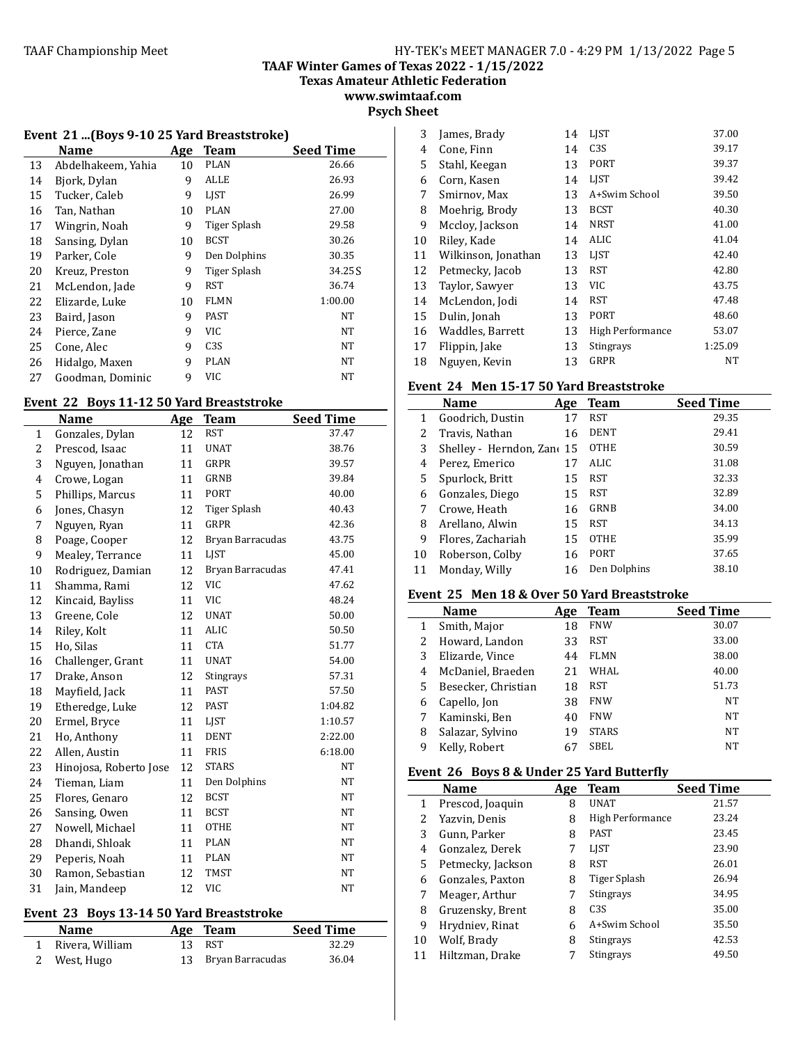### Event 21 ...(Boys 9-10 25 Yard Breaststroke)

| | Name | Age | Team | Seed Time |
|---|---|---|---|---|
| 13 | Abdelhakeem, Yahia | 10 | PLAN | 26.66 |
| 14 | Bjork, Dylan | 9 | ALLE | 26.93 |
| 15 | Tucker, Caleb | 9 | LJST | 26.99 |
| 16 | Tan, Nathan | 10 | PLAN | 27.00 |
| 17 | Wingrin, Noah | 9 | Tiger Splash | 29.58 |
| 18 | Sansing, Dylan | 10 | BCST | 30.26 |
| 19 | Parker, Cole | 9 | Den Dolphins | 30.35 |
| 20 | Kreuz, Preston | 9 | Tiger Splash | 34.25S |
| 21 | McLendon, Jade | 9 | RST | 36.74 |
| 22 | Elizarde, Luke | 10 | FLMN | 1:00.00 |
| 23 | Baird, Jason | 9 | PAST | NT |
| 24 | Pierce, Zane | 9 | VIC | NT |
| 25 | Cone, Alec | 9 | C3S | NT |
| 26 | Hidalgo, Maxen | 9 | PLAN | NT |
| 27 | Goodman, Dominic | 9 | VIC | NT |

### Event 22 Boys 11-12 50 Yard Breaststroke

| | Name | Age | Team | Seed Time |
|---|---|---|---|---|
| 1 | Gonzales, Dylan | 12 | RST | 37.47 |
| 2 | Prescod, Isaac | 11 | UNAT | 38.76 |
| 3 | Nguyen, Jonathan | 11 | GRPR | 39.57 |
| 4 | Crowe, Logan | 11 | GRNB | 39.84 |
| 5 | Phillips, Marcus | 11 | PORT | 40.00 |
| 6 | Jones, Chasyn | 12 | Tiger Splash | 40.43 |
| 7 | Nguyen, Ryan | 11 | GRPR | 42.36 |
| 8 | Poage, Cooper | 12 | Bryan Barracudas | 43.75 |
| 9 | Mealey, Terrance | 11 | LJST | 45.00 |
| 10 | Rodriguez, Damian | 12 | Bryan Barracudas | 47.41 |
| 11 | Shamma, Rami | 12 | VIC | 47.62 |
| 12 | Kincaid, Bayliss | 11 | VIC | 48.24 |
| 13 | Greene, Cole | 12 | UNAT | 50.00 |
| 14 | Riley, Kolt | 11 | ALIC | 50.50 |
| 15 | Ho, Silas | 11 | CTA | 51.77 |
| 16 | Challenger, Grant | 11 | UNAT | 54.00 |
| 17 | Drake, Anson | 12 | Stingrays | 57.31 |
| 18 | Mayfield, Jack | 11 | PAST | 57.50 |
| 19 | Etheredge, Luke | 12 | PAST | 1:04.82 |
| 20 | Ermel, Bryce | 11 | LJST | 1:10.57 |
| 21 | Ho, Anthony | 11 | DENT | 2:22.00 |
| 22 | Allen, Austin | 11 | FRIS | 6:18.00 |
| 23 | Hinojosa, Roberto Jose | 12 | STARS | NT |
| 24 | Tieman, Liam | 11 | Den Dolphins | NT |
| 25 | Flores, Genaro | 12 | BCST | NT |
| 26 | Sansing, Owen | 11 | BCST | NT |
| 27 | Nowell, Michael | 11 | OTHE | NT |
| 28 | Dhandi, Shloak | 11 | PLAN | NT |
| 29 | Peperis, Noah | 11 | PLAN | NT |
| 30 | Ramon, Sebastian | 12 | TMST | NT |
| 31 | Jain, Mandeep | 12 | VIC | NT |

### Event 23 Boys 13-14 50 Yard Breaststroke

| | Name | Age | Team | Seed Time |
|---|---|---|---|---|
| 1 | Rivera, William | 13 | RST | 32.29 |
| 2 | West, Hugo | 13 | Bryan Barracudas | 36.04 |
| 3 | James, Brady | 14 | LJST | 37.00 |
| 4 | Cone, Finn | 14 | C3S | 39.17 |
| 5 | Stahl, Keegan | 13 | PORT | 39.37 |
| 6 | Corn, Kasen | 14 | LJST | 39.42 |
| 7 | Smirnov, Max | 13 | A+Swim School | 39.50 |
| 8 | Moehrig, Brody | 13 | BCST | 40.30 |
| 9 | Mccloy, Jackson | 14 | NRST | 41.00 |
| 10 | Riley, Kade | 14 | ALIC | 41.04 |
| 11 | Wilkinson, Jonathan | 13 | LJST | 42.40 |
| 12 | Petmecky, Jacob | 13 | RST | 42.80 |
| 13 | Taylor, Sawyer | 13 | VIC | 43.75 |
| 14 | McLendon, Jodi | 14 | RST | 47.48 |
| 15 | Dulin, Jonah | 13 | PORT | 48.60 |
| 16 | Waddles, Barrett | 13 | High Performance | 53.07 |
| 17 | Flippin, Jake | 13 | Stingrays | 1:25.09 |
| 18 | Nguyen, Kevin | 13 | GRPR | NT |

### Event 24 Men 15-17 50 Yard Breaststroke

| | Name | Age | Team | Seed Time |
|---|---|---|---|---|
| 1 | Goodrich, Dustin | 17 | RST | 29.35 |
| 2 | Travis, Nathan | 16 | DENT | 29.41 |
| 3 | Shelley - Herndon, Zan( | 15 | OTHE | 30.59 |
| 4 | Perez, Emerico | 17 | ALIC | 31.08 |
| 5 | Spurlock, Britt | 15 | RST | 32.33 |
| 6 | Gonzales, Diego | 15 | RST | 32.89 |
| 7 | Crowe, Heath | 16 | GRNB | 34.00 |
| 8 | Arellano, Alwin | 15 | RST | 34.13 |
| 9 | Flores, Zachariah | 15 | OTHE | 35.99 |
| 10 | Roberson, Colby | 16 | PORT | 37.65 |
| 11 | Monday, Willy | 16 | Den Dolphins | 38.10 |

### Event 25 Men 18 & Over 50 Yard Breaststroke

| | Name | Age | Team | Seed Time |
|---|---|---|---|---|
| 1 | Smith, Major | 18 | FNW | 30.07 |
| 2 | Howard, Landon | 33 | RST | 33.00 |
| 3 | Elizarde, Vince | 44 | FLMN | 38.00 |
| 4 | McDaniel, Braeden | 21 | WHAL | 40.00 |
| 5 | Besecker, Christian | 18 | RST | 51.73 |
| 6 | Capello, Jon | 38 | FNW | NT |
| 7 | Kaminski, Ben | 40 | FNW | NT |
| 8 | Salazar, Sylvino | 19 | STARS | NT |
| 9 | Kelly, Robert | 67 | SBEL | NT |

### Event 26 Boys 8 & Under 25 Yard Butterfly

| | Name | Age | Team | Seed Time |
|---|---|---|---|---|
| 1 | Prescod, Joaquin | 8 | UNAT | 21.57 |
| 2 | Yazvin, Denis | 8 | High Performance | 23.24 |
| 3 | Gunn, Parker | 8 | PAST | 23.45 |
| 4 | Gonzalez, Derek | 7 | LJST | 23.90 |
| 5 | Petmecky, Jackson | 8 | RST | 26.01 |
| 6 | Gonzales, Paxton | 8 | Tiger Splash | 26.94 |
| 7 | Meager, Arthur | 7 | Stingrays | 34.95 |
| 8 | Gruzensky, Brent | 8 | C3S | 35.00 |
| 9 | Hrydniev, Rinat | 6 | A+Swim School | 35.50 |
| 10 | Wolf, Brady | 8 | Stingrays | 42.53 |
| 11 | Hiltzman, Drake | 7 | Stingrays | 49.50 |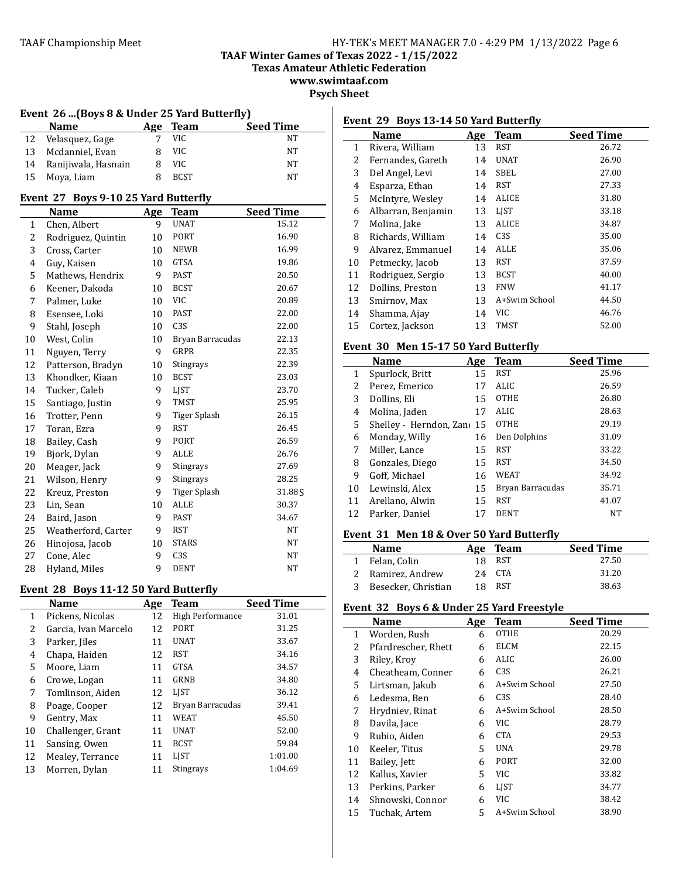TAAF Championship Meet

**TAAF Winter Games of Texas 2022 - 1/15/2022**
**Texas Amateur Athletic Federation**
**www.swimtaaf.com**
**Psych Sheet**

### Event 26 ...(Boys 8 & Under 25 Yard Butterfly)

| | Name | Age | Team | Seed Time |
|---|---|---|---|---|
| 12 | Velasquez, Gage | 7 | VIC | NT |
| 13 | Mcdaniel, Evan | 8 | VIC | NT |
| 14 | Ranijiwala, Hasnain | 8 | VIC | NT |
| 15 | Moya, Liam | 8 | BCST | NT |

### Event 27 Boys 9-10 25 Yard Butterfly

| | Name | Age | Team | Seed Time |
|---|---|---|---|---|
| 1 | Chen, Albert | 9 | UNAT | 15.12 |
| 2 | Rodriguez, Quintin | 10 | PORT | 16.90 |
| 3 | Cross, Carter | 10 | NEWB | 16.99 |
| 4 | Guy, Kaisen | 10 | GTSA | 19.86 |
| 5 | Mathews, Hendrix | 9 | PAST | 20.50 |
| 6 | Keener, Dakoda | 10 | BCST | 20.67 |
| 7 | Palmer, Luke | 10 | VIC | 20.89 |
| 8 | Esensee, Loki | 10 | PAST | 22.00 |
| 9 | Stahl, Joseph | 10 | C3S | 22.00 |
| 10 | West, Colin | 10 | Bryan Barracudas | 22.13 |
| 11 | Nguyen, Terry | 9 | GRPR | 22.35 |
| 12 | Patterson, Bradyn | 10 | Stingrays | 22.39 |
| 13 | Khondker, Kiaan | 10 | BCST | 23.03 |
| 14 | Tucker, Caleb | 9 | LJST | 23.70 |
| 15 | Santiago, Justin | 9 | TMST | 25.95 |
| 16 | Trotter, Penn | 9 | Tiger Splash | 26.15 |
| 17 | Toran, Ezra | 9 | RST | 26.45 |
| 18 | Bailey, Cash | 9 | PORT | 26.59 |
| 19 | Bjork, Dylan | 9 | ALLE | 26.76 |
| 20 | Meager, Jack | 9 | Stingrays | 27.69 |
| 21 | Wilson, Henry | 9 | Stingrays | 28.25 |
| 22 | Kreuz, Preston | 9 | Tiger Splash | 31.88S |
| 23 | Lin, Sean | 10 | ALLE | 30.37 |
| 24 | Baird, Jason | 9 | PAST | 34.67 |
| 25 | Weatherford, Carter | 9 | RST | NT |
| 26 | Hinojosa, Jacob | 10 | STARS | NT |
| 27 | Cone, Alec | 9 | C3S | NT |
| 28 | Hyland, Miles | 9 | DENT | NT |

### Event 28 Boys 11-12 50 Yard Butterfly

| | Name | Age | Team | Seed Time |
|---|---|---|---|---|
| 1 | Pickens, Nicolas | 12 | High Performance | 31.01 |
| 2 | Garcia, Ivan Marcelo | 12 | PORT | 31.25 |
| 3 | Parker, Jiles | 11 | UNAT | 33.67 |
| 4 | Chapa, Haiden | 12 | RST | 34.16 |
| 5 | Moore, Liam | 11 | GTSA | 34.57 |
| 6 | Crowe, Logan | 11 | GRNB | 34.80 |
| 7 | Tomlinson, Aiden | 12 | LJST | 36.12 |
| 8 | Poage, Cooper | 12 | Bryan Barracudas | 39.41 |
| 9 | Gentry, Max | 11 | WEAT | 45.50 |
| 10 | Challenger, Grant | 11 | UNAT | 52.00 |
| 11 | Sansing, Owen | 11 | BCST | 59.84 |
| 12 | Mealey, Terrance | 11 | LJST | 1:01.00 |
| 13 | Morren, Dylan | 11 | Stingrays | 1:04.69 |

### Event 29 Boys 13-14 50 Yard Butterfly

| | Name | Age | Team | Seed Time |
|---|---|---|---|---|
| 1 | Rivera, William | 13 | RST | 26.72 |
| 2 | Fernandes, Gareth | 14 | UNAT | 26.90 |
| 3 | Del Angel, Levi | 14 | SBEL | 27.00 |
| 4 | Esparza, Ethan | 14 | RST | 27.33 |
| 5 | McIntyre, Wesley | 14 | ALICE | 31.80 |
| 6 | Albarran, Benjamin | 13 | LJST | 33.18 |
| 7 | Molina, Jake | 13 | ALICE | 34.87 |
| 8 | Richards, William | 14 | C3S | 35.00 |
| 9 | Alvarez, Emmanuel | 14 | ALLE | 35.06 |
| 10 | Petmecky, Jacob | 13 | RST | 37.59 |
| 11 | Rodriguez, Sergio | 13 | BCST | 40.00 |
| 12 | Dollins, Preston | 13 | FNW | 41.17 |
| 13 | Smirnov, Max | 13 | A+Swim School | 44.50 |
| 14 | Shamma, Ajay | 14 | VIC | 46.76 |
| 15 | Cortez, Jackson | 13 | TMST | 52.00 |

### Event 30 Men 15-17 50 Yard Butterfly

| | Name | Age | Team | Seed Time |
|---|---|---|---|---|
| 1 | Spurlock, Britt | 15 | RST | 25.96 |
| 2 | Perez, Emerico | 17 | ALIC | 26.59 |
| 3 | Dollins, Eli | 15 | OTHE | 26.80 |
| 4 | Molina, Jaden | 17 | ALIC | 28.63 |
| 5 | Shelley - Herndon, Zan | 15 | OTHE | 29.19 |
| 6 | Monday, Willy | 16 | Den Dolphins | 31.09 |
| 7 | Miller, Lance | 15 | RST | 33.22 |
| 8 | Gonzales, Diego | 15 | RST | 34.50 |
| 9 | Goff, Michael | 16 | WEAT | 34.92 |
| 10 | Lewinski, Alex | 15 | Bryan Barracudas | 35.71 |
| 11 | Arellano, Alwin | 15 | RST | 41.07 |
| 12 | Parker, Daniel | 17 | DENT | NT |

### Event 31 Men 18 & Over 50 Yard Butterfly

| | Name | Age | Team | Seed Time |
|---|---|---|---|---|
| 1 | Felan, Colin | 18 | RST | 27.50 |
| 2 | Ramirez, Andrew | 24 | CTA | 31.20 |
| 3 | Besecker, Christian | 18 | RST | 38.63 |

### Event 32 Boys 6 & Under 25 Yard Freestyle

| | Name | Age | Team | Seed Time |
|---|---|---|---|---|
| 1 | Worden, Rush | 6 | OTHE | 20.29 |
| 2 | Pfardrescher, Rhett | 6 | ELCM | 22.15 |
| 3 | Riley, Kroy | 6 | ALIC | 26.00 |
| 4 | Cheatheam, Conner | 6 | C3S | 26.21 |
| 5 | Lirtsman, Jakub | 6 | A+Swim School | 27.50 |
| 6 | Ledesma, Ben | 6 | C3S | 28.40 |
| 7 | Hrydniev, Rinat | 6 | A+Swim School | 28.50 |
| 8 | Davila, Jace | 6 | VIC | 28.79 |
| 9 | Rubio, Aiden | 6 | CTA | 29.53 |
| 10 | Keeler, Titus | 5 | UNA | 29.78 |
| 11 | Bailey, Jett | 6 | PORT | 32.00 |
| 12 | Kallus, Xavier | 5 | VIC | 33.82 |
| 13 | Perkins, Parker | 6 | LJST | 34.77 |
| 14 | Shnowski, Connor | 6 | VIC | 38.42 |
| 15 | Tuchak, Artem | 5 | A+Swim School | 38.90 |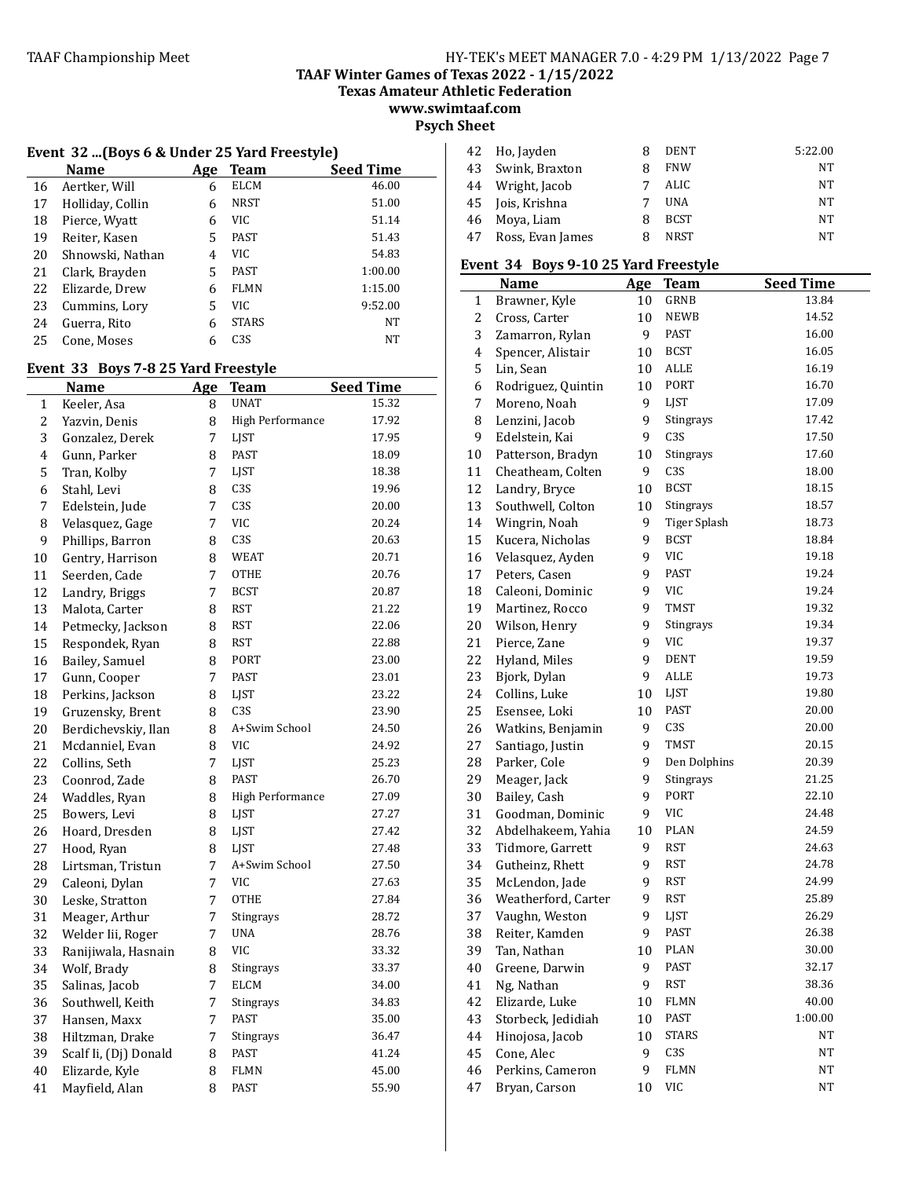TAAF Winter Games of Texas 2022 - 1/15/2022
Texas Amateur Athletic Federation
www.swimtaaf.com
Psych Sheet

### Event 32 ...(Boys 6 & Under 25 Yard Freestyle)

| | Name | Age | Team | Seed Time |
|---|---|---|---|---|
| 16 | Aertker, Will | 6 | ELCM | 46.00 |
| 17 | Holliday, Collin | 6 | NRST | 51.00 |
| 18 | Pierce, Wyatt | 6 | VIC | 51.14 |
| 19 | Reiter, Kasen | 5 | PAST | 51.43 |
| 20 | Shnowski, Nathan | 4 | VIC | 54.83 |
| 21 | Clark, Brayden | 5 | PAST | 1:00.00 |
| 22 | Elizarde, Drew | 6 | FLMN | 1:15.00 |
| 23 | Cummins, Lory | 5 | VIC | 9:52.00 |
| 24 | Guerra, Rito | 6 | STARS | NT |
| 25 | Cone, Moses | 6 | C3S | NT |

### Event 33 Boys 7-8 25 Yard Freestyle

| | Name | Age | Team | Seed Time |
|---|---|---|---|---|
| 1 | Keeler, Asa | 8 | UNAT | 15.32 |
| 2 | Yazvin, Denis | 8 | High Performance | 17.92 |
| 3 | Gonzalez, Derek | 7 | LJST | 17.95 |
| 4 | Gunn, Parker | 8 | PAST | 18.09 |
| 5 | Tran, Kolby | 7 | LJST | 18.38 |
| 6 | Stahl, Levi | 8 | C3S | 19.96 |
| 7 | Edelstein, Jude | 7 | C3S | 20.00 |
| 8 | Velasquez, Gage | 7 | VIC | 20.24 |
| 9 | Phillips, Barron | 8 | C3S | 20.63 |
| 10 | Gentry, Harrison | 8 | WEAT | 20.71 |
| 11 | Seerden, Cade | 7 | OTHE | 20.76 |
| 12 | Landry, Briggs | 7 | BCST | 20.87 |
| 13 | Malota, Carter | 8 | RST | 21.22 |
| 14 | Petmecky, Jackson | 8 | RST | 22.06 |
| 15 | Respondek, Ryan | 8 | RST | 22.88 |
| 16 | Bailey, Samuel | 8 | PORT | 23.00 |
| 17 | Gunn, Cooper | 7 | PAST | 23.01 |
| 18 | Perkins, Jackson | 8 | LJST | 23.22 |
| 19 | Gruzensky, Brent | 8 | C3S | 23.90 |
| 20 | Berdichevskiy, Ilan | 8 | A+Swim School | 24.50 |
| 21 | Mcdaniel, Evan | 8 | VIC | 24.92 |
| 22 | Collins, Seth | 7 | LJST | 25.23 |
| 23 | Coonrod, Zade | 8 | PAST | 26.70 |
| 24 | Waddles, Ryan | 8 | High Performance | 27.09 |
| 25 | Bowers, Levi | 8 | LJST | 27.27 |
| 26 | Hoard, Dresden | 8 | LJST | 27.42 |
| 27 | Hood, Ryan | 8 | LJST | 27.48 |
| 28 | Lirtsman, Tristun | 7 | A+Swim School | 27.50 |
| 29 | Caleoni, Dylan | 7 | VIC | 27.63 |
| 30 | Leske, Stratton | 7 | OTHE | 27.84 |
| 31 | Meager, Arthur | 7 | Stingrays | 28.72 |
| 32 | Welder Iii, Roger | 7 | UNA | 28.76 |
| 33 | Ranijiwala, Hasnain | 8 | VIC | 33.32 |
| 34 | Wolf, Brady | 8 | Stingrays | 33.37 |
| 35 | Salinas, Jacob | 7 | ELCM | 34.00 |
| 36 | Southwell, Keith | 7 | Stingrays | 34.83 |
| 37 | Hansen, Maxx | 7 | PAST | 35.00 |
| 38 | Hiltzman, Drake | 7 | Stingrays | 36.47 |
| 39 | Scalf Ii, (Dj) Donald | 8 | PAST | 41.24 |
| 40 | Elizarde, Kyle | 8 | FLMN | 45.00 |
| 41 | Mayfield, Alan | 8 | PAST | 55.90 |
| 42 | Ho, Jayden | 8 | DENT | 5:22.00 |
| 43 | Swink, Braxton | 8 | FNW | NT |
| 44 | Wright, Jacob | 7 | ALIC | NT |
| 45 | Jois, Krishna | 7 | UNA | NT |
| 46 | Moya, Liam | 8 | BCST | NT |
| 47 | Ross, Evan James | 8 | NRST | NT |

### Event 34 Boys 9-10 25 Yard Freestyle

| | Name | Age | Team | Seed Time |
|---|---|---|---|---|
| 1 | Brawner, Kyle | 10 | GRNB | 13.84 |
| 2 | Cross, Carter | 10 | NEWB | 14.52 |
| 3 | Zamarron, Rylan | 9 | PAST | 16.00 |
| 4 | Spencer, Alistair | 10 | BCST | 16.05 |
| 5 | Lin, Sean | 10 | ALLE | 16.19 |
| 6 | Rodriguez, Quintin | 10 | PORT | 16.70 |
| 7 | Moreno, Noah | 9 | LJST | 17.09 |
| 8 | Lenzini, Jacob | 9 | Stingrays | 17.42 |
| 9 | Edelstein, Kai | 9 | C3S | 17.50 |
| 10 | Patterson, Bradyn | 10 | Stingrays | 17.60 |
| 11 | Cheatheam, Colten | 9 | C3S | 18.00 |
| 12 | Landry, Bryce | 10 | BCST | 18.15 |
| 13 | Southwell, Colton | 10 | Stingrays | 18.57 |
| 14 | Wingrin, Noah | 9 | Tiger Splash | 18.73 |
| 15 | Kucera, Nicholas | 9 | BCST | 18.84 |
| 16 | Velasquez, Ayden | 9 | VIC | 19.18 |
| 17 | Peters, Casen | 9 | PAST | 19.24 |
| 18 | Caleoni, Dominic | 9 | VIC | 19.24 |
| 19 | Martinez, Rocco | 9 | TMST | 19.32 |
| 20 | Wilson, Henry | 9 | Stingrays | 19.34 |
| 21 | Pierce, Zane | 9 | VIC | 19.37 |
| 22 | Hyland, Miles | 9 | DENT | 19.59 |
| 23 | Bjork, Dylan | 9 | ALLE | 19.73 |
| 24 | Collins, Luke | 10 | LJST | 19.80 |
| 25 | Esensee, Loki | 10 | PAST | 20.00 |
| 26 | Watkins, Benjamin | 9 | C3S | 20.00 |
| 27 | Santiago, Justin | 9 | TMST | 20.15 |
| 28 | Parker, Cole | 9 | Den Dolphins | 20.39 |
| 29 | Meager, Jack | 9 | Stingrays | 21.25 |
| 30 | Bailey, Cash | 9 | PORT | 22.10 |
| 31 | Goodman, Dominic | 9 | VIC | 24.48 |
| 32 | Abdelhakeem, Yahia | 10 | PLAN | 24.59 |
| 33 | Tidmore, Garrett | 9 | RST | 24.63 |
| 34 | Gutheinz, Rhett | 9 | RST | 24.78 |
| 35 | McLendon, Jade | 9 | RST | 24.99 |
| 36 | Weatherford, Carter | 9 | RST | 25.89 |
| 37 | Vaughn, Weston | 9 | LJST | 26.29 |
| 38 | Reiter, Kamden | 9 | PAST | 26.38 |
| 39 | Tan, Nathan | 10 | PLAN | 30.00 |
| 40 | Greene, Darwin | 9 | PAST | 32.17 |
| 41 | Ng, Nathan | 9 | RST | 38.36 |
| 42 | Elizarde, Luke | 10 | FLMN | 40.00 |
| 43 | Storbeck, Jedidiah | 10 | PAST | 1:00.00 |
| 44 | Hinojosa, Jacob | 10 | STARS | NT |
| 45 | Cone, Alec | 9 | C3S | NT |
| 46 | Perkins, Cameron | 9 | FLMN | NT |
| 47 | Bryan, Carson | 10 | VIC | NT |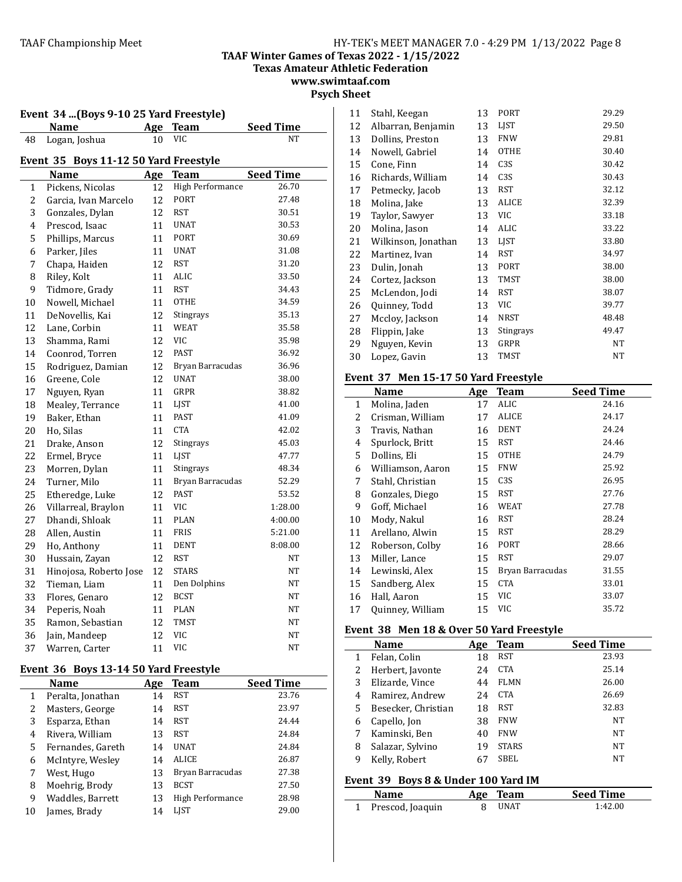TAAF Winter Games of Texas 2022 - 1/15/2022
Texas Amateur Athletic Federation
www.swimtaaf.com
Psych Sheet

### Event 34 ...(Boys 9-10 25 Yard Freestyle)

| | Name | Age | Team | Seed Time |
|---|---|---|---|---|
| 48 | Logan, Joshua | 10 | VIC | NT |

### Event 35 Boys 11-12 50 Yard Freestyle

| | Name | Age | Team | Seed Time |
|---|---|---|---|---|
| 1 | Pickens, Nicolas | 12 | High Performance | 26.70 |
| 2 | Garcia, Ivan Marcelo | 12 | PORT | 27.48 |
| 3 | Gonzales, Dylan | 12 | RST | 30.51 |
| 4 | Prescod, Isaac | 11 | UNAT | 30.53 |
| 5 | Phillips, Marcus | 11 | PORT | 30.69 |
| 6 | Parker, Jiles | 11 | UNAT | 31.08 |
| 7 | Chapa, Haiden | 12 | RST | 31.20 |
| 8 | Riley, Kolt | 11 | ALIC | 33.50 |
| 9 | Tidmore, Grady | 11 | RST | 34.43 |
| 10 | Nowell, Michael | 11 | OTHE | 34.59 |
| 11 | DeNovellis, Kai | 12 | Stingrays | 35.13 |
| 12 | Lane, Corbin | 11 | WEAT | 35.58 |
| 13 | Shamma, Rami | 12 | VIC | 35.98 |
| 14 | Coonrod, Torren | 12 | PAST | 36.92 |
| 15 | Rodriguez, Damian | 12 | Bryan Barracudas | 36.96 |
| 16 | Greene, Cole | 12 | UNAT | 38.00 |
| 17 | Nguyen, Ryan | 11 | GRPR | 38.82 |
| 18 | Mealey, Terrance | 11 | LJST | 41.00 |
| 19 | Baker, Ethan | 11 | PAST | 41.09 |
| 20 | Ho, Silas | 11 | CTA | 42.02 |
| 21 | Drake, Anson | 12 | Stingrays | 45.03 |
| 22 | Ermel, Bryce | 11 | LJST | 47.77 |
| 23 | Morren, Dylan | 11 | Stingrays | 48.34 |
| 24 | Turner, Milo | 11 | Bryan Barracudas | 52.29 |
| 25 | Etheredge, Luke | 12 | PAST | 53.52 |
| 26 | Villarreal, Braylon | 11 | VIC | 1:28.00 |
| 27 | Dhandi, Shloak | 11 | PLAN | 4:00.00 |
| 28 | Allen, Austin | 11 | FRIS | 5:21.00 |
| 29 | Ho, Anthony | 11 | DENT | 8:08.00 |
| 30 | Hussain, Zayan | 12 | RST | NT |
| 31 | Hinojosa, Roberto Jose | 12 | STARS | NT |
| 32 | Tieman, Liam | 11 | Den Dolphins | NT |
| 33 | Flores, Genaro | 12 | BCST | NT |
| 34 | Peperis, Noah | 11 | PLAN | NT |
| 35 | Ramon, Sebastian | 12 | TMST | NT |
| 36 | Jain, Mandeep | 12 | VIC | NT |
| 37 | Warren, Carter | 11 | VIC | NT |

### Event 36 Boys 13-14 50 Yard Freestyle

| | Name | Age | Team | Seed Time |
|---|---|---|---|---|
| 1 | Peralta, Jonathan | 14 | RST | 23.76 |
| 2 | Masters, George | 14 | RST | 23.97 |
| 3 | Esparza, Ethan | 14 | RST | 24.44 |
| 4 | Rivera, William | 13 | RST | 24.84 |
| 5 | Fernandes, Gareth | 14 | UNAT | 24.84 |
| 6 | McIntyre, Wesley | 14 | ALICE | 26.87 |
| 7 | West, Hugo | 13 | Bryan Barracudas | 27.38 |
| 8 | Moehrig, Brody | 13 | BCST | 27.50 |
| 9 | Waddles, Barrett | 13 | High Performance | 28.98 |
| 10 | James, Brady | 14 | LJST | 29.00 |
| 11 | Stahl, Keegan | 13 | PORT | 29.29 |
| 12 | Albarran, Benjamin | 13 | LJST | 29.50 |
| 13 | Dollins, Preston | 13 | FNW | 29.81 |
| 14 | Nowell, Gabriel | 14 | OTHE | 30.40 |
| 15 | Cone, Finn | 14 | C3S | 30.42 |
| 16 | Richards, William | 14 | C3S | 30.43 |
| 17 | Petmecky, Jacob | 13 | RST | 32.12 |
| 18 | Molina, Jake | 13 | ALICE | 32.39 |
| 19 | Taylor, Sawyer | 13 | VIC | 33.18 |
| 20 | Molina, Jason | 14 | ALIC | 33.22 |
| 21 | Wilkinson, Jonathan | 13 | LJST | 33.80 |
| 22 | Martinez, Ivan | 14 | RST | 34.97 |
| 23 | Dulin, Jonah | 13 | PORT | 38.00 |
| 24 | Cortez, Jackson | 13 | TMST | 38.00 |
| 25 | McLendon, Jodi | 14 | RST | 38.07 |
| 26 | Quinney, Todd | 13 | VIC | 39.77 |
| 27 | Mccloy, Jackson | 14 | NRST | 48.48 |
| 28 | Flippin, Jake | 13 | Stingrays | 49.47 |
| 29 | Nguyen, Kevin | 13 | GRPR | NT |
| 30 | Lopez, Gavin | 13 | TMST | NT |

### Event 37 Men 15-17 50 Yard Freestyle

| | Name | Age | Team | Seed Time |
|---|---|---|---|---|
| 1 | Molina, Jaden | 17 | ALIC | 24.16 |
| 2 | Crisman, William | 17 | ALICE | 24.17 |
| 3 | Travis, Nathan | 16 | DENT | 24.24 |
| 4 | Spurlock, Britt | 15 | RST | 24.46 |
| 5 | Dollins, Eli | 15 | OTHE | 24.79 |
| 6 | Williamson, Aaron | 15 | FNW | 25.92 |
| 7 | Stahl, Christian | 15 | C3S | 26.95 |
| 8 | Gonzales, Diego | 15 | RST | 27.76 |
| 9 | Goff, Michael | 16 | WEAT | 27.78 |
| 10 | Mody, Nakul | 16 | RST | 28.24 |
| 11 | Arellano, Alwin | 15 | RST | 28.29 |
| 12 | Roberson, Colby | 16 | PORT | 28.66 |
| 13 | Miller, Lance | 15 | RST | 29.07 |
| 14 | Lewinski, Alex | 15 | Bryan Barracudas | 31.55 |
| 15 | Sandberg, Alex | 15 | CTA | 33.01 |
| 16 | Hall, Aaron | 15 | VIC | 33.07 |
| 17 | Quinney, William | 15 | VIC | 35.72 |

### Event 38 Men 18 & Over 50 Yard Freestyle

| | Name | Age | Team | Seed Time |
|---|---|---|---|---|
| 1 | Felan, Colin | 18 | RST | 23.93 |
| 2 | Herbert, Javonte | 24 | CTA | 25.14 |
| 3 | Elizarde, Vince | 44 | FLMN | 26.00 |
| 4 | Ramirez, Andrew | 24 | CTA | 26.69 |
| 5 | Besecker, Christian | 18 | RST | 32.83 |
| 6 | Capello, Jon | 38 | FNW | NT |
| 7 | Kaminski, Ben | 40 | FNW | NT |
| 8 | Salazar, Sylvino | 19 | STARS | NT |
| 9 | Kelly, Robert | 67 | SBEL | NT |

### Event 39 Boys 8 & Under 100 Yard IM

| | Name | Age | Team | Seed Time |
|---|---|---|---|---|
| 1 | Prescod, Joaquin | 8 | UNAT | 1:42.00 |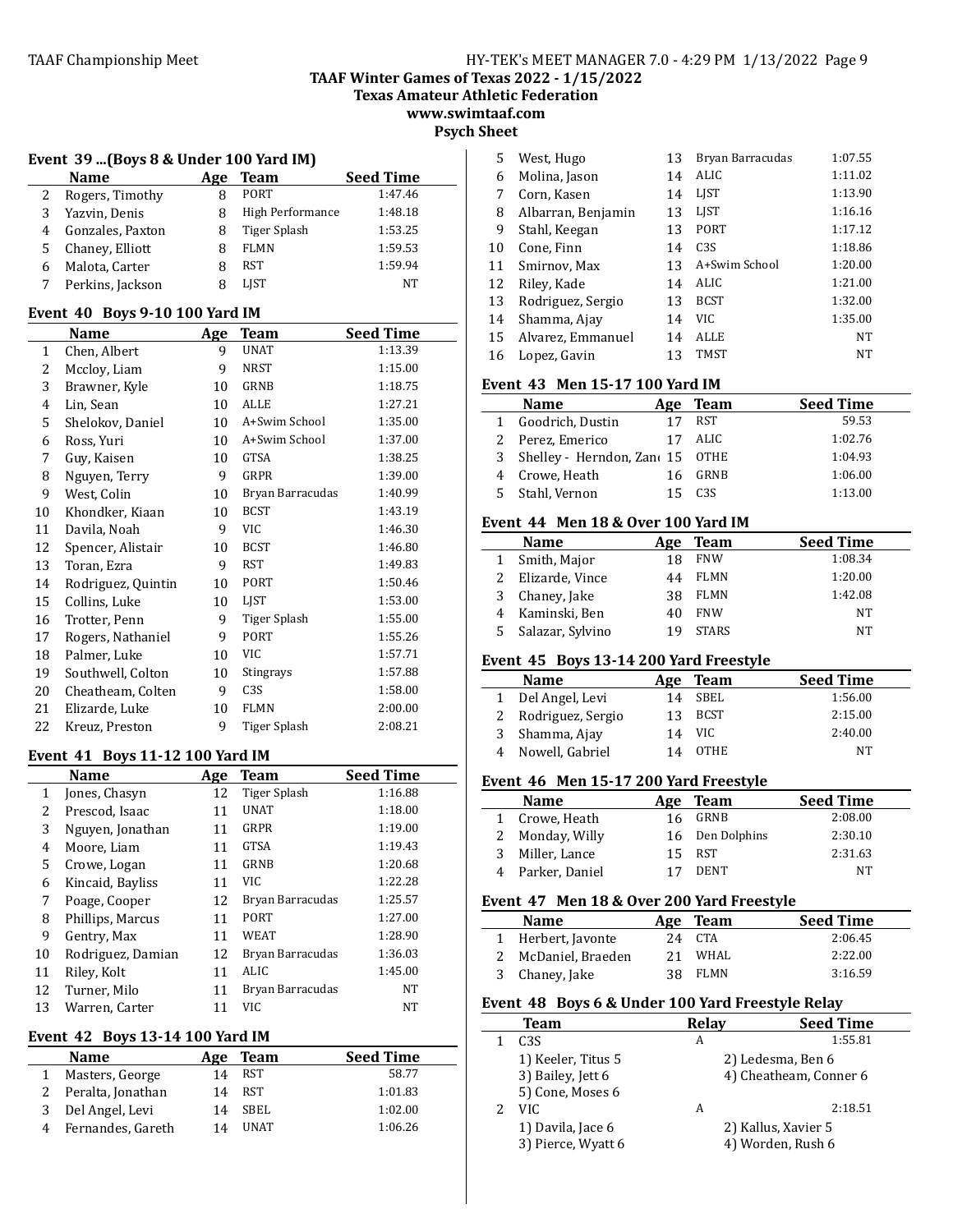## Event 39 ...(Boys 8 & Under 100 Yard IM)

| | Name | Age | Team | Seed Time |
|---|---|---|---|---|
| 2 | Rogers, Timothy | 8 | PORT | 1:47.46 |
| 3 | Yazvin, Denis | 8 | High Performance | 1:48.18 |
| 4 | Gonzales, Paxton | 8 | Tiger Splash | 1:53.25 |
| 5 | Chaney, Elliott | 8 | FLMN | 1:59.53 |
| 6 | Malota, Carter | 8 | RST | 1:59.94 |
| 7 | Perkins, Jackson | 8 | LJST | NT |

## Event 40 Boys 9-10 100 Yard IM

| | Name | Age | Team | Seed Time |
|---|---|---|---|---|
| 1 | Chen, Albert | 9 | UNAT | 1:13.39 |
| 2 | Mccloy, Liam | 9 | NRST | 1:15.00 |
| 3 | Brawner, Kyle | 10 | GRNB | 1:18.75 |
| 4 | Lin, Sean | 10 | ALLE | 1:27.21 |
| 5 | Shelokov, Daniel | 10 | A+Swim School | 1:35.00 |
| 6 | Ross, Yuri | 10 | A+Swim School | 1:37.00 |
| 7 | Guy, Kaisen | 10 | GTSA | 1:38.25 |
| 8 | Nguyen, Terry | 9 | GRPR | 1:39.00 |
| 9 | West, Colin | 10 | Bryan Barracudas | 1:40.99 |
| 10 | Khondker, Kiaan | 10 | BCST | 1:43.19 |
| 11 | Davila, Noah | 9 | VIC | 1:46.30 |
| 12 | Spencer, Alistair | 10 | BCST | 1:46.80 |
| 13 | Toran, Ezra | 9 | RST | 1:49.83 |
| 14 | Rodriguez, Quintin | 10 | PORT | 1:50.46 |
| 15 | Collins, Luke | 10 | LJST | 1:53.00 |
| 16 | Trotter, Penn | 9 | Tiger Splash | 1:55.00 |
| 17 | Rogers, Nathaniel | 9 | PORT | 1:55.26 |
| 18 | Palmer, Luke | 10 | VIC | 1:57.71 |
| 19 | Southwell, Colton | 10 | Stingrays | 1:57.88 |
| 20 | Cheatheam, Colten | 9 | C3S | 1:58.00 |
| 21 | Elizarde, Luke | 10 | FLMN | 2:00.00 |
| 22 | Kreuz, Preston | 9 | Tiger Splash | 2:08.21 |

## Event 41 Boys 11-12 100 Yard IM

| | Name | Age | Team | Seed Time |
|---|---|---|---|---|
| 1 | Jones, Chasyn | 12 | Tiger Splash | 1:16.88 |
| 2 | Prescod, Isaac | 11 | UNAT | 1:18.00 |
| 3 | Nguyen, Jonathan | 11 | GRPR | 1:19.00 |
| 4 | Moore, Liam | 11 | GTSA | 1:19.43 |
| 5 | Crowe, Logan | 11 | GRNB | 1:20.68 |
| 6 | Kincaid, Bayliss | 11 | VIC | 1:22.28 |
| 7 | Poage, Cooper | 12 | Bryan Barracudas | 1:25.57 |
| 8 | Phillips, Marcus | 11 | PORT | 1:27.00 |
| 9 | Gentry, Max | 11 | WEAT | 1:28.90 |
| 10 | Rodriguez, Damian | 12 | Bryan Barracudas | 1:36.03 |
| 11 | Riley, Kolt | 11 | ALIC | 1:45.00 |
| 12 | Turner, Milo | 11 | Bryan Barracudas | NT |
| 13 | Warren, Carter | 11 | VIC | NT |

## Event 42 Boys 13-14 100 Yard IM

| | Name | Age | Team | Seed Time |
|---|---|---|---|---|
| 1 | Masters, George | 14 | RST | 58.77 |
| 2 | Peralta, Jonathan | 14 | RST | 1:01.83 |
| 3 | Del Angel, Levi | 14 | SBEL | 1:02.00 |
| 4 | Fernandes, Gareth | 14 | UNAT | 1:06.26 |
| 5 | West, Hugo | 13 | Bryan Barracudas | 1:07.55 |
| 6 | Molina, Jason | 14 | ALIC | 1:11.02 |
| 7 | Corn, Kasen | 14 | LJST | 1:13.90 |
| 8 | Albarran, Benjamin | 13 | LJST | 1:16.16 |
| 9 | Stahl, Keegan | 13 | PORT | 1:17.12 |
| 10 | Cone, Finn | 14 | C3S | 1:18.86 |
| 11 | Smirnov, Max | 13 | A+Swim School | 1:20.00 |
| 12 | Riley, Kade | 14 | ALIC | 1:21.00 |
| 13 | Rodriguez, Sergio | 13 | BCST | 1:32.00 |
| 14 | Shamma, Ajay | 14 | VIC | 1:35.00 |
| 15 | Alvarez, Emmanuel | 14 | ALLE | NT |
| 16 | Lopez, Gavin | 13 | TMST | NT |

## Event 43 Men 15-17 100 Yard IM

| | Name | Age | Team | Seed Time |
|---|---|---|---|---|
| 1 | Goodrich, Dustin | 17 | RST | 59.53 |
| 2 | Perez, Emerico | 17 | ALIC | 1:02.76 |
| 3 | Shelley - Herndon, Zan | 15 | OTHE | 1:04.93 |
| 4 | Crowe, Heath | 16 | GRNB | 1:06.00 |
| 5 | Stahl, Vernon | 15 | C3S | 1:13.00 |

## Event 44 Men 18 & Over 100 Yard IM

| | Name | Age | Team | Seed Time |
|---|---|---|---|---|
| 1 | Smith, Major | 18 | FNW | 1:08.34 |
| 2 | Elizarde, Vince | 44 | FLMN | 1:20.00 |
| 3 | Chaney, Jake | 38 | FLMN | 1:42.08 |
| 4 | Kaminski, Ben | 40 | FNW | NT |
| 5 | Salazar, Sylvino | 19 | STARS | NT |

## Event 45 Boys 13-14 200 Yard Freestyle

| | Name | Age | Team | Seed Time |
|---|---|---|---|---|
| 1 | Del Angel, Levi | 14 | SBEL | 1:56.00 |
| 2 | Rodriguez, Sergio | 13 | BCST | 2:15.00 |
| 3 | Shamma, Ajay | 14 | VIC | 2:40.00 |
| 4 | Nowell, Gabriel | 14 | OTHE | NT |

## Event 46 Men 15-17 200 Yard Freestyle

| | Name | Age | Team | Seed Time |
|---|---|---|---|---|
| 1 | Crowe, Heath | 16 | GRNB | 2:08.00 |
| 2 | Monday, Willy | 16 | Den Dolphins | 2:30.10 |
| 3 | Miller, Lance | 15 | RST | 2:31.63 |
| 4 | Parker, Daniel | 17 | DENT | NT |

## Event 47 Men 18 & Over 200 Yard Freestyle

| | Name | Age | Team | Seed Time |
|---|---|---|---|---|
| 1 | Herbert, Javonte | 24 | CTA | 2:06.45 |
| 2 | McDaniel, Braeden | 21 | WHAL | 2:22.00 |
| 3 | Chaney, Jake | 38 | FLMN | 3:16.59 |

## Event 48 Boys 6 & Under 100 Yard Freestyle Relay

| | Team | Relay | Seed Time |
|---|---|---|---|
| 1 | C3S | A | 1:55.81 |
| | 1) Keeler, Titus 5; 2) Ledesma, Ben 6; 3) Bailey, Jett 6; 4) Cheatheam, Conner 6; 5) Cone, Moses 6 | | |
| 2 | VIC | A | 2:18.51 |
| | 1) Davila, Jace 6; 2) Kallus, Xavier 5; 3) Pierce, Wyatt 6; 4) Worden, Rush 6 | | |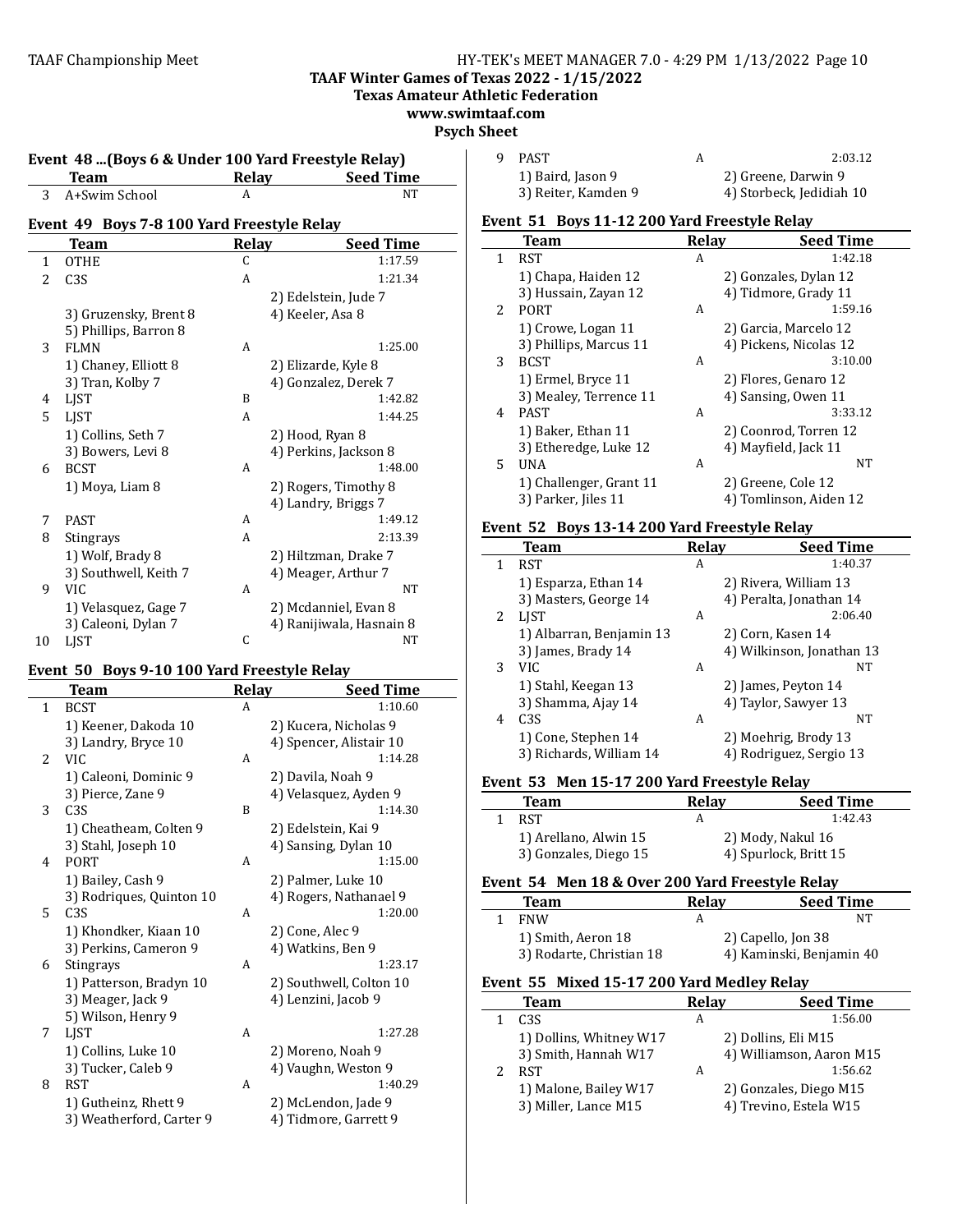TAAF Championship Meet

**TAAF Winter Games of Texas 2022 - 1/15/2022**
**Texas Amateur Athletic Federation**
**www.swimtaaf.com**
**Psych Sheet**

### Event 48 ...(Boys 6 & Under 100 Yard Freestyle Relay)

| | Team | Relay | Seed Time |
|---|---|---|---|
| 3 | A+Swim School | A | NT |

### Event 49 Boys 7-8 100 Yard Freestyle Relay

| | Team | Relay | Seed Time |
|---|---|---|---|
| 1 | OTHE | C | 1:17.59 |
| 2 | C3S | A | 1:21.34 |
| | | | 2) Edelstein, Jude 7 |
| | 3) Gruzensky, Brent 8 | | 4) Keeler, Asa 8 |
| | 5) Phillips, Barron 8 | | |
| 3 | FLMN | A | 1:25.00 |
| | 1) Chaney, Elliott 8 | | 2) Elizarde, Kyle 8 |
| | 3) Tran, Kolby 7 | | 4) Gonzalez, Derek 7 |
| 4 | LJST | B | 1:42.82 |
| 5 | LJST | A | 1:44.25 |
| | 1) Collins, Seth 7 | | 2) Hood, Ryan 8 |
| | 3) Bowers, Levi 8 | | 4) Perkins, Jackson 8 |
| 6 | BCST | A | 1:48.00 |
| | 1) Moya, Liam 8 | | 2) Rogers, Timothy 8 |
| | | | 4) Landry, Briggs 7 |
| 7 | PAST | A | 1:49.12 |
| 8 | Stingrays | A | 2:13.39 |
| | 1) Wolf, Brady 8 | | 2) Hiltzman, Drake 7 |
| | 3) Southwell, Keith 7 | | 4) Meager, Arthur 7 |
| 9 | VIC | A | NT |
| | 1) Velasquez, Gage 7 | | 2) Mcdanniel, Evan 8 |
| | 3) Caleoni, Dylan 7 | | 4) Ranijiwala, Hasnain 8 |
| 10 | LJST | C | NT |

### Event 50 Boys 9-10 100 Yard Freestyle Relay

| | Team | Relay | Seed Time |
|---|---|---|---|
| 1 | BCST | A | 1:10.60 |
| | 1) Keener, Dakoda 10 | | 2) Kucera, Nicholas 9 |
| | 3) Landry, Bryce 10 | | 4) Spencer, Alistair 10 |
| 2 | VIC | A | 1:14.28 |
| | 1) Caleoni, Dominic 9 | | 2) Davila, Noah 9 |
| | 3) Pierce, Zane 9 | | 4) Velasquez, Ayden 9 |
| 3 | C3S | B | 1:14.30 |
| | 1) Cheatheam, Colten 9 | | 2) Edelstein, Kai 9 |
| | 3) Stahl, Joseph 10 | | 4) Sansing, Dylan 10 |
| 4 | PORT | A | 1:15.00 |
| | 1) Bailey, Cash 9 | | 2) Palmer, Luke 10 |
| | 3) Rodriques, Quinton 10 | | 4) Rogers, Nathanael 9 |
| 5 | C3S | A | 1:20.00 |
| | 1) Khondker, Kiaan 10 | | 2) Cone, Alec 9 |
| | 3) Perkins, Cameron 9 | | 4) Watkins, Ben 9 |
| 6 | Stingrays | A | 1:23.17 |
| | 1) Patterson, Bradyn 10 | | 2) Southwell, Colton 10 |
| | 3) Meager, Jack 9 | | 4) Lenzini, Jacob 9 |
| | 5) Wilson, Henry 9 | | |
| 7 | LJST | A | 1:27.28 |
| | 1) Collins, Luke 10 | | 2) Moreno, Noah 9 |
| | 3) Tucker, Caleb 9 | | 4) Vaughn, Weston 9 |
| 8 | RST | A | 1:40.29 |
| | 1) Gutheinz, Rhett 9 | | 2) McLendon, Jade 9 |
| | 3) Weatherford, Carter 9 | | 4) Tidmore, Garrett 9 |
| 9 | PAST | A | 2:03.12 |
| | 1) Baird, Jason 9 | | 2) Greene, Darwin 9 |
| | 3) Reiter, Kamden 9 | | 4) Storbeck, Jedidiah 10 |

### Event 51 Boys 11-12 200 Yard Freestyle Relay

| | Team | Relay | Seed Time |
|---|---|---|---|
| 1 | RST | A | 1:42.18 |
| | 1) Chapa, Haiden 12 | | 2) Gonzales, Dylan 12 |
| | 3) Hussain, Zayan 12 | | 4) Tidmore, Grady 11 |
| 2 | PORT | A | 1:59.16 |
| | 1) Crowe, Logan 11 | | 2) Garcia, Marcelo 12 |
| | 3) Phillips, Marcus 11 | | 4) Pickens, Nicolas 12 |
| 3 | BCST | A | 3:10.00 |
| | 1) Ermel, Bryce 11 | | 2) Flores, Genaro 12 |
| | 3) Mealey, Terrence 11 | | 4) Sansing, Owen 11 |
| 4 | PAST | A | 3:33.12 |
| | 1) Baker, Ethan 11 | | 2) Coonrod, Torren 12 |
| | 3) Etheredge, Luke 12 | | 4) Mayfield, Jack 11 |
| 5 | UNA | A | NT |
| | 1) Challenger, Grant 11 | | 2) Greene, Cole 12 |
| | 3) Parker, Jiles 11 | | 4) Tomlinson, Aiden 12 |

### Event 52 Boys 13-14 200 Yard Freestyle Relay

| | Team | Relay | Seed Time |
|---|---|---|---|
| 1 | RST | A | 1:40.37 |
| | 1) Esparza, Ethan 14 | | 2) Rivera, William 13 |
| | 3) Masters, George 14 | | 4) Peralta, Jonathan 14 |
| 2 | LJST | A | 2:06.40 |
| | 1) Albarran, Benjamin 13 | | 2) Corn, Kasen 14 |
| | 3) James, Brady 14 | | 4) Wilkinson, Jonathan 13 |
| 3 | VIC | A | NT |
| | 1) Stahl, Keegan 13 | | 2) James, Peyton 14 |
| | 3) Shamma, Ajay 14 | | 4) Taylor, Sawyer 13 |
| 4 | C3S | A | NT |
| | 1) Cone, Stephen 14 | | 2) Moehrig, Brody 13 |
| | 3) Richards, William 14 | | 4) Rodriguez, Sergio 13 |

### Event 53 Men 15-17 200 Yard Freestyle Relay

| | Team | Relay | Seed Time |
|---|---|---|---|
| 1 | RST | A | 1:42.43 |
| | 1) Arellano, Alwin 15 | | 2) Mody, Nakul 16 |
| | 3) Gonzales, Diego 15 | | 4) Spurlock, Britt 15 |

### Event 54 Men 18 & Over 200 Yard Freestyle Relay

| | Team | Relay | Seed Time |
|---|---|---|---|
| 1 | FNW | A | NT |
| | 1) Smith, Aeron 18 | | 2) Capello, Jon 38 |
| | 3) Rodarte, Christian 18 | | 4) Kaminski, Benjamin 40 |

### Event 55 Mixed 15-17 200 Yard Medley Relay

| | Team | Relay | Seed Time |
|---|---|---|---|
| 1 | C3S | A | 1:56.00 |
| | 1) Dollins, Whitney W17 | | 2) Dollins, Eli M15 |
| | 3) Smith, Hannah W17 | | 4) Williamson, Aaron M15 |
| 2 | RST | A | 1:56.62 |
| | 1) Malone, Bailey W17 | | 2) Gonzales, Diego M15 |
| | 3) Miller, Lance M15 | | 4) Trevino, Estela W15 |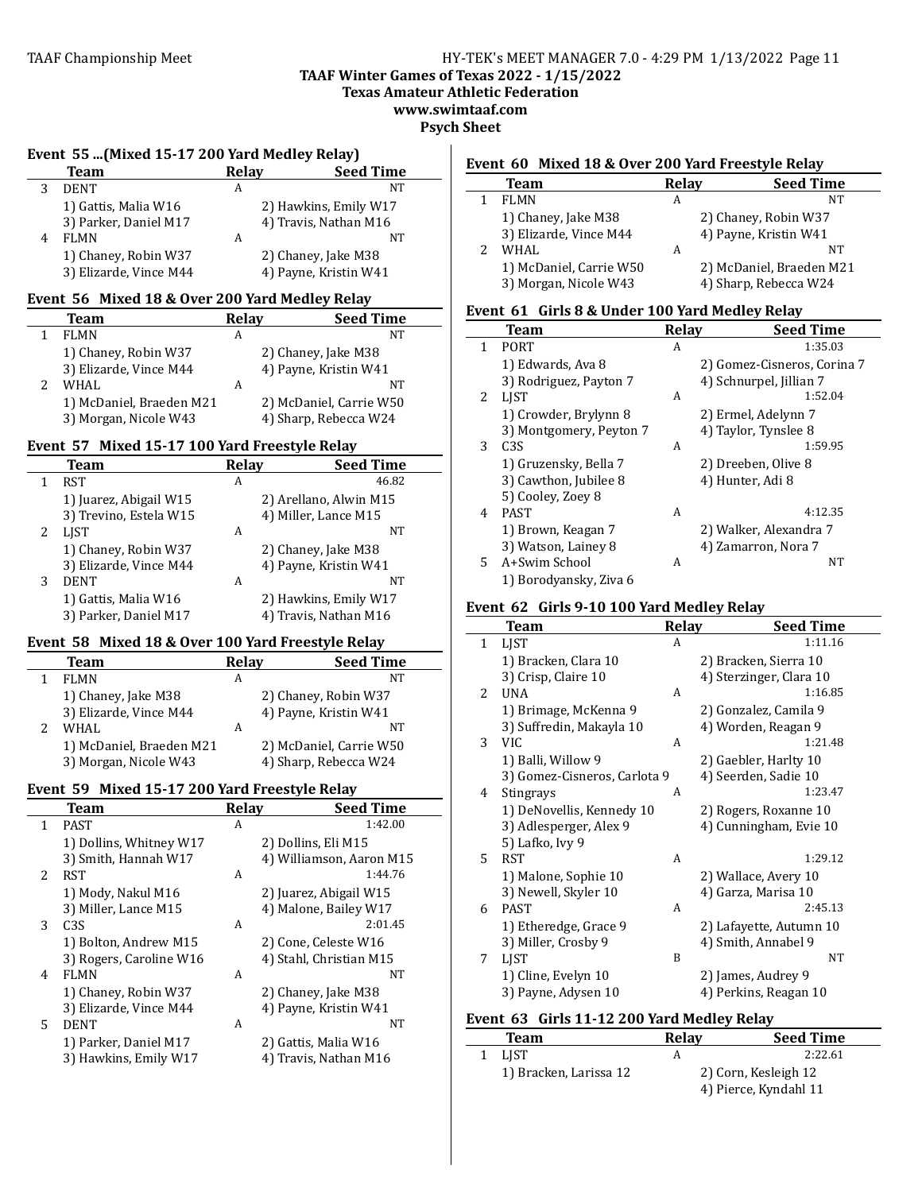TAAF Winter Games of Texas 2022 - 1/15/2022
Texas Amateur Athletic Federation
www.swimtaaf.com
Psych Sheet

### Event 55 ...(Mixed 15-17 200 Yard Medley Relay)

| | Team | Relay | Seed Time |
|---|---|---|---|
| 3 | DENT | A | NT |
| | 1) Gattis, Malia W16 | 2) Hawkins, Emily W17 | |
| | 3) Parker, Daniel M17 | 4) Travis, Nathan M16 | |
| 4 | FLMN | A | NT |
| | 1) Chaney, Robin W37 | 2) Chaney, Jake M38 | |
| | 3) Elizarde, Vince M44 | 4) Payne, Kristin W41 | |

### Event 56 Mixed 18 & Over 200 Yard Medley Relay

| | Team | Relay | Seed Time |
|---|---|---|---|
| 1 | FLMN | A | NT |
| | 1) Chaney, Robin W37 | 2) Chaney, Jake M38 | |
| | 3) Elizarde, Vince M44 | 4) Payne, Kristin W41 | |
| 2 | WHAL | A | NT |
| | 1) McDaniel, Braeden M21 | 2) McDaniel, Carrie W50 | |
| | 3) Morgan, Nicole W43 | 4) Sharp, Rebecca W24 | |

### Event 57 Mixed 15-17 100 Yard Freestyle Relay

| | Team | Relay | Seed Time |
|---|---|---|---|
| 1 | RST | A | 46.82 |
| | 1) Juarez, Abigail W15 | 2) Arellano, Alwin M15 | |
| | 3) Trevino, Estela W15 | 4) Miller, Lance M15 | |
| 2 | LJST | A | NT |
| | 1) Chaney, Robin W37 | 2) Chaney, Jake M38 | |
| | 3) Elizarde, Vince M44 | 4) Payne, Kristin W41 | |
| 3 | DENT | A | NT |
| | 1) Gattis, Malia W16 | 2) Hawkins, Emily W17 | |
| | 3) Parker, Daniel M17 | 4) Travis, Nathan M16 | |

### Event 58 Mixed 18 & Over 100 Yard Freestyle Relay

| | Team | Relay | Seed Time |
|---|---|---|---|
| 1 | FLMN | A | NT |
| | 1) Chaney, Jake M38 | 2) Chaney, Robin W37 | |
| | 3) Elizarde, Vince M44 | 4) Payne, Kristin W41 | |
| 2 | WHAL | A | NT |
| | 1) McDaniel, Braeden M21 | 2) McDaniel, Carrie W50 | |
| | 3) Morgan, Nicole W43 | 4) Sharp, Rebecca W24 | |

### Event 59 Mixed 15-17 200 Yard Freestyle Relay

| | Team | Relay | Seed Time |
|---|---|---|---|
| 1 | PAST | A | 1:42.00 |
| | 1) Dollins, Whitney W17 | 2) Dollins, Eli M15 | |
| | 3) Smith, Hannah W17 | 4) Williamson, Aaron M15 | |
| 2 | RST | A | 1:44.76 |
| | 1) Mody, Nakul M16 | 2) Juarez, Abigail W15 | |
| | 3) Miller, Lance M15 | 4) Malone, Bailey W17 | |
| 3 | C3S | A | 2:01.45 |
| | 1) Bolton, Andrew M15 | 2) Cone, Celeste W16 | |
| | 3) Rogers, Caroline W16 | 4) Stahl, Christian M15 | |
| 4 | FLMN | A | NT |
| | 1) Chaney, Robin W37 | 2) Chaney, Jake M38 | |
| | 3) Elizarde, Vince M44 | 4) Payne, Kristin W41 | |
| 5 | DENT | A | NT |
| | 1) Parker, Daniel M17 | 2) Gattis, Malia W16 | |
| | 3) Hawkins, Emily W17 | 4) Travis, Nathan M16 | |

### Event 60 Mixed 18 & Over 200 Yard Freestyle Relay

| | Team | Relay | Seed Time |
|---|---|---|---|
| 1 | FLMN | A | NT |
| | 1) Chaney, Jake M38 | 2) Chaney, Robin W37 | |
| | 3) Elizarde, Vince M44 | 4) Payne, Kristin W41 | |
| 2 | WHAL | A | NT |
| | 1) McDaniel, Carrie W50 | 2) McDaniel, Braeden M21 | |
| | 3) Morgan, Nicole W43 | 4) Sharp, Rebecca W24 | |

### Event 61 Girls 8 & Under 100 Yard Medley Relay

| | Team | Relay | Seed Time |
|---|---|---|---|
| 1 | PORT | A | 1:35.03 |
| | 1) Edwards, Ava 8 | 2) Gomez-Cisneros, Corina 7 | |
| | 3) Rodriguez, Payton 7 | 4) Schnurpel, Jillian 7 | |
| 2 | LJST | A | 1:52.04 |
| | 1) Crowder, Brylynn 8 | 2) Ermel, Adelynn 7 | |
| | 3) Montgomery, Peyton 7 | 4) Taylor, Tynslee 8 | |
| 3 | C3S | A | 1:59.95 |
| | 1) Gruzensky, Bella 7 | 2) Dreeben, Olive 8 | |
| | 3) Cawthon, Jubilee 8 | 4) Hunter, Adi 8 | |
| | 5) Cooley, Zoey 8 | | |
| 4 | PAST | A | 4:12.35 |
| | 1) Brown, Keagan 7 | 2) Walker, Alexandra 7 | |
| | 3) Watson, Lainey 8 | 4) Zamarron, Nora 7 | |
| 5 | A+Swim School | A | NT |
| | 1) Borodyansky, Ziva 6 | | |

### Event 62 Girls 9-10 100 Yard Medley Relay

| | Team | Relay | Seed Time |
|---|---|---|---|
| 1 | LJST | A | 1:11.16 |
| | 1) Bracken, Clara 10 | 2) Bracken, Sierra 10 | |
| | 3) Crisp, Claire 10 | 4) Sterzinger, Clara 10 | |
| 2 | UNA | A | 1:16.85 |
| | 1) Brimage, McKenna 9 | 2) Gonzalez, Camila 9 | |
| | 3) Suffredin, Makayla 10 | 4) Worden, Reagan 9 | |
| 3 | VIC | A | 1:21.48 |
| | 1) Balli, Willow 9 | 2) Gaebler, Harlty 10 | |
| | 3) Gomez-Cisneros, Carlota 9 | 4) Seerden, Sadie 10 | |
| 4 | Stingrays | A | 1:23.47 |
| | 1) DeNovellis, Kennedy 10 | 2) Rogers, Roxanne 10 | |
| | 3) Adlesperger, Alex 9 | 4) Cunningham, Evie 10 | |
| | 5) Lafko, Ivy 9 | | |
| 5 | RST | A | 1:29.12 |
| | 1) Malone, Sophie 10 | 2) Wallace, Avery 10 | |
| | 3) Newell, Skyler 10 | 4) Garza, Marisa 10 | |
| 6 | PAST | A | 2:45.13 |
| | 1) Etheredge, Grace 9 | 2) Lafayette, Autumn 10 | |
| | 3) Miller, Crosby 9 | 4) Smith, Annabel 9 | |
| 7 | LJST | B | NT |
| | 1) Cline, Evelyn 10 | 2) James, Audrey 9 | |
| | 3) Payne, Adysen 10 | 4) Perkins, Reagan 10 | |

### Event 63 Girls 11-12 200 Yard Medley Relay

| | Team | Relay | Seed Time |
|---|---|---|---|
| 1 | LJST | A | 2:22.61 |
| | 1) Bracken, Larissa 12 | 2) Corn, Kesleigh 12 | |
| | | 4) Pierce, Kyndahl 11 | |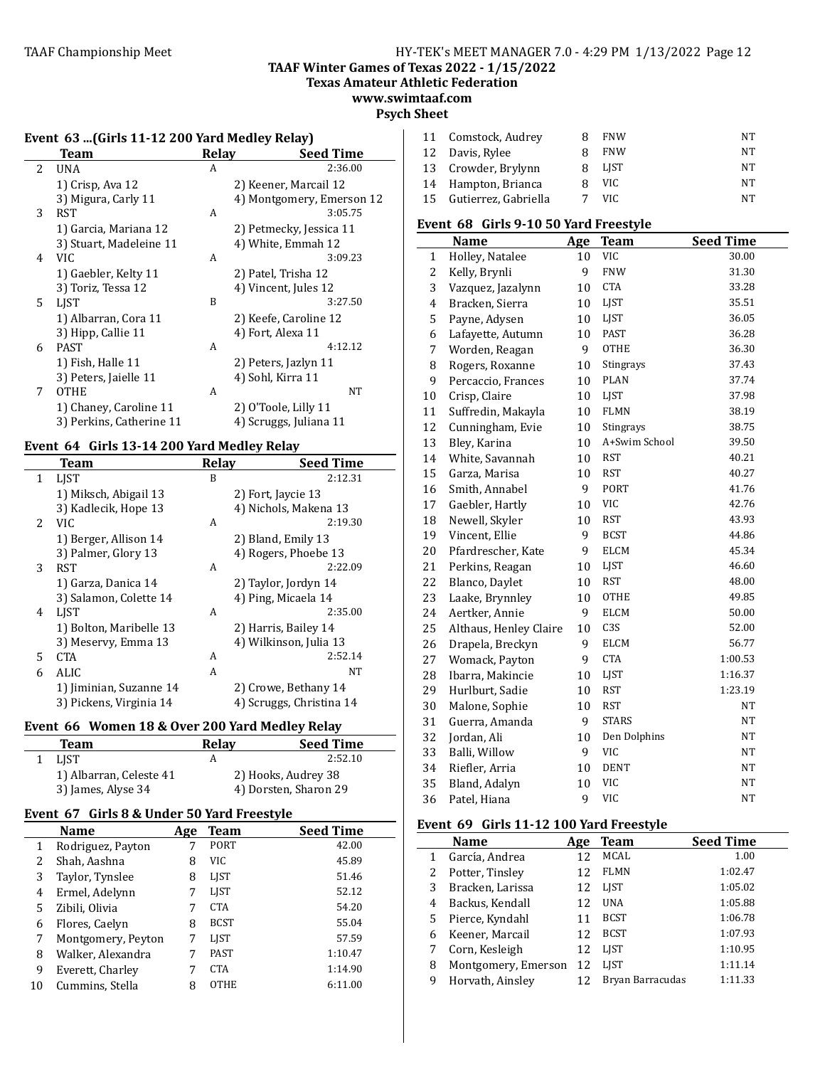TAAF Winter Games of Texas 2022 - 1/15/2022
Texas Amateur Athletic Federation
www.swimtaaf.com
Psych Sheet

### Event 63 ...(Girls 11-12 200 Yard Medley Relay)

| | Team | Relay | Seed Time |
|---|---|---|---|
| 2 | UNA | A | 2:36.00 |
| | 1) Crisp, Ava 12 | | 2) Keener, Marcail 12 |
| | 3) Migura, Carly 11 | | 4) Montgomery, Emerson 12 |
| 3 | RST | A | 3:05.75 |
| | 1) Garcia, Mariana 12 | | 2) Petmecky, Jessica 11 |
| | 3) Stuart, Madeleine 11 | | 4) White, Emmah 12 |
| 4 | VIC | A | 3:09.23 |
| | 1) Gaebler, Kelty 11 | | 2) Patel, Trisha 12 |
| | 3) Toriz, Tessa 12 | | 4) Vincent, Jules 12 |
| 5 | LJST | B | 3:27.50 |
| | 1) Albarran, Cora 11 | | 2) Keefe, Caroline 12 |
| | 3) Hipp, Callie 11 | | 4) Fort, Alexa 11 |
| 6 | PAST | A | 4:12.12 |
| | 1) Fish, Halle 11 | | 2) Peters, Jazlyn 11 |
| | 3) Peters, Jaielle 11 | | 4) Sohl, Kirra 11 |
| 7 | OTHE | A | NT |
| | 1) Chaney, Caroline 11 | | 2) O'Toole, Lilly 11 |
| | 3) Perkins, Catherine 11 | | 4) Scruggs, Juliana 11 |

### Event 64 Girls 13-14 200 Yard Medley Relay

| | Team | Relay | Seed Time |
|---|---|---|---|
| 1 | LJST | B | 2:12.31 |
| | 1) Miksch, Abigail 13 | | 2) Fort, Jaycie 13 |
| | 3) Kadlecik, Hope 13 | | 4) Nichols, Makena 13 |
| 2 | VIC | A | 2:19.30 |
| | 1) Berger, Allison 14 | | 2) Bland, Emily 13 |
| | 3) Palmer, Glory 13 | | 4) Rogers, Phoebe 13 |
| 3 | RST | A | 2:22.09 |
| | 1) Garza, Danica 14 | | 2) Taylor, Jordyn 14 |
| | 3) Salamon, Colette 14 | | 4) Ping, Micaela 14 |
| 4 | LJST | A | 2:35.00 |
| | 1) Bolton, Maribelle 13 | | 2) Harris, Bailey 14 |
| | 3) Meservy, Emma 13 | | 4) Wilkinson, Julia 13 |
| 5 | CTA | A | 2:52.14 |
| 6 | ALIC | A | NT |
| | 1) Jiminian, Suzanne 14 | | 2) Crowe, Bethany 14 |
| | 3) Pickens, Virginia 14 | | 4) Scruggs, Christina 14 |

### Event 66 Women 18 & Over 200 Yard Medley Relay

| | Team | Relay | Seed Time |
|---|---|---|---|
| 1 | LJST | A | 2:52.10 |
| | 1) Albarran, Celeste 41 | | 2) Hooks, Audrey 38 |
| | 3) James, Alyse 34 | | 4) Dorsten, Sharon 29 |

### Event 67 Girls 8 & Under 50 Yard Freestyle

| | Name | Age | Team | Seed Time |
|---|---|---|---|---|
| 1 | Rodriguez, Payton | 7 | PORT | 42.00 |
| 2 | Shah, Aashna | 8 | VIC | 45.89 |
| 3 | Taylor, Tynslee | 8 | LJST | 51.46 |
| 4 | Ermel, Adelynn | 7 | LJST | 52.12 |
| 5 | Zibili, Olivia | 7 | CTA | 54.20 |
| 6 | Flores, Caelyn | 8 | BCST | 55.04 |
| 7 | Montgomery, Peyton | 7 | LJST | 57.59 |
| 8 | Walker, Alexandra | 7 | PAST | 1:10.47 |
| 9 | Everett, Charley | 7 | CTA | 1:14.90 |
| 10 | Cummins, Stella | 8 | OTHE | 6:11.00 |
| 11 | Comstock, Audrey | 8 | FNW | NT |
| 12 | Davis, Rylee | 8 | FNW | NT |
| 13 | Crowder, Brylynn | 8 | LJST | NT |
| 14 | Hampton, Brianca | 8 | VIC | NT |
| 15 | Gutierrez, Gabriella | 7 | VIC | NT |

### Event 68 Girls 9-10 50 Yard Freestyle

| | Name | Age | Team | Seed Time |
|---|---|---|---|---|
| 1 | Holley, Natalee | 10 | VIC | 30.00 |
| 2 | Kelly, Brynli | 9 | FNW | 31.30 |
| 3 | Vazquez, Jazalynn | 10 | CTA | 33.28 |
| 4 | Bracken, Sierra | 10 | LJST | 35.51 |
| 5 | Payne, Adysen | 10 | LJST | 36.05 |
| 6 | Lafayette, Autumn | 10 | PAST | 36.28 |
| 7 | Worden, Reagan | 9 | OTHE | 36.30 |
| 8 | Rogers, Roxanne | 10 | Stingrays | 37.43 |
| 9 | Percaccio, Frances | 10 | PLAN | 37.74 |
| 10 | Crisp, Claire | 10 | LJST | 37.98 |
| 11 | Suffredin, Makayla | 10 | FLMN | 38.19 |
| 12 | Cunningham, Evie | 10 | Stingrays | 38.75 |
| 13 | Bley, Karina | 10 | A+Swim School | 39.50 |
| 14 | White, Savannah | 10 | RST | 40.21 |
| 15 | Garza, Marisa | 10 | RST | 40.27 |
| 16 | Smith, Annabel | 9 | PORT | 41.76 |
| 17 | Gaebler, Hartly | 10 | VIC | 42.76 |
| 18 | Newell, Skyler | 10 | RST | 43.93 |
| 19 | Vincent, Ellie | 9 | BCST | 44.86 |
| 20 | Pfardrescher, Kate | 9 | ELCM | 45.34 |
| 21 | Perkins, Reagan | 10 | LJST | 46.60 |
| 22 | Blanco, Daylet | 10 | RST | 48.00 |
| 23 | Laake, Brynnley | 10 | OTHE | 49.85 |
| 24 | Aertker, Annie | 9 | ELCM | 50.00 |
| 25 | Althaus, Henley Claire | 10 | C3S | 52.00 |
| 26 | Drapela, Breckyn | 9 | ELCM | 56.77 |
| 27 | Womack, Payton | 9 | CTA | 1:00.53 |
| 28 | Ibarra, Makincie | 10 | LJST | 1:16.37 |
| 29 | Hurlburt, Sadie | 10 | RST | 1:23.19 |
| 30 | Malone, Sophie | 10 | RST | NT |
| 31 | Guerra, Amanda | 9 | STARS | NT |
| 32 | Jordan, Ali | 10 | Den Dolphins | NT |
| 33 | Balli, Willow | 9 | VIC | NT |
| 34 | Riefler, Arria | 10 | DENT | NT |
| 35 | Bland, Adalyn | 10 | VIC | NT |
| 36 | Patel, Hiana | 9 | VIC | NT |

### Event 69 Girls 11-12 100 Yard Freestyle

| | Name | Age | Team | Seed Time |
|---|---|---|---|---|
| 1 | García, Andrea | 12 | MCAL | 1.00 |
| 2 | Potter, Tinsley | 12 | FLMN | 1:02.47 |
| 3 | Bracken, Larissa | 12 | LJST | 1:05.02 |
| 4 | Backus, Kendall | 12 | UNA | 1:05.88 |
| 5 | Pierce, Kyndahl | 11 | BCST | 1:06.78 |
| 6 | Keener, Marcail | 12 | BCST | 1:07.93 |
| 7 | Corn, Kesleigh | 12 | LJST | 1:10.95 |
| 8 | Montgomery, Emerson | 12 | LJST | 1:11.14 |
| 9 | Horvath, Ainsley | 12 | Bryan Barracudas | 1:11.33 |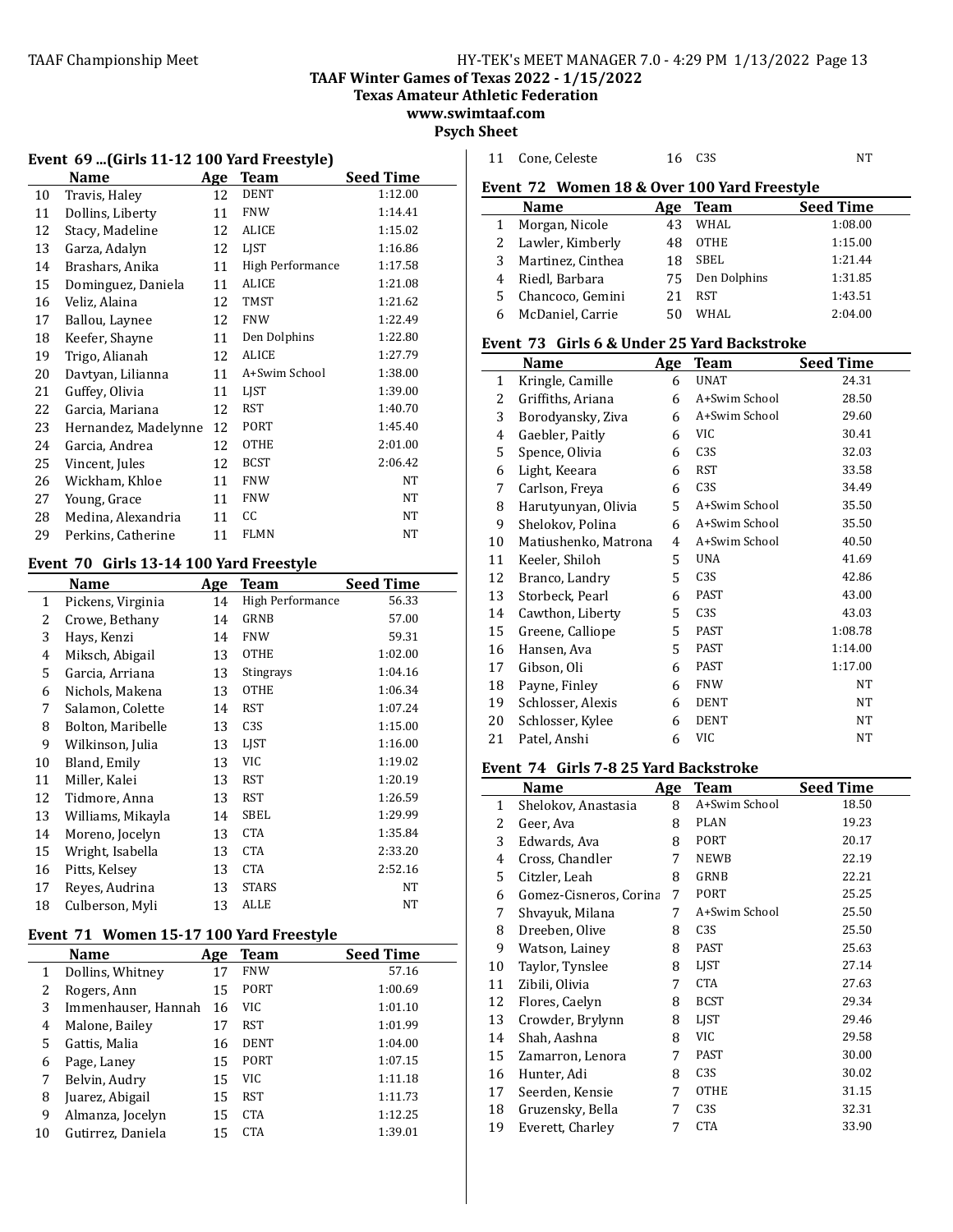## TAAF Winter Games of Texas 2022 - 1/15/2022

**Texas Amateur Athletic Federation**

**www.swimtaaf.com**

**Psych Sheet**

### Event 69 ...(Girls 11-12 100 Yard Freestyle)

| | Name | Age | Team | Seed Time |
|---|---|---|---|---|
| 10 | Travis, Haley | 12 | DENT | 1:12.00 |
| 11 | Dollins, Liberty | 11 | FNW | 1:14.41 |
| 12 | Stacy, Madeline | 12 | ALICE | 1:15.02 |
| 13 | Garza, Adalyn | 12 | LJST | 1:16.86 |
| 14 | Brashars, Anika | 11 | High Performance | 1:17.58 |
| 15 | Dominguez, Daniela | 11 | ALICE | 1:21.08 |
| 16 | Veliz, Alaina | 12 | TMST | 1:21.62 |
| 17 | Ballou, Laynee | 12 | FNW | 1:22.49 |
| 18 | Keefer, Shayne | 11 | Den Dolphins | 1:22.80 |
| 19 | Trigo, Alianah | 12 | ALICE | 1:27.79 |
| 20 | Davtyan, Lilianna | 11 | A+Swim School | 1:38.00 |
| 21 | Guffey, Olivia | 11 | LJST | 1:39.00 |
| 22 | Garcia, Mariana | 12 | RST | 1:40.70 |
| 23 | Hernandez, Madelynne | 12 | PORT | 1:45.40 |
| 24 | Garcia, Andrea | 12 | OTHE | 2:01.00 |
| 25 | Vincent, Jules | 12 | BCST | 2:06.42 |
| 26 | Wickham, Khloe | 11 | FNW | NT |
| 27 | Young, Grace | 11 | FNW | NT |
| 28 | Medina, Alexandria | 11 | CC | NT |
| 29 | Perkins, Catherine | 11 | FLMN | NT |

### Event 70 Girls 13-14 100 Yard Freestyle

| | Name | Age | Team | Seed Time |
|---|---|---|---|---|
| 1 | Pickens, Virginia | 14 | High Performance | 56.33 |
| 2 | Crowe, Bethany | 14 | GRNB | 57.00 |
| 3 | Hays, Kenzi | 14 | FNW | 59.31 |
| 4 | Miksch, Abigail | 13 | OTHE | 1:02.00 |
| 5 | Garcia, Arriana | 13 | Stingrays | 1:04.16 |
| 6 | Nichols, Makena | 13 | OTHE | 1:06.34 |
| 7 | Salamon, Colette | 14 | RST | 1:07.24 |
| 8 | Bolton, Maribelle | 13 | C3S | 1:15.00 |
| 9 | Wilkinson, Julia | 13 | LJST | 1:16.00 |
| 10 | Bland, Emily | 13 | VIC | 1:19.02 |
| 11 | Miller, Kalei | 13 | RST | 1:20.19 |
| 12 | Tidmore, Anna | 13 | RST | 1:26.59 |
| 13 | Williams, Mikayla | 14 | SBEL | 1:29.99 |
| 14 | Moreno, Jocelyn | 13 | CTA | 1:35.84 |
| 15 | Wright, Isabella | 13 | CTA | 2:33.20 |
| 16 | Pitts, Kelsey | 13 | CTA | 2:52.16 |
| 17 | Reyes, Audrina | 13 | STARS | NT |
| 18 | Culberson, Myli | 13 | ALLE | NT |

### Event 71 Women 15-17 100 Yard Freestyle

| | Name | Age | Team | Seed Time |
|---|---|---|---|---|
| 1 | Dollins, Whitney | 17 | FNW | 57.16 |
| 2 | Rogers, Ann | 15 | PORT | 1:00.69 |
| 3 | Immenhauser, Hannah | 16 | VIC | 1:01.10 |
| 4 | Malone, Bailey | 17 | RST | 1:01.99 |
| 5 | Gattis, Malia | 16 | DENT | 1:04.00 |
| 6 | Page, Laney | 15 | PORT | 1:07.15 |
| 7 | Belvin, Audry | 15 | VIC | 1:11.18 |
| 8 | Juarez, Abigail | 15 | RST | 1:11.73 |
| 9 | Almanza, Jocelyn | 15 | CTA | 1:12.25 |
| 10 | Gutirrez, Daniela | 15 | CTA | 1:39.01 |
| 11 | Cone, Celeste | 16 | C3S | NT |

### Event 72 Women 18 & Over 100 Yard Freestyle

| | Name | Age | Team | Seed Time |
|---|---|---|---|---|
| 1 | Morgan, Nicole | 43 | WHAL | 1:08.00 |
| 2 | Lawler, Kimberly | 48 | OTHE | 1:15.00 |
| 3 | Martinez, Cinthea | 18 | SBEL | 1:21.44 |
| 4 | Riedl, Barbara | 75 | Den Dolphins | 1:31.85 |
| 5 | Chancoco, Gemini | 21 | RST | 1:43.51 |
| 6 | McDaniel, Carrie | 50 | WHAL | 2:04.00 |

### Event 73 Girls 6 & Under 25 Yard Backstroke

| | Name | Age | Team | Seed Time |
|---|---|---|---|---|
| 1 | Kringle, Camille | 6 | UNAT | 24.31 |
| 2 | Griffiths, Ariana | 6 | A+Swim School | 28.50 |
| 3 | Borodyansky, Ziva | 6 | A+Swim School | 29.60 |
| 4 | Gaebler, Paitly | 6 | VIC | 30.41 |
| 5 | Spence, Olivia | 6 | C3S | 32.03 |
| 6 | Light, Keeara | 6 | RST | 33.58 |
| 7 | Carlson, Freya | 6 | C3S | 34.49 |
| 8 | Harutyunyan, Olivia | 5 | A+Swim School | 35.50 |
| 9 | Shelokov, Polina | 6 | A+Swim School | 35.50 |
| 10 | Matiushenko, Matrona | 4 | A+Swim School | 40.50 |
| 11 | Keeler, Shiloh | 5 | UNA | 41.69 |
| 12 | Branco, Landry | 5 | C3S | 42.86 |
| 13 | Storbeck, Pearl | 6 | PAST | 43.00 |
| 14 | Cawthon, Liberty | 5 | C3S | 43.03 |
| 15 | Greene, Calliope | 5 | PAST | 1:08.78 |
| 16 | Hansen, Ava | 5 | PAST | 1:14.00 |
| 17 | Gibson, Oli | 6 | PAST | 1:17.00 |
| 18 | Payne, Finley | 6 | FNW | NT |
| 19 | Schlosser, Alexis | 6 | DENT | NT |
| 20 | Schlosser, Kylee | 6 | DENT | NT |
| 21 | Patel, Anshi | 6 | VIC | NT |

### Event 74 Girls 7-8 25 Yard Backstroke

| | Name | Age | Team | Seed Time |
|---|---|---|---|---|
| 1 | Shelokov, Anastasia | 8 | A+Swim School | 18.50 |
| 2 | Geer, Ava | 8 | PLAN | 19.23 |
| 3 | Edwards, Ava | 8 | PORT | 20.17 |
| 4 | Cross, Chandler | 7 | NEWB | 22.19 |
| 5 | Citzler, Leah | 8 | GRNB | 22.21 |
| 6 | Gomez-Cisneros, Corina | 7 | PORT | 25.25 |
| 7 | Shvayuk, Milana | 7 | A+Swim School | 25.50 |
| 8 | Dreeben, Olive | 8 | C3S | 25.50 |
| 9 | Watson, Lainey | 8 | PAST | 25.63 |
| 10 | Taylor, Tynslee | 8 | LJST | 27.14 |
| 11 | Zibili, Olivia | 7 | CTA | 27.63 |
| 12 | Flores, Caelyn | 8 | BCST | 29.34 |
| 13 | Crowder, Brylynn | 8 | LJST | 29.46 |
| 14 | Shah, Aashna | 8 | VIC | 29.58 |
| 15 | Zamarron, Lenora | 7 | PAST | 30.00 |
| 16 | Hunter, Adi | 8 | C3S | 30.02 |
| 17 | Seerden, Kensie | 7 | OTHE | 31.15 |
| 18 | Gruzensky, Bella | 7 | C3S | 32.31 |
| 19 | Everett, Charley | 7 | CTA | 33.90 |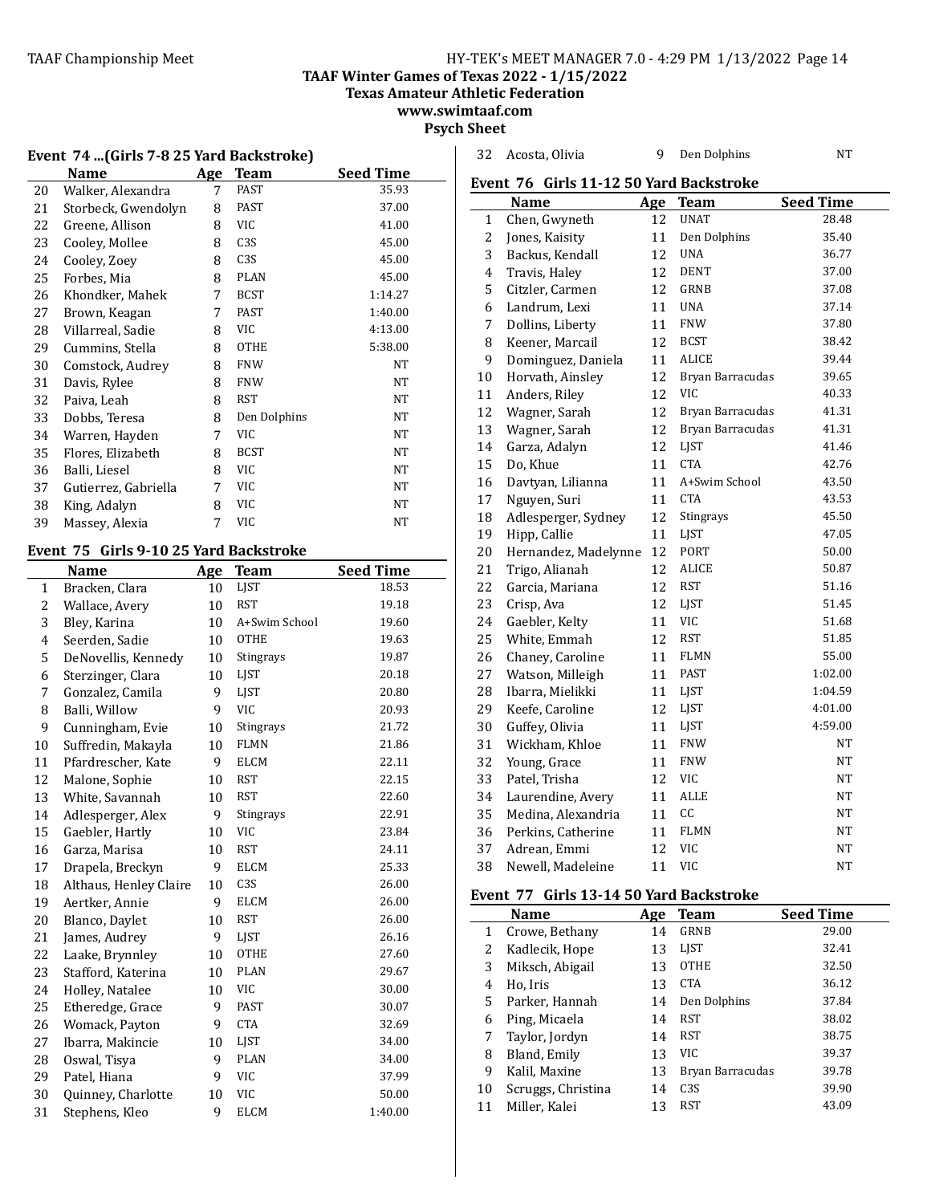TAAF Winter Games of Texas 2022 - 1/15/2022
Texas Amateur Athletic Federation
www.swimtaaf.com
Psych Sheet

### Event 74 ...(Girls 7-8 25 Yard Backstroke)

| | Name | Age | Team | Seed Time |
|---|---|---|---|---|
| 20 | Walker, Alexandra | 7 | PAST | 35.93 |
| 21 | Storbeck, Gwendolyn | 8 | PAST | 37.00 |
| 22 | Greene, Allison | 8 | VIC | 41.00 |
| 23 | Cooley, Mollee | 8 | C3S | 45.00 |
| 24 | Cooley, Zoey | 8 | C3S | 45.00 |
| 25 | Forbes, Mia | 8 | PLAN | 45.00 |
| 26 | Khondker, Mahek | 7 | BCST | 1:14.27 |
| 27 | Brown, Keagan | 7 | PAST | 1:40.00 |
| 28 | Villarreal, Sadie | 8 | VIC | 4:13.00 |
| 29 | Cummins, Stella | 8 | OTHE | 5:38.00 |
| 30 | Comstock, Audrey | 8 | FNW | NT |
| 31 | Davis, Rylee | 8 | FNW | NT |
| 32 | Paiva, Leah | 8 | RST | NT |
| 33 | Dobbs, Teresa | 8 | Den Dolphins | NT |
| 34 | Warren, Hayden | 7 | VIC | NT |
| 35 | Flores, Elizabeth | 8 | BCST | NT |
| 36 | Balli, Liesel | 8 | VIC | NT |
| 37 | Gutierrez, Gabriella | 7 | VIC | NT |
| 38 | King, Adalyn | 8 | VIC | NT |
| 39 | Massey, Alexia | 7 | VIC | NT |

### Event 75 Girls 9-10 25 Yard Backstroke

| | Name | Age | Team | Seed Time |
|---|---|---|---|---|
| 1 | Bracken, Clara | 10 | LJST | 18.53 |
| 2 | Wallace, Avery | 10 | RST | 19.18 |
| 3 | Bley, Karina | 10 | A+Swim School | 19.60 |
| 4 | Seerden, Sadie | 10 | OTHE | 19.63 |
| 5 | DeNovellis, Kennedy | 10 | Stingrays | 19.87 |
| 6 | Sterzinger, Clara | 10 | LJST | 20.18 |
| 7 | Gonzalez, Camila | 9 | LJST | 20.80 |
| 8 | Balli, Willow | 9 | VIC | 20.93 |
| 9 | Cunningham, Evie | 10 | Stingrays | 21.72 |
| 10 | Suffredin, Makayla | 10 | FLMN | 21.86 |
| 11 | Pfardrescher, Kate | 9 | ELCM | 22.11 |
| 12 | Malone, Sophie | 10 | RST | 22.15 |
| 13 | White, Savannah | 10 | RST | 22.60 |
| 14 | Adlesperger, Alex | 9 | Stingrays | 22.91 |
| 15 | Gaebler, Hartly | 10 | VIC | 23.84 |
| 16 | Garza, Marisa | 10 | RST | 24.11 |
| 17 | Drapela, Breckyn | 9 | ELCM | 25.33 |
| 18 | Althaus, Henley Claire | 10 | C3S | 26.00 |
| 19 | Aertker, Annie | 9 | ELCM | 26.00 |
| 20 | Blanco, Daylet | 10 | RST | 26.00 |
| 21 | James, Audrey | 9 | LJST | 26.16 |
| 22 | Laake, Brynnley | 10 | OTHE | 27.60 |
| 23 | Stafford, Katerina | 10 | PLAN | 29.67 |
| 24 | Holley, Natalee | 10 | VIC | 30.00 |
| 25 | Etheredge, Grace | 9 | PAST | 30.07 |
| 26 | Womack, Payton | 9 | CTA | 32.69 |
| 27 | Ibarra, Makincie | 10 | LJST | 34.00 |
| 28 | Oswal, Tisya | 9 | PLAN | 34.00 |
| 29 | Patel, Hiana | 9 | VIC | 37.99 |
| 30 | Quinney, Charlotte | 10 | VIC | 50.00 |
| 31 | Stephens, Kleo | 9 | ELCM | 1:40.00 |
| 32 | Acosta, Olivia | 9 | Den Dolphins | NT |

### Event 76 Girls 11-12 50 Yard Backstroke

| | Name | Age | Team | Seed Time |
|---|---|---|---|---|
| 1 | Chen, Gwyneth | 12 | UNAT | 28.48 |
| 2 | Jones, Kaisity | 11 | Den Dolphins | 35.40 |
| 3 | Backus, Kendall | 12 | UNA | 36.77 |
| 4 | Travis, Haley | 12 | DENT | 37.00 |
| 5 | Citzler, Carmen | 12 | GRNB | 37.08 |
| 6 | Landrum, Lexi | 11 | UNA | 37.14 |
| 7 | Dollins, Liberty | 11 | FNW | 37.80 |
| 8 | Keener, Marcail | 12 | BCST | 38.42 |
| 9 | Dominguez, Daniela | 11 | ALICE | 39.44 |
| 10 | Horvath, Ainsley | 12 | Bryan Barracudas | 39.65 |
| 11 | Anders, Riley | 12 | VIC | 40.33 |
| 12 | Wagner, Sarah | 12 | Bryan Barracudas | 41.31 |
| 13 | Wagner, Sarah | 12 | Bryan Barracudas | 41.31 |
| 14 | Garza, Adalyn | 12 | LJST | 41.46 |
| 15 | Do, Khue | 11 | CTA | 42.76 |
| 16 | Davtyan, Lilianna | 11 | A+Swim School | 43.50 |
| 17 | Nguyen, Suri | 11 | CTA | 43.53 |
| 18 | Adlesperger, Sydney | 12 | Stingrays | 45.50 |
| 19 | Hipp, Callie | 11 | LJST | 47.05 |
| 20 | Hernandez, Madelynne | 12 | PORT | 50.00 |
| 21 | Trigo, Alianah | 12 | ALICE | 50.87 |
| 22 | Garcia, Mariana | 12 | RST | 51.16 |
| 23 | Crisp, Ava | 12 | LJST | 51.45 |
| 24 | Gaebler, Kelty | 11 | VIC | 51.68 |
| 25 | White, Emmah | 12 | RST | 51.85 |
| 26 | Chaney, Caroline | 11 | FLMN | 55.00 |
| 27 | Watson, Milleigh | 11 | PAST | 1:02.00 |
| 28 | Ibarra, Mielikki | 11 | LJST | 1:04.59 |
| 29 | Keefe, Caroline | 12 | LJST | 4:01.00 |
| 30 | Guffey, Olivia | 11 | LJST | 4:59.00 |
| 31 | Wickham, Khloe | 11 | FNW | NT |
| 32 | Young, Grace | 11 | FNW | NT |
| 33 | Patel, Trisha | 12 | VIC | NT |
| 34 | Laurendine, Avery | 11 | ALLE | NT |
| 35 | Medina, Alexandria | 11 | CC | NT |
| 36 | Perkins, Catherine | 11 | FLMN | NT |
| 37 | Adrean, Emmi | 12 | VIC | NT |
| 38 | Newell, Madeleine | 11 | VIC | NT |

### Event 77 Girls 13-14 50 Yard Backstroke

| | Name | Age | Team | Seed Time |
|---|---|---|---|---|
| 1 | Crowe, Bethany | 14 | GRNB | 29.00 |
| 2 | Kadlecik, Hope | 13 | LJST | 32.41 |
| 3 | Miksch, Abigail | 13 | OTHE | 32.50 |
| 4 | Ho, Iris | 13 | CTA | 36.12 |
| 5 | Parker, Hannah | 14 | Den Dolphins | 37.84 |
| 6 | Ping, Micaela | 14 | RST | 38.02 |
| 7 | Taylor, Jordyn | 14 | RST | 38.75 |
| 8 | Bland, Emily | 13 | VIC | 39.37 |
| 9 | Kalil, Maxine | 13 | Bryan Barracudas | 39.78 |
| 10 | Scruggs, Christina | 14 | C3S | 39.90 |
| 11 | Miller, Kalei | 13 | RST | 43.09 |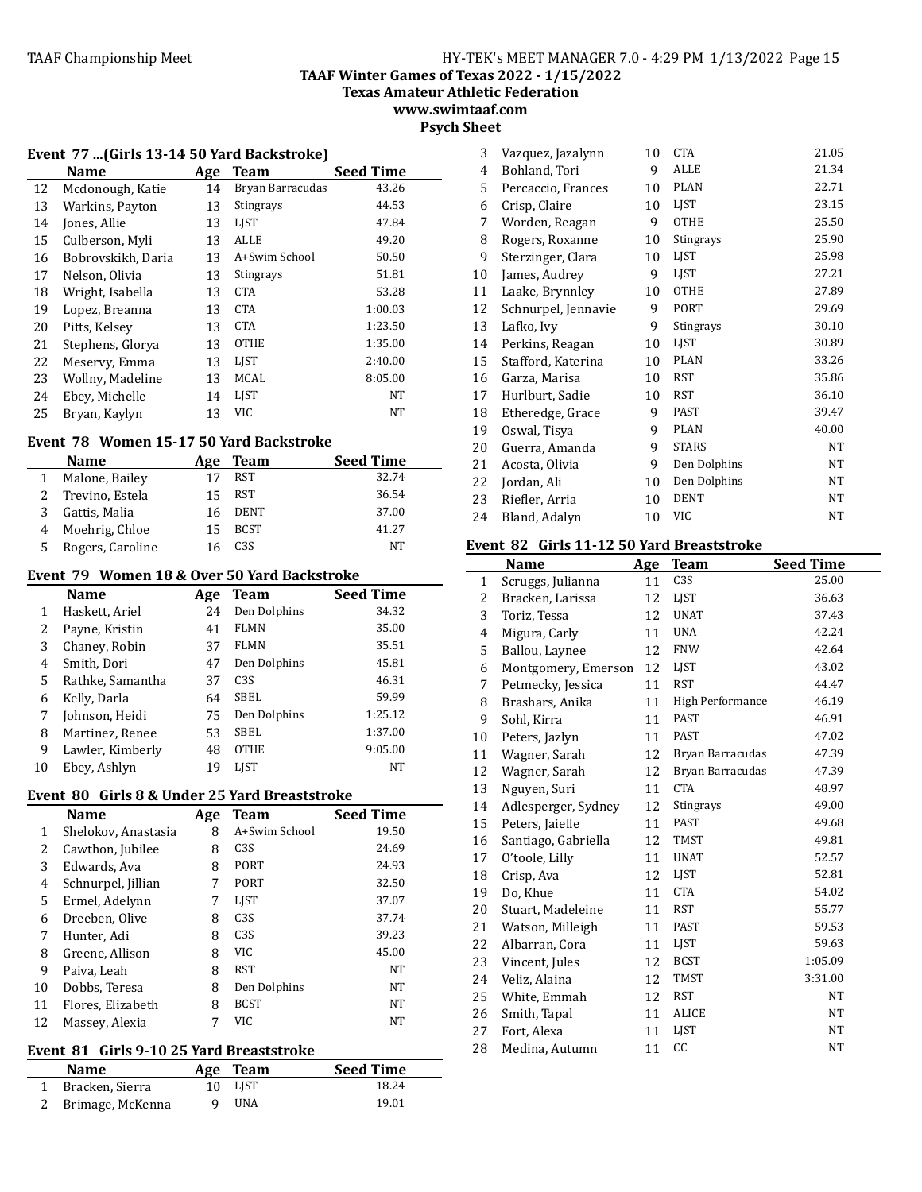TAAF Winter Games of Texas 2022 - 1/15/2022
Texas Amateur Athletic Federation
www.swimtaaf.com
Psych Sheet

### Event 77 ...(Girls 13-14 50 Yard Backstroke)

| | Name | Age | Team | Seed Time |
|---|---|---|---|---|
| 12 | Mcdonough, Katie | 14 | Bryan Barracudas | 43.26 |
| 13 | Warkins, Payton | 13 | Stingrays | 44.53 |
| 14 | Jones, Allie | 13 | LJST | 47.84 |
| 15 | Culberson, Myli | 13 | ALLE | 49.20 |
| 16 | Bobrovskikh, Daria | 13 | A+Swim School | 50.50 |
| 17 | Nelson, Olivia | 13 | Stingrays | 51.81 |
| 18 | Wright, Isabella | 13 | CTA | 53.28 |
| 19 | Lopez, Breanna | 13 | CTA | 1:00.03 |
| 20 | Pitts, Kelsey | 13 | CTA | 1:23.50 |
| 21 | Stephens, Glorya | 13 | OTHE | 1:35.00 |
| 22 | Meservy, Emma | 13 | LJST | 2:40.00 |
| 23 | Wollny, Madeline | 13 | MCAL | 8:05.00 |
| 24 | Ebey, Michelle | 14 | LJST | NT |
| 25 | Bryan, Kaylyn | 13 | VIC | NT |

### Event 78 Women 15-17 50 Yard Backstroke

| | Name | Age | Team | Seed Time |
|---|---|---|---|---|
| 1 | Malone, Bailey | 17 | RST | 32.74 |
| 2 | Trevino, Estela | 15 | RST | 36.54 |
| 3 | Gattis, Malia | 16 | DENT | 37.00 |
| 4 | Moehrig, Chloe | 15 | BCST | 41.27 |
| 5 | Rogers, Caroline | 16 | C3S | NT |

### Event 79 Women 18 & Over 50 Yard Backstroke

| | Name | Age | Team | Seed Time |
|---|---|---|---|---|
| 1 | Haskett, Ariel | 24 | Den Dolphins | 34.32 |
| 2 | Payne, Kristin | 41 | FLMN | 35.00 |
| 3 | Chaney, Robin | 37 | FLMN | 35.51 |
| 4 | Smith, Dori | 47 | Den Dolphins | 45.81 |
| 5 | Rathke, Samantha | 37 | C3S | 46.31 |
| 6 | Kelly, Darla | 64 | SBEL | 59.99 |
| 7 | Johnson, Heidi | 75 | Den Dolphins | 1:25.12 |
| 8 | Martinez, Renee | 53 | SBEL | 1:37.00 |
| 9 | Lawler, Kimberly | 48 | OTHE | 9:05.00 |
| 10 | Ebey, Ashlyn | 19 | LJST | NT |

### Event 80 Girls 8 & Under 25 Yard Breaststroke

| | Name | Age | Team | Seed Time |
|---|---|---|---|---|
| 1 | Shelokov, Anastasia | 8 | A+Swim School | 19.50 |
| 2 | Cawthon, Jubilee | 8 | C3S | 24.69 |
| 3 | Edwards, Ava | 8 | PORT | 24.93 |
| 4 | Schnurpel, Jillian | 7 | PORT | 32.50 |
| 5 | Ermel, Adelynn | 7 | LJST | 37.07 |
| 6 | Dreeben, Olive | 8 | C3S | 37.74 |
| 7 | Hunter, Adi | 8 | C3S | 39.23 |
| 8 | Greene, Allison | 8 | VIC | 45.00 |
| 9 | Paiva, Leah | 8 | RST | NT |
| 10 | Dobbs, Teresa | 8 | Den Dolphins | NT |
| 11 | Flores, Elizabeth | 8 | BCST | NT |
| 12 | Massey, Alexia | 7 | VIC | NT |

### Event 81 Girls 9-10 25 Yard Breaststroke

| | Name | Age | Team | Seed Time |
|---|---|---|---|---|
| 1 | Bracken, Sierra | 10 | LJST | 18.24 |
| 2 | Brimage, McKenna | 9 | UNA | 19.01 |
| 3 | Vazquez, Jazalynn | 10 | CTA | 21.05 |
| 4 | Bohland, Tori | 9 | ALLE | 21.34 |
| 5 | Percaccio, Frances | 10 | PLAN | 22.71 |
| 6 | Crisp, Claire | 10 | LJST | 23.15 |
| 7 | Worden, Reagan | 9 | OTHE | 25.50 |
| 8 | Rogers, Roxanne | 10 | Stingrays | 25.90 |
| 9 | Sterzinger, Clara | 10 | LJST | 25.98 |
| 10 | James, Audrey | 9 | LJST | 27.21 |
| 11 | Laake, Brynnley | 10 | OTHE | 27.89 |
| 12 | Schnurpel, Jennavie | 9 | PORT | 29.69 |
| 13 | Lafko, Ivy | 9 | Stingrays | 30.10 |
| 14 | Perkins, Reagan | 10 | LJST | 30.89 |
| 15 | Stafford, Katerina | 10 | PLAN | 33.26 |
| 16 | Garza, Marisa | 10 | RST | 35.86 |
| 17 | Hurlburt, Sadie | 10 | RST | 36.10 |
| 18 | Etheredge, Grace | 9 | PAST | 39.47 |
| 19 | Oswal, Tisya | 9 | PLAN | 40.00 |
| 20 | Guerra, Amanda | 9 | STARS | NT |
| 21 | Acosta, Olivia | 9 | Den Dolphins | NT |
| 22 | Jordan, Ali | 10 | Den Dolphins | NT |
| 23 | Riefler, Arria | 10 | DENT | NT |
| 24 | Bland, Adalyn | 10 | VIC | NT |

### Event 82 Girls 11-12 50 Yard Breaststroke

| | Name | Age | Team | Seed Time |
|---|---|---|---|---|
| 1 | Scruggs, Julianna | 11 | C3S | 25.00 |
| 2 | Bracken, Larissa | 12 | LJST | 36.63 |
| 3 | Toriz, Tessa | 12 | UNAT | 37.43 |
| 4 | Migura, Carly | 11 | UNA | 42.24 |
| 5 | Ballou, Laynee | 12 | FNW | 42.64 |
| 6 | Montgomery, Emerson | 12 | LJST | 43.02 |
| 7 | Petmecky, Jessica | 11 | RST | 44.47 |
| 8 | Brashars, Anika | 11 | High Performance | 46.19 |
| 9 | Sohl, Kirra | 11 | PAST | 46.91 |
| 10 | Peters, Jazlyn | 11 | PAST | 47.02 |
| 11 | Wagner, Sarah | 12 | Bryan Barracudas | 47.39 |
| 12 | Wagner, Sarah | 12 | Bryan Barracudas | 47.39 |
| 13 | Nguyen, Suri | 11 | CTA | 48.97 |
| 14 | Adlesperger, Sydney | 12 | Stingrays | 49.00 |
| 15 | Peters, Jaielle | 11 | PAST | 49.68 |
| 16 | Santiago, Gabriella | 12 | TMST | 49.81 |
| 17 | O'toole, Lilly | 11 | UNAT | 52.57 |
| 18 | Crisp, Ava | 12 | LJST | 52.81 |
| 19 | Do, Khue | 11 | CTA | 54.02 |
| 20 | Stuart, Madeleine | 11 | RST | 55.77 |
| 21 | Watson, Milleigh | 11 | PAST | 59.53 |
| 22 | Albarran, Cora | 11 | LJST | 59.63 |
| 23 | Vincent, Jules | 12 | BCST | 1:05.09 |
| 24 | Veliz, Alaina | 12 | TMST | 3:31.00 |
| 25 | White, Emmah | 12 | RST | NT |
| 26 | Smith, Tapal | 11 | ALICE | NT |
| 27 | Fort, Alexa | 11 | LJST | NT |
| 28 | Medina, Autumn | 11 | CC | NT |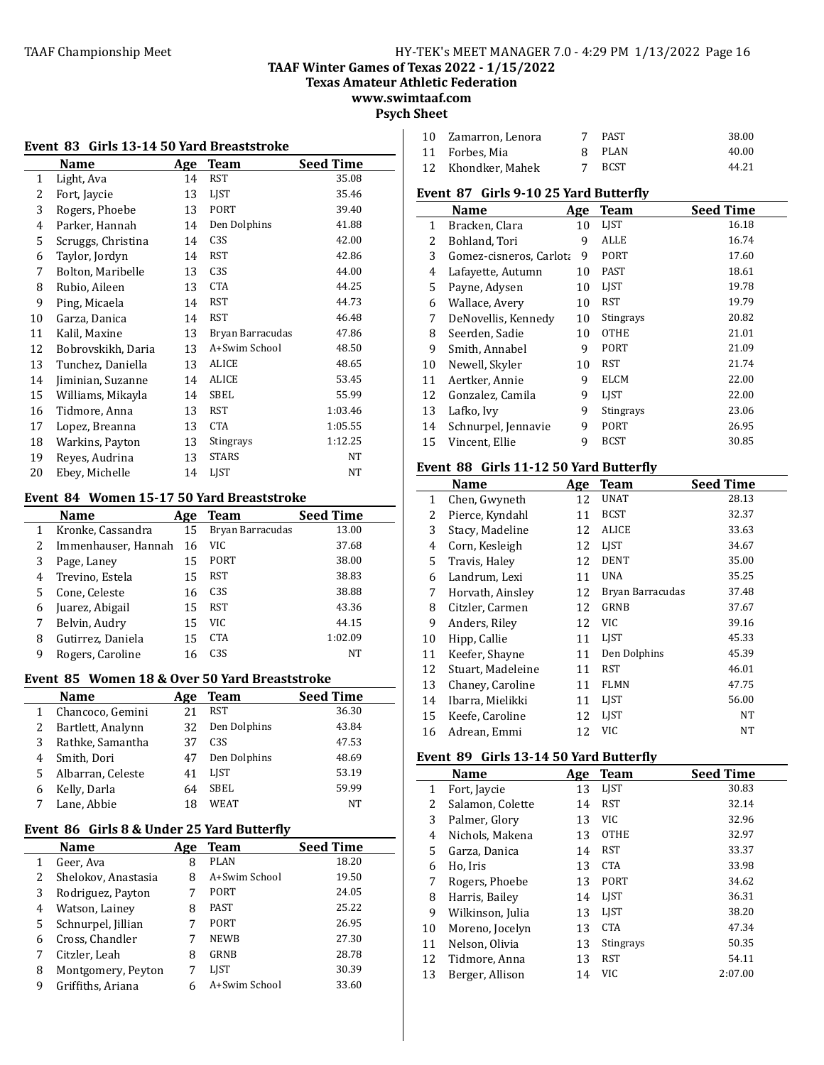TAAF Winter Games of Texas 2022 - 1/15/2022
Texas Amateur Athletic Federation
www.swimtaaf.com
Psych Sheet

### Event 83 Girls 13-14 50 Yard Breaststroke

| | Name | Age | Team | Seed Time |
|---|---|---|---|---|
| 1 | Light, Ava | 14 | RST | 35.08 |
| 2 | Fort, Jaycie | 13 | LJST | 35.46 |
| 3 | Rogers, Phoebe | 13 | PORT | 39.40 |
| 4 | Parker, Hannah | 14 | Den Dolphins | 41.88 |
| 5 | Scruggs, Christina | 14 | C3S | 42.00 |
| 6 | Taylor, Jordyn | 14 | RST | 42.86 |
| 7 | Bolton, Maribelle | 13 | C3S | 44.00 |
| 8 | Rubio, Aileen | 13 | CTA | 44.25 |
| 9 | Ping, Micaela | 14 | RST | 44.73 |
| 10 | Garza, Danica | 14 | RST | 46.48 |
| 11 | Kalil, Maxine | 13 | Bryan Barracudas | 47.86 |
| 12 | Bobrovskikh, Daria | 13 | A+Swim School | 48.50 |
| 13 | Tunchez, Daniella | 13 | ALICE | 48.65 |
| 14 | Jiminian, Suzanne | 14 | ALICE | 53.45 |
| 15 | Williams, Mikayla | 14 | SBEL | 55.99 |
| 16 | Tidmore, Anna | 13 | RST | 1:03.46 |
| 17 | Lopez, Breanna | 13 | CTA | 1:05.55 |
| 18 | Warkins, Payton | 13 | Stingrays | 1:12.25 |
| 19 | Reyes, Audrina | 13 | STARS | NT |
| 20 | Ebey, Michelle | 14 | LJST | NT |

### Event 84 Women 15-17 50 Yard Breaststroke

| | Name | Age | Team | Seed Time |
|---|---|---|---|---|
| 1 | Kronke, Cassandra | 15 | Bryan Barracudas | 13.00 |
| 2 | Immenhauser, Hannah | 16 | VIC | 37.68 |
| 3 | Page, Laney | 15 | PORT | 38.00 |
| 4 | Trevino, Estela | 15 | RST | 38.83 |
| 5 | Cone, Celeste | 16 | C3S | 38.88 |
| 6 | Juarez, Abigail | 15 | RST | 43.36 |
| 7 | Belvin, Audry | 15 | VIC | 44.15 |
| 8 | Gutirrez, Daniela | 15 | CTA | 1:02.09 |
| 9 | Rogers, Caroline | 16 | C3S | NT |

### Event 85 Women 18 & Over 50 Yard Breaststroke

| | Name | Age | Team | Seed Time |
|---|---|---|---|---|
| 1 | Chancoco, Gemini | 21 | RST | 36.30 |
| 2 | Bartlett, Analynn | 32 | Den Dolphins | 43.84 |
| 3 | Rathke, Samantha | 37 | C3S | 47.53 |
| 4 | Smith, Dori | 47 | Den Dolphins | 48.69 |
| 5 | Albarran, Celeste | 41 | LJST | 53.19 |
| 6 | Kelly, Darla | 64 | SBEL | 59.99 |
| 7 | Lane, Abbie | 18 | WEAT | NT |

### Event 86 Girls 8 & Under 25 Yard Butterfly

| | Name | Age | Team | Seed Time |
|---|---|---|---|---|
| 1 | Geer, Ava | 8 | PLAN | 18.20 |
| 2 | Shelokov, Anastasia | 8 | A+Swim School | 19.50 |
| 3 | Rodriguez, Payton | 7 | PORT | 24.05 |
| 4 | Watson, Lainey | 8 | PAST | 25.22 |
| 5 | Schnurpel, Jillian | 7 | PORT | 26.95 |
| 6 | Cross, Chandler | 7 | NEWB | 27.30 |
| 7 | Citzler, Leah | 8 | GRNB | 28.78 |
| 8 | Montgomery, Peyton | 7 | LJST | 30.39 |
| 9 | Griffiths, Ariana | 6 | A+Swim School | 33.60 |
| 10 | Zamarron, Lenora | 7 | PAST | 38.00 |
| 11 | Forbes, Mia | 8 | PLAN | 40.00 |
| 12 | Khondker, Mahek | 7 | BCST | 44.21 |

### Event 87 Girls 9-10 25 Yard Butterfly

| | Name | Age | Team | Seed Time |
|---|---|---|---|---|
| 1 | Bracken, Clara | 10 | LJST | 16.18 |
| 2 | Bohland, Tori | 9 | ALLE | 16.74 |
| 3 | Gomez-cisneros, Carlota | 9 | PORT | 17.60 |
| 4 | Lafayette, Autumn | 10 | PAST | 18.61 |
| 5 | Payne, Adysen | 10 | LJST | 19.78 |
| 6 | Wallace, Avery | 10 | RST | 19.79 |
| 7 | DeNovellis, Kennedy | 10 | Stingrays | 20.82 |
| 8 | Seerden, Sadie | 10 | OTHE | 21.01 |
| 9 | Smith, Annabel | 9 | PORT | 21.09 |
| 10 | Newell, Skyler | 10 | RST | 21.74 |
| 11 | Aertker, Annie | 9 | ELCM | 22.00 |
| 12 | Gonzalez, Camila | 9 | LJST | 22.00 |
| 13 | Lafko, Ivy | 9 | Stingrays | 23.06 |
| 14 | Schnurpel, Jennavie | 9 | PORT | 26.95 |
| 15 | Vincent, Ellie | 9 | BCST | 30.85 |

### Event 88 Girls 11-12 50 Yard Butterfly

| | Name | Age | Team | Seed Time |
|---|---|---|---|---|
| 1 | Chen, Gwyneth | 12 | UNAT | 28.13 |
| 2 | Pierce, Kyndahl | 11 | BCST | 32.37 |
| 3 | Stacy, Madeline | 12 | ALICE | 33.63 |
| 4 | Corn, Kesleigh | 12 | LJST | 34.67 |
| 5 | Travis, Haley | 12 | DENT | 35.00 |
| 6 | Landrum, Lexi | 11 | UNA | 35.25 |
| 7 | Horvath, Ainsley | 12 | Bryan Barracudas | 37.48 |
| 8 | Citzler, Carmen | 12 | GRNB | 37.67 |
| 9 | Anders, Riley | 12 | VIC | 39.16 |
| 10 | Hipp, Callie | 11 | LJST | 45.33 |
| 11 | Keefer, Shayne | 11 | Den Dolphins | 45.39 |
| 12 | Stuart, Madeleine | 11 | RST | 46.01 |
| 13 | Chaney, Caroline | 11 | FLMN | 47.75 |
| 14 | Ibarra, Mielikki | 11 | LJST | 56.00 |
| 15 | Keefe, Caroline | 12 | LJST | NT |
| 16 | Adrean, Emmi | 12 | VIC | NT |

### Event 89 Girls 13-14 50 Yard Butterfly

| | Name | Age | Team | Seed Time |
|---|---|---|---|---|
| 1 | Fort, Jaycie | 13 | LJST | 30.83 |
| 2 | Salamon, Colette | 14 | RST | 32.14 |
| 3 | Palmer, Glory | 13 | VIC | 32.96 |
| 4 | Nichols, Makena | 13 | OTHE | 32.97 |
| 5 | Garza, Danica | 14 | RST | 33.37 |
| 6 | Ho, Iris | 13 | CTA | 33.98 |
| 7 | Rogers, Phoebe | 13 | PORT | 34.62 |
| 8 | Harris, Bailey | 14 | LJST | 36.31 |
| 9 | Wilkinson, Julia | 13 | LJST | 38.20 |
| 10 | Moreno, Jocelyn | 13 | CTA | 47.34 |
| 11 | Nelson, Olivia | 13 | Stingrays | 50.35 |
| 12 | Tidmore, Anna | 13 | RST | 54.11 |
| 13 | Berger, Allison | 14 | VIC | 2:07.00 |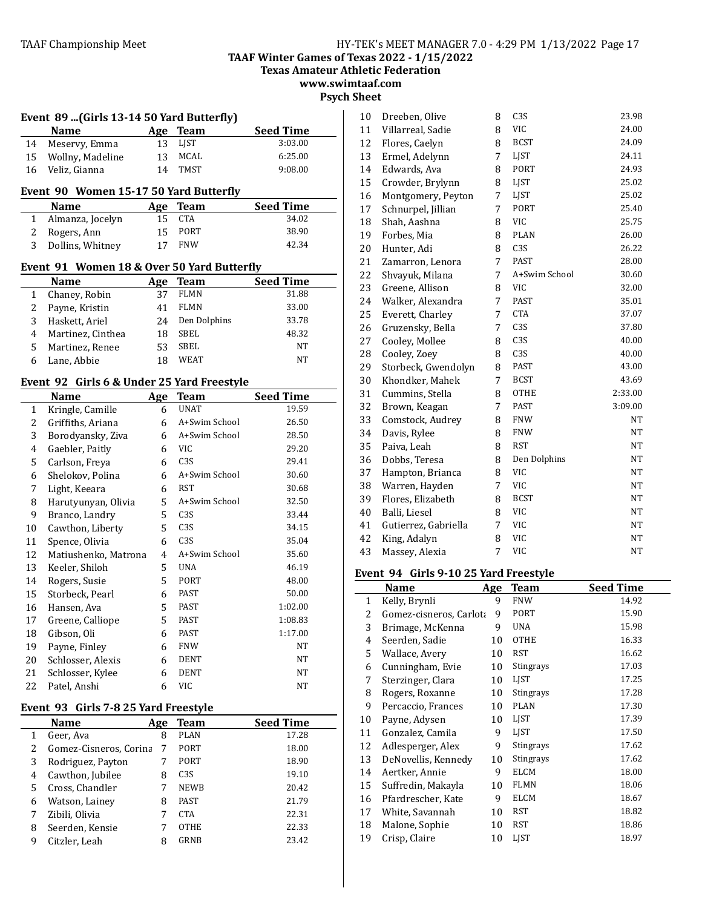## Event 89 ...(Girls 13-14 50 Yard Butterfly)

| | Name | Age | Team | Seed Time |
|---|---|---|---|---|
| 14 | Meservy, Emma | 13 | LJST | 3:03.00 |
| 15 | Wollny, Madeline | 13 | MCAL | 6:25.00 |
| 16 | Veliz, Gianna | 14 | TMST | 9:08.00 |

## Event 90 Women 15-17 50 Yard Butterfly

| | Name | Age | Team | Seed Time |
|---|---|---|---|---|
| 1 | Almanza, Jocelyn | 15 | CTA | 34.02 |
| 2 | Rogers, Ann | 15 | PORT | 38.90 |
| 3 | Dollins, Whitney | 17 | FNW | 42.34 |

## Event 91 Women 18 & Over 50 Yard Butterfly

| | Name | Age | Team | Seed Time |
|---|---|---|---|---|
| 1 | Chaney, Robin | 37 | FLMN | 31.88 |
| 2 | Payne, Kristin | 41 | FLMN | 33.00 |
| 3 | Haskett, Ariel | 24 | Den Dolphins | 33.78 |
| 4 | Martinez, Cinthea | 18 | SBEL | 48.32 |
| 5 | Martinez, Renee | 53 | SBEL | NT |
| 6 | Lane, Abbie | 18 | WEAT | NT |

## Event 92 Girls 6 & Under 25 Yard Freestyle

| | Name | Age | Team | Seed Time |
|---|---|---|---|---|
| 1 | Kringle, Camille | 6 | UNAT | 19.59 |
| 2 | Griffiths, Ariana | 6 | A+Swim School | 26.50 |
| 3 | Borodyansky, Ziva | 6 | A+Swim School | 28.50 |
| 4 | Gaebler, Paitly | 6 | VIC | 29.20 |
| 5 | Carlson, Freya | 6 | C3S | 29.41 |
| 6 | Shelokov, Polina | 6 | A+Swim School | 30.60 |
| 7 | Light, Keeara | 6 | RST | 30.68 |
| 8 | Harutyunyan, Olivia | 5 | A+Swim School | 32.50 |
| 9 | Branco, Landry | 5 | C3S | 33.44 |
| 10 | Cawthon, Liberty | 5 | C3S | 34.15 |
| 11 | Spence, Olivia | 6 | C3S | 35.04 |
| 12 | Matiushenko, Matrona | 4 | A+Swim School | 35.60 |
| 13 | Keeler, Shiloh | 5 | UNA | 46.19 |
| 14 | Rogers, Susie | 5 | PORT | 48.00 |
| 15 | Storbeck, Pearl | 6 | PAST | 50.00 |
| 16 | Hansen, Ava | 5 | PAST | 1:02.00 |
| 17 | Greene, Calliope | 5 | PAST | 1:08.83 |
| 18 | Gibson, Oli | 6 | PAST | 1:17.00 |
| 19 | Payne, Finley | 6 | FNW | NT |
| 20 | Schlosser, Alexis | 6 | DENT | NT |
| 21 | Schlosser, Kylee | 6 | DENT | NT |
| 22 | Patel, Anshi | 6 | VIC | NT |

## Event 93 Girls 7-8 25 Yard Freestyle

| | Name | Age | Team | Seed Time |
|---|---|---|---|---|
| 1 | Geer, Ava | 8 | PLAN | 17.28 |
| 2 | Gomez-Cisneros, Corina | 7 | PORT | 18.00 |
| 3 | Rodriguez, Payton | 7 | PORT | 18.90 |
| 4 | Cawthon, Jubilee | 8 | C3S | 19.10 |
| 5 | Cross, Chandler | 7 | NEWB | 20.42 |
| 6 | Watson, Lainey | 8 | PAST | 21.79 |
| 7 | Zibili, Olivia | 7 | CTA | 22.31 |
| 8 | Seerden, Kensie | 7 | OTHE | 22.33 |
| 9 | Citzler, Leah | 8 | GRNB | 23.42 |
| 10 | Dreeben, Olive | 8 | C3S | 23.98 |
| 11 | Villarreal, Sadie | 8 | VIC | 24.00 |
| 12 | Flores, Caelyn | 8 | BCST | 24.09 |
| 13 | Ermel, Adelynn | 7 | LJST | 24.11 |
| 14 | Edwards, Ava | 8 | PORT | 24.93 |
| 15 | Crowder, Brylynn | 8 | LJST | 25.02 |
| 16 | Montgomery, Peyton | 7 | LJST | 25.02 |
| 17 | Schnurpel, Jillian | 7 | PORT | 25.40 |
| 18 | Shah, Aashna | 8 | VIC | 25.75 |
| 19 | Forbes, Mia | 8 | PLAN | 26.00 |
| 20 | Hunter, Adi | 8 | C3S | 26.22 |
| 21 | Zamarron, Lenora | 7 | PAST | 28.00 |
| 22 | Shvayuk, Milana | 7 | A+Swim School | 30.60 |
| 23 | Greene, Allison | 8 | VIC | 32.00 |
| 24 | Walker, Alexandra | 7 | PAST | 35.01 |
| 25 | Everett, Charley | 7 | CTA | 37.07 |
| 26 | Gruzensky, Bella | 7 | C3S | 37.80 |
| 27 | Cooley, Mollee | 8 | C3S | 40.00 |
| 28 | Cooley, Zoey | 8 | C3S | 40.00 |
| 29 | Storbeck, Gwendolyn | 8 | PAST | 43.00 |
| 30 | Khondker, Mahek | 7 | BCST | 43.69 |
| 31 | Cummins, Stella | 8 | OTHE | 2:33.00 |
| 32 | Brown, Keagan | 7 | PAST | 3:09.00 |
| 33 | Comstock, Audrey | 8 | FNW | NT |
| 34 | Davis, Rylee | 8 | FNW | NT |
| 35 | Paiva, Leah | 8 | RST | NT |
| 36 | Dobbs, Teresa | 8 | Den Dolphins | NT |
| 37 | Hampton, Brianca | 8 | VIC | NT |
| 38 | Warren, Hayden | 7 | VIC | NT |
| 39 | Flores, Elizabeth | 8 | BCST | NT |
| 40 | Balli, Liesel | 8 | VIC | NT |
| 41 | Gutierrez, Gabriella | 7 | VIC | NT |
| 42 | King, Adalyn | 8 | VIC | NT |
| 43 | Massey, Alexia | 7 | VIC | NT |

## Event 94 Girls 9-10 25 Yard Freestyle

| | Name | Age | Team | Seed Time |
|---|---|---|---|---|
| 1 | Kelly, Brynli | 9 | FNW | 14.92 |
| 2 | Gomez-cisneros, Carlota | 9 | PORT | 15.90 |
| 3 | Brimage, McKenna | 9 | UNA | 15.98 |
| 4 | Seerden, Sadie | 10 | OTHE | 16.33 |
| 5 | Wallace, Avery | 10 | RST | 16.62 |
| 6 | Cunningham, Evie | 10 | Stingrays | 17.03 |
| 7 | Sterzinger, Clara | 10 | LJST | 17.25 |
| 8 | Rogers, Roxanne | 10 | Stingrays | 17.28 |
| 9 | Percaccio, Frances | 10 | PLAN | 17.30 |
| 10 | Payne, Adysen | 10 | LJST | 17.39 |
| 11 | Gonzalez, Camila | 9 | LJST | 17.50 |
| 12 | Adlesperger, Alex | 9 | Stingrays | 17.62 |
| 13 | DeNovellis, Kennedy | 10 | Stingrays | 17.62 |
| 14 | Aertker, Annie | 9 | ELCM | 18.00 |
| 15 | Suffredin, Makayla | 10 | FLMN | 18.06 |
| 16 | Pfardrescher, Kate | 9 | ELCM | 18.67 |
| 17 | White, Savannah | 10 | RST | 18.82 |
| 18 | Malone, Sophie | 10 | RST | 18.86 |
| 19 | Crisp, Claire | 10 | LJST | 18.97 |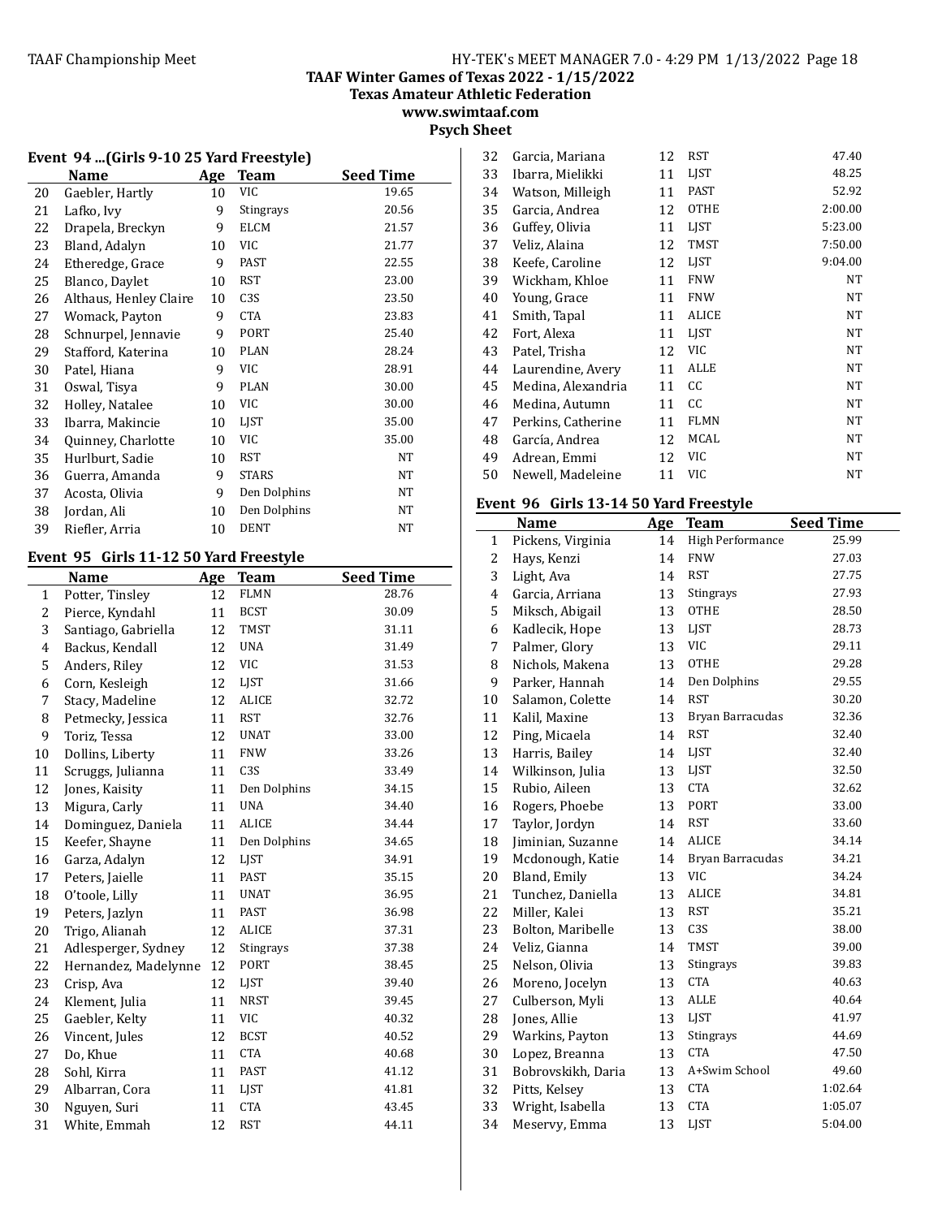### Event 94 ...(Girls 9-10 25 Yard Freestyle)

|  | Name | Age | Team | Seed Time |
|---|---|---|---|---|
| 20 | Gaebler, Hartly | 10 | VIC | 19.65 |
| 21 | Lafko, Ivy | 9 | Stingrays | 20.56 |
| 22 | Drapela, Breckyn | 9 | ELCM | 21.57 |
| 23 | Bland, Adalyn | 10 | VIC | 21.77 |
| 24 | Etheredge, Grace | 9 | PAST | 22.55 |
| 25 | Blanco, Daylet | 10 | RST | 23.00 |
| 26 | Althaus, Henley Claire | 10 | C3S | 23.50 |
| 27 | Womack, Payton | 9 | CTA | 23.83 |
| 28 | Schnurpel, Jennavie | 9 | PORT | 25.40 |
| 29 | Stafford, Katerina | 10 | PLAN | 28.24 |
| 30 | Patel, Hiana | 9 | VIC | 28.91 |
| 31 | Oswal, Tisya | 9 | PLAN | 30.00 |
| 32 | Holley, Natalee | 10 | VIC | 30.00 |
| 33 | Ibarra, Makincie | 10 | LJST | 35.00 |
| 34 | Quinney, Charlotte | 10 | VIC | 35.00 |
| 35 | Hurlburt, Sadie | 10 | RST | NT |
| 36 | Guerra, Amanda | 9 | STARS | NT |
| 37 | Acosta, Olivia | 9 | Den Dolphins | NT |
| 38 | Jordan, Ali | 10 | Den Dolphins | NT |
| 39 | Riefler, Arria | 10 | DENT | NT |

### Event 95 Girls 11-12 50 Yard Freestyle

|  | Name | Age | Team | Seed Time |
|---|---|---|---|---|
| 1 | Potter, Tinsley | 12 | FLMN | 28.76 |
| 2 | Pierce, Kyndahl | 11 | BCST | 30.09 |
| 3 | Santiago, Gabriella | 12 | TMST | 31.11 |
| 4 | Backus, Kendall | 12 | UNA | 31.49 |
| 5 | Anders, Riley | 12 | VIC | 31.53 |
| 6 | Corn, Kesleigh | 12 | LJST | 31.66 |
| 7 | Stacy, Madeline | 12 | ALICE | 32.72 |
| 8 | Petmecky, Jessica | 11 | RST | 32.76 |
| 9 | Toriz, Tessa | 12 | UNAT | 33.00 |
| 10 | Dollins, Liberty | 11 | FNW | 33.26 |
| 11 | Scruggs, Julianna | 11 | C3S | 33.49 |
| 12 | Jones, Kaisity | 11 | Den Dolphins | 34.15 |
| 13 | Migura, Carly | 11 | UNA | 34.40 |
| 14 | Dominguez, Daniela | 11 | ALICE | 34.44 |
| 15 | Keefer, Shayne | 11 | Den Dolphins | 34.65 |
| 16 | Garza, Adalyn | 12 | LJST | 34.91 |
| 17 | Peters, Jaielle | 11 | PAST | 35.15 |
| 18 | O'toole, Lilly | 11 | UNAT | 36.95 |
| 19 | Peters, Jazlyn | 11 | PAST | 36.98 |
| 20 | Trigo, Alianah | 12 | ALICE | 37.31 |
| 21 | Adlesperger, Sydney | 12 | Stingrays | 37.38 |
| 22 | Hernandez, Madelynne | 12 | PORT | 38.45 |
| 23 | Crisp, Ava | 12 | LJST | 39.40 |
| 24 | Klement, Julia | 11 | NRST | 39.45 |
| 25 | Gaebler, Kelty | 11 | VIC | 40.32 |
| 26 | Vincent, Jules | 12 | BCST | 40.52 |
| 27 | Do, Khue | 11 | CTA | 40.68 |
| 28 | Sohl, Kirra | 11 | PAST | 41.12 |
| 29 | Albarran, Cora | 11 | LJST | 41.81 |
| 30 | Nguyen, Suri | 11 | CTA | 43.45 |
| 31 | White, Emmah | 12 | RST | 44.11 |
| 32 | Garcia, Mariana | 12 | RST | 47.40 |
| 33 | Ibarra, Mielikki | 11 | LJST | 48.25 |
| 34 | Watson, Milleigh | 11 | PAST | 52.92 |
| 35 | Garcia, Andrea | 12 | OTHE | 2:00.00 |
| 36 | Guffey, Olivia | 11 | LJST | 5:23.00 |
| 37 | Veliz, Alaina | 12 | TMST | 7:50.00 |
| 38 | Keefe, Caroline | 12 | LJST | 9:04.00 |
| 39 | Wickham, Khloe | 11 | FNW | NT |
| 40 | Young, Grace | 11 | FNW | NT |
| 41 | Smith, Tapal | 11 | ALICE | NT |
| 42 | Fort, Alexa | 11 | LJST | NT |
| 43 | Patel, Trisha | 12 | VIC | NT |
| 44 | Laurendine, Avery | 11 | ALLE | NT |
| 45 | Medina, Alexandria | 11 | CC | NT |
| 46 | Medina, Autumn | 11 | CC | NT |
| 47 | Perkins, Catherine | 11 | FLMN | NT |
| 48 | García, Andrea | 12 | MCAL | NT |
| 49 | Adrean, Emmi | 12 | VIC | NT |
| 50 | Newell, Madeleine | 11 | VIC | NT |

### Event 96 Girls 13-14 50 Yard Freestyle

|  | Name | Age | Team | Seed Time |
|---|---|---|---|---|
| 1 | Pickens, Virginia | 14 | High Performance | 25.99 |
| 2 | Hays, Kenzi | 14 | FNW | 27.03 |
| 3 | Light, Ava | 14 | RST | 27.75 |
| 4 | Garcia, Arriana | 13 | Stingrays | 27.93 |
| 5 | Miksch, Abigail | 13 | OTHE | 28.50 |
| 6 | Kadlecik, Hope | 13 | LJST | 28.73 |
| 7 | Palmer, Glory | 13 | VIC | 29.11 |
| 8 | Nichols, Makena | 13 | OTHE | 29.28 |
| 9 | Parker, Hannah | 14 | Den Dolphins | 29.55 |
| 10 | Salamon, Colette | 14 | RST | 30.20 |
| 11 | Kalil, Maxine | 13 | Bryan Barracudas | 32.36 |
| 12 | Ping, Micaela | 14 | RST | 32.40 |
| 13 | Harris, Bailey | 14 | LJST | 32.40 |
| 14 | Wilkinson, Julia | 13 | LJST | 32.50 |
| 15 | Rubio, Aileen | 13 | CTA | 32.62 |
| 16 | Rogers, Phoebe | 13 | PORT | 33.00 |
| 17 | Taylor, Jordyn | 14 | RST | 33.60 |
| 18 | Jiminian, Suzanne | 14 | ALICE | 34.14 |
| 19 | Mcdonough, Katie | 14 | Bryan Barracudas | 34.21 |
| 20 | Bland, Emily | 13 | VIC | 34.24 |
| 21 | Tunchez, Daniella | 13 | ALICE | 34.81 |
| 22 | Miller, Kalei | 13 | RST | 35.21 |
| 23 | Bolton, Maribelle | 13 | C3S | 38.00 |
| 24 | Veliz, Gianna | 14 | TMST | 39.00 |
| 25 | Nelson, Olivia | 13 | Stingrays | 39.83 |
| 26 | Moreno, Jocelyn | 13 | CTA | 40.63 |
| 27 | Culberson, Myli | 13 | ALLE | 40.64 |
| 28 | Jones, Allie | 13 | LJST | 41.97 |
| 29 | Warkins, Payton | 13 | Stingrays | 44.69 |
| 30 | Lopez, Breanna | 13 | CTA | 47.50 |
| 31 | Bobrovskikh, Daria | 13 | A+Swim School | 49.60 |
| 32 | Pitts, Kelsey | 13 | CTA | 1:02.64 |
| 33 | Wright, Isabella | 13 | CTA | 1:05.07 |
| 34 | Meservy, Emma | 13 | LJST | 5:04.00 |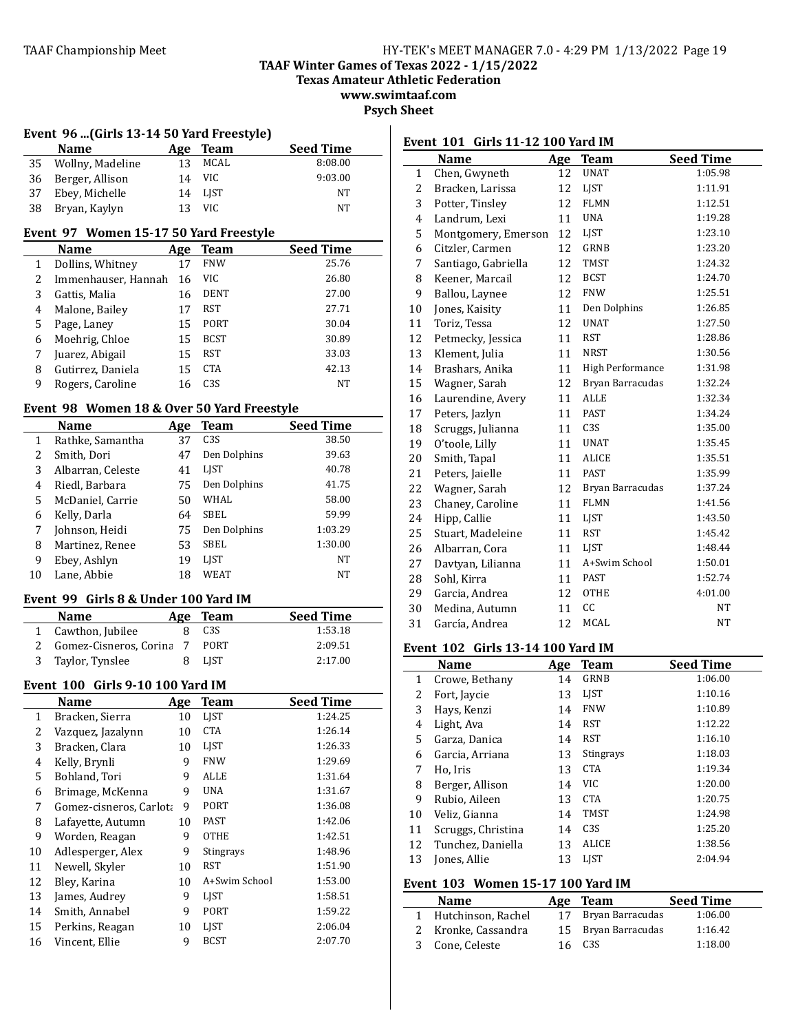## Event 96 ...(Girls 13-14 50 Yard Freestyle)

| | Name | Age | Team | Seed Time |
|---|---|---|---|---|
| 35 | Wollny, Madeline | 13 | MCAL | 8:08.00 |
| 36 | Berger, Allison | 14 | VIC | 9:03.00 |
| 37 | Ebey, Michelle | 14 | LJST | NT |
| 38 | Bryan, Kaylyn | 13 | VIC | NT |

## Event 97 Women 15-17 50 Yard Freestyle

| | Name | Age | Team | Seed Time |
|---|---|---|---|---|
| 1 | Dollins, Whitney | 17 | FNW | 25.76 |
| 2 | Immenhauser, Hannah | 16 | VIC | 26.80 |
| 3 | Gattis, Malia | 16 | DENT | 27.00 |
| 4 | Malone, Bailey | 17 | RST | 27.71 |
| 5 | Page, Laney | 15 | PORT | 30.04 |
| 6 | Moehrig, Chloe | 15 | BCST | 30.89 |
| 7 | Juarez, Abigail | 15 | RST | 33.03 |
| 8 | Gutirrez, Daniela | 15 | CTA | 42.13 |
| 9 | Rogers, Caroline | 16 | C3S | NT |

## Event 98 Women 18 & Over 50 Yard Freestyle

| | Name | Age | Team | Seed Time |
|---|---|---|---|---|
| 1 | Rathke, Samantha | 37 | C3S | 38.50 |
| 2 | Smith, Dori | 47 | Den Dolphins | 39.63 |
| 3 | Albarran, Celeste | 41 | LJST | 40.78 |
| 4 | Riedl, Barbara | 75 | Den Dolphins | 41.75 |
| 5 | McDaniel, Carrie | 50 | WHAL | 58.00 |
| 6 | Kelly, Darla | 64 | SBEL | 59.99 |
| 7 | Johnson, Heidi | 75 | Den Dolphins | 1:03.29 |
| 8 | Martinez, Renee | 53 | SBEL | 1:30.00 |
| 9 | Ebey, Ashlyn | 19 | LJST | NT |
| 10 | Lane, Abbie | 18 | WEAT | NT |

## Event 99 Girls 8 & Under 100 Yard IM

| | Name | Age | Team | Seed Time |
|---|---|---|---|---|
| 1 | Cawthon, Jubilee | 8 | C3S | 1:53.18 |
| 2 | Gomez-Cisneros, Corina | 7 | PORT | 2:09.51 |
| 3 | Taylor, Tynslee | 8 | LJST | 2:17.00 |

## Event 100 Girls 9-10 100 Yard IM

| | Name | Age | Team | Seed Time |
|---|---|---|---|---|
| 1 | Bracken, Sierra | 10 | LJST | 1:24.25 |
| 2 | Vazquez, Jazalynn | 10 | CTA | 1:26.14 |
| 3 | Bracken, Clara | 10 | LJST | 1:26.33 |
| 4 | Kelly, Brynli | 9 | FNW | 1:29.69 |
| 5 | Bohland, Tori | 9 | ALLE | 1:31.64 |
| 6 | Brimage, McKenna | 9 | UNA | 1:31.67 |
| 7 | Gomez-cisneros, Carlota | 9 | PORT | 1:36.08 |
| 8 | Lafayette, Autumn | 10 | PAST | 1:42.06 |
| 9 | Worden, Reagan | 9 | OTHE | 1:42.51 |
| 10 | Adlesperger, Alex | 9 | Stingrays | 1:48.96 |
| 11 | Newell, Skyler | 10 | RST | 1:51.90 |
| 12 | Bley, Karina | 10 | A+Swim School | 1:53.00 |
| 13 | James, Audrey | 9 | LJST | 1:58.51 |
| 14 | Smith, Annabel | 9 | PORT | 1:59.22 |
| 15 | Perkins, Reagan | 10 | LJST | 2:06.04 |
| 16 | Vincent, Ellie | 9 | BCST | 2:07.70 |

## Event 101 Girls 11-12 100 Yard IM

| | Name | Age | Team | Seed Time |
|---|---|---|---|---|
| 1 | Chen, Gwyneth | 12 | UNAT | 1:05.98 |
| 2 | Bracken, Larissa | 12 | LJST | 1:11.91 |
| 3 | Potter, Tinsley | 12 | FLMN | 1:12.51 |
| 4 | Landrum, Lexi | 11 | UNA | 1:19.28 |
| 5 | Montgomery, Emerson | 12 | LJST | 1:23.10 |
| 6 | Citzler, Carmen | 12 | GRNB | 1:23.20 |
| 7 | Santiago, Gabriella | 12 | TMST | 1:24.32 |
| 8 | Keener, Marcail | 12 | BCST | 1:24.70 |
| 9 | Ballou, Laynee | 12 | FNW | 1:25.51 |
| 10 | Jones, Kaisity | 11 | Den Dolphins | 1:26.85 |
| 11 | Toriz, Tessa | 12 | UNAT | 1:27.50 |
| 12 | Petmecky, Jessica | 11 | RST | 1:28.86 |
| 13 | Klement, Julia | 11 | NRST | 1:30.56 |
| 14 | Brashars, Anika | 11 | High Performance | 1:31.98 |
| 15 | Wagner, Sarah | 12 | Bryan Barracudas | 1:32.24 |
| 16 | Laurendine, Avery | 11 | ALLE | 1:32.34 |
| 17 | Peters, Jazlyn | 11 | PAST | 1:34.24 |
| 18 | Scruggs, Julianna | 11 | C3S | 1:35.00 |
| 19 | O'toole, Lilly | 11 | UNAT | 1:35.45 |
| 20 | Smith, Tapal | 11 | ALICE | 1:35.51 |
| 21 | Peters, Jaielle | 11 | PAST | 1:35.99 |
| 22 | Wagner, Sarah | 12 | Bryan Barracudas | 1:37.24 |
| 23 | Chaney, Caroline | 11 | FLMN | 1:41.56 |
| 24 | Hipp, Callie | 11 | LJST | 1:43.50 |
| 25 | Stuart, Madeleine | 11 | RST | 1:45.42 |
| 26 | Albarran, Cora | 11 | LJST | 1:48.44 |
| 27 | Davtyan, Lilianna | 11 | A+Swim School | 1:50.01 |
| 28 | Sohl, Kirra | 11 | PAST | 1:52.74 |
| 29 | Garcia, Andrea | 12 | OTHE | 4:01.00 |
| 30 | Medina, Autumn | 11 | CC | NT |
| 31 | García, Andrea | 12 | MCAL | NT |

## Event 102 Girls 13-14 100 Yard IM

| | Name | Age | Team | Seed Time |
|---|---|---|---|---|
| 1 | Crowe, Bethany | 14 | GRNB | 1:06.00 |
| 2 | Fort, Jaycie | 13 | LJST | 1:10.16 |
| 3 | Hays, Kenzi | 14 | FNW | 1:10.89 |
| 4 | Light, Ava | 14 | RST | 1:12.22 |
| 5 | Garza, Danica | 14 | RST | 1:16.10 |
| 6 | Garcia, Arriana | 13 | Stingrays | 1:18.03 |
| 7 | Ho, Iris | 13 | CTA | 1:19.34 |
| 8 | Berger, Allison | 14 | VIC | 1:20.00 |
| 9 | Rubio, Aileen | 13 | CTA | 1:20.75 |
| 10 | Veliz, Gianna | 14 | TMST | 1:24.98 |
| 11 | Scruggs, Christina | 14 | C3S | 1:25.20 |
| 12 | Tunchez, Daniella | 13 | ALICE | 1:38.56 |
| 13 | Jones, Allie | 13 | LJST | 2:04.94 |

## Event 103 Women 15-17 100 Yard IM

| | Name | Age | Team | Seed Time |
|---|---|---|---|---|
| 1 | Hutchinson, Rachel | 17 | Bryan Barracudas | 1:06.00 |
| 2 | Kronke, Cassandra | 15 | Bryan Barracudas | 1:16.42 |
| 3 | Cone, Celeste | 16 | C3S | 1:18.00 |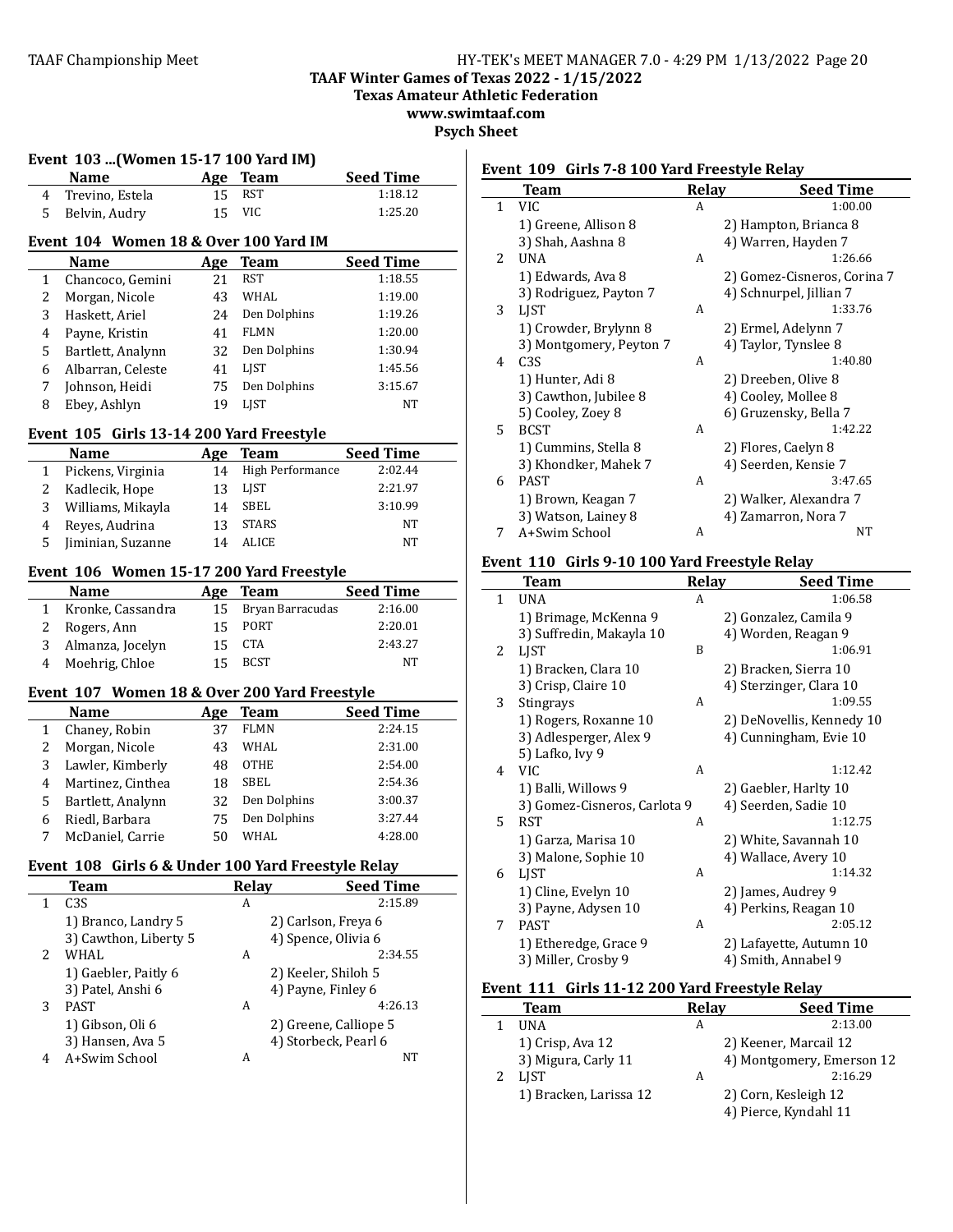TAAF Winter Games of Texas 2022 - 1/15/2022
Texas Amateur Athletic Federation
www.swimtaaf.com
Psych Sheet

### Event 103 ...(Women 15-17 100 Yard IM)

| | Name | Age | Team | Seed Time |
|---|---|---|---|---|
| 4 | Trevino, Estela | 15 | RST | 1:18.12 |
| 5 | Belvin, Audry | 15 | VIC | 1:25.20 |

### Event 104 Women 18 & Over 100 Yard IM

| | Name | Age | Team | Seed Time |
|---|---|---|---|---|
| 1 | Chancoco, Gemini | 21 | RST | 1:18.55 |
| 2 | Morgan, Nicole | 43 | WHAL | 1:19.00 |
| 3 | Haskett, Ariel | 24 | Den Dolphins | 1:19.26 |
| 4 | Payne, Kristin | 41 | FLMN | 1:20.00 |
| 5 | Bartlett, Analynn | 32 | Den Dolphins | 1:30.94 |
| 6 | Albarran, Celeste | 41 | LJST | 1:45.56 |
| 7 | Johnson, Heidi | 75 | Den Dolphins | 3:15.67 |
| 8 | Ebey, Ashlyn | 19 | LJST | NT |

### Event 105 Girls 13-14 200 Yard Freestyle

| | Name | Age | Team | Seed Time |
|---|---|---|---|---|
| 1 | Pickens, Virginia | 14 | High Performance | 2:02.44 |
| 2 | Kadlecik, Hope | 13 | LJST | 2:21.97 |
| 3 | Williams, Mikayla | 14 | SBEL | 3:10.99 |
| 4 | Reyes, Audrina | 13 | STARS | NT |
| 5 | Jiminian, Suzanne | 14 | ALICE | NT |

### Event 106 Women 15-17 200 Yard Freestyle

| | Name | Age | Team | Seed Time |
|---|---|---|---|---|
| 1 | Kronke, Cassandra | 15 | Bryan Barracudas | 2:16.00 |
| 2 | Rogers, Ann | 15 | PORT | 2:20.01 |
| 3 | Almanza, Jocelyn | 15 | CTA | 2:43.27 |
| 4 | Moehrig, Chloe | 15 | BCST | NT |

### Event 107 Women 18 & Over 200 Yard Freestyle

| | Name | Age | Team | Seed Time |
|---|---|---|---|---|
| 1 | Chaney, Robin | 37 | FLMN | 2:24.15 |
| 2 | Morgan, Nicole | 43 | WHAL | 2:31.00 |
| 3 | Lawler, Kimberly | 48 | OTHE | 2:54.00 |
| 4 | Martinez, Cinthea | 18 | SBEL | 2:54.36 |
| 5 | Bartlett, Analynn | 32 | Den Dolphins | 3:00.37 |
| 6 | Riedl, Barbara | 75 | Den Dolphins | 3:27.44 |
| 7 | McDaniel, Carrie | 50 | WHAL | 4:28.00 |

### Event 108 Girls 6 & Under 100 Yard Freestyle Relay

| | Team | Relay | Seed Time |
|---|---|---|---|
| 1 | C3S | A | 2:15.89 |
| | 1) Branco, Landry 5 | 2) Carlson, Freya 6 | |
| | 3) Cawthon, Liberty 5 | 4) Spence, Olivia 6 | |
| 2 | WHAL | A | 2:34.55 |
| | 1) Gaebler, Paitly 6 | 2) Keeler, Shiloh 5 | |
| | 3) Patel, Anshi 6 | 4) Payne, Finley 6 | |
| 3 | PAST | A | 4:26.13 |
| | 1) Gibson, Oli 6 | 2) Greene, Calliope 5 | |
| | 3) Hansen, Ava 5 | 4) Storbeck, Pearl 6 | |
| 4 | A+Swim School | A | NT |

### Event 109 Girls 7-8 100 Yard Freestyle Relay

| | Team | Relay | Seed Time |
|---|---|---|---|
| 1 | VIC | A | 1:00.00 |
| | 1) Greene, Allison 8 | 2) Hampton, Brianca 8 | |
| | 3) Shah, Aashna 8 | 4) Warren, Hayden 7 | |
| 2 | UNA | A | 1:26.66 |
| | 1) Edwards, Ava 8 | 2) Gomez-Cisneros, Corina 7 | |
| | 3) Rodriguez, Payton 7 | 4) Schnurpel, Jillian 7 | |
| 3 | LJST | A | 1:33.76 |
| | 1) Crowder, Brylynn 8 | 2) Ermel, Adelynn 7 | |
| | 3) Montgomery, Peyton 7 | 4) Taylor, Tynslee 8 | |
| 4 | C3S | A | 1:40.80 |
| | 1) Hunter, Adi 8 | 2) Dreeben, Olive 8 | |
| | 3) Cawthon, Jubilee 8 | 4) Cooley, Mollee 8 | |
| | 5) Cooley, Zoey 8 | 6) Gruzensky, Bella 7 | |
| 5 | BCST | A | 1:42.22 |
| | 1) Cummins, Stella 8 | 2) Flores, Caelyn 8 | |
| | 3) Khondker, Mahek 7 | 4) Seerden, Kensie 7 | |
| 6 | PAST | A | 3:47.65 |
| | 1) Brown, Keagan 7 | 2) Walker, Alexandra 7 | |
| | 3) Watson, Lainey 8 | 4) Zamarron, Nora 7 | |
| 7 | A+Swim School | A | NT |

### Event 110 Girls 9-10 100 Yard Freestyle Relay

| | Team | Relay | Seed Time |
|---|---|---|---|
| 1 | UNA | A | 1:06.58 |
| | 1) Brimage, McKenna 9 | 2) Gonzalez, Camila 9 | |
| | 3) Suffredin, Makayla 10 | 4) Worden, Reagan 9 | |
| 2 | LJST | B | 1:06.91 |
| | 1) Bracken, Clara 10 | 2) Bracken, Sierra 10 | |
| | 3) Crisp, Claire 10 | 4) Sterzinger, Clara 10 | |
| 3 | Stingrays | A | 1:09.55 |
| | 1) Rogers, Roxanne 10 | 2) DeNovellis, Kennedy 10 | |
| | 3) Adlesperger, Alex 9 | 4) Cunningham, Evie 10 | |
| | 5) Lafko, Ivy 9 | | |
| 4 | VIC | A | 1:12.42 |
| | 1) Balli, Willows 9 | 2) Gaebler, Harlty 10 | |
| | 3) Gomez-Cisneros, Carlota 9 | 4) Seerden, Sadie 10 | |
| 5 | RST | A | 1:12.75 |
| | 1) Garza, Marisa 10 | 2) White, Savannah 10 | |
| | 3) Malone, Sophie 10 | 4) Wallace, Avery 10 | |
| 6 | LJST | A | 1:14.32 |
| | 1) Cline, Evelyn 10 | 2) James, Audrey 9 | |
| | 3) Payne, Adysen 10 | 4) Perkins, Reagan 10 | |
| 7 | PAST | A | 2:05.12 |
| | 1) Etheredge, Grace 9 | 2) Lafayette, Autumn 10 | |
| | 3) Miller, Crosby 9 | 4) Smith, Annabel 9 | |

### Event 111 Girls 11-12 200 Yard Freestyle Relay

| | Team | Relay | Seed Time |
|---|---|---|---|
| 1 | UNA | A | 2:13.00 |
| | 1) Crisp, Ava 12 | 2) Keener, Marcail 12 | |
| | 3) Migura, Carly 11 | 4) Montgomery, Emerson 12 | |
| 2 | LJST | A | 2:16.29 |
| | 1) Bracken, Larissa 12 | 2) Corn, Kesleigh 12 | |
| | | 4) Pierce, Kyndahl 11 | |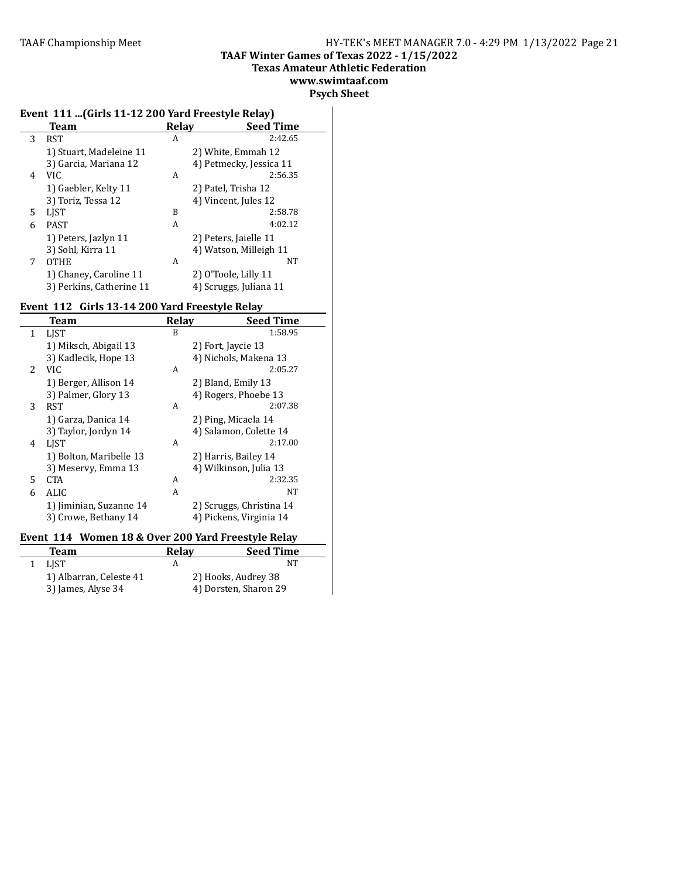## Event 111 ...(Girls 11-12 200 Yard Freestyle Relay)

| | Team | Relay | Seed Time |
|---|---|---|---|
| 3 | RST | A | 2:42.65 |
| | 1) Stuart, Madeleine 11 | | 2) White, Emmah 12 |
| | 3) Garcia, Mariana 12 | | 4) Petmecky, Jessica 11 |
| 4 | VIC | A | 2:56.35 |
| | 1) Gaebler, Kelty 11 | | 2) Patel, Trisha 12 |
| | 3) Toriz, Tessa 12 | | 4) Vincent, Jules 12 |
| 5 | LJST | B | 2:58.78 |
| 6 | PAST | A | 4:02.12 |
| | 1) Peters, Jazlyn 11 | | 2) Peters, Jaielle 11 |
| | 3) Sohl, Kirra 11 | | 4) Watson, Milleigh 11 |
| 7 | OTHE | A | NT |
| | 1) Chaney, Caroline 11 | | 2) O'Toole, Lilly 11 |
| | 3) Perkins, Catherine 11 | | 4) Scruggs, Juliana 11 |

## Event 112 Girls 13-14 200 Yard Freestyle Relay

| | Team | Relay | Seed Time |
|---|---|---|---|
| 1 | LJST | B | 1:58.95 |
| | 1) Miksch, Abigail 13 | | 2) Fort, Jaycie 13 |
| | 3) Kadlecik, Hope 13 | | 4) Nichols, Makena 13 |
| 2 | VIC | A | 2:05.27 |
| | 1) Berger, Allison 14 | | 2) Bland, Emily 13 |
| | 3) Palmer, Glory 13 | | 4) Rogers, Phoebe 13 |
| 3 | RST | A | 2:07.38 |
| | 1) Garza, Danica 14 | | 2) Ping, Micaela 14 |
| | 3) Taylor, Jordyn 14 | | 4) Salamon, Colette 14 |
| 4 | LJST | A | 2:17.00 |
| | 1) Bolton, Maribelle 13 | | 2) Harris, Bailey 14 |
| | 3) Meservy, Emma 13 | | 4) Wilkinson, Julia 13 |
| 5 | CTA | A | 2:32.35 |
| 6 | ALIC | A | NT |
| | 1) Jiminian, Suzanne 14 | | 2) Scruggs, Christina 14 |
| | 3) Crowe, Bethany 14 | | 4) Pickens, Virginia 14 |

## Event 114 Women 18 & Over 200 Yard Freestyle Relay

| | Team | Relay | Seed Time |
|---|---|---|---|
| 1 | LJST | A | NT |
| | 1) Albarran, Celeste 41 | | 2) Hooks, Audrey 38 |
| | 3) James, Alyse 34 | | 4) Dorsten, Sharon 29 |